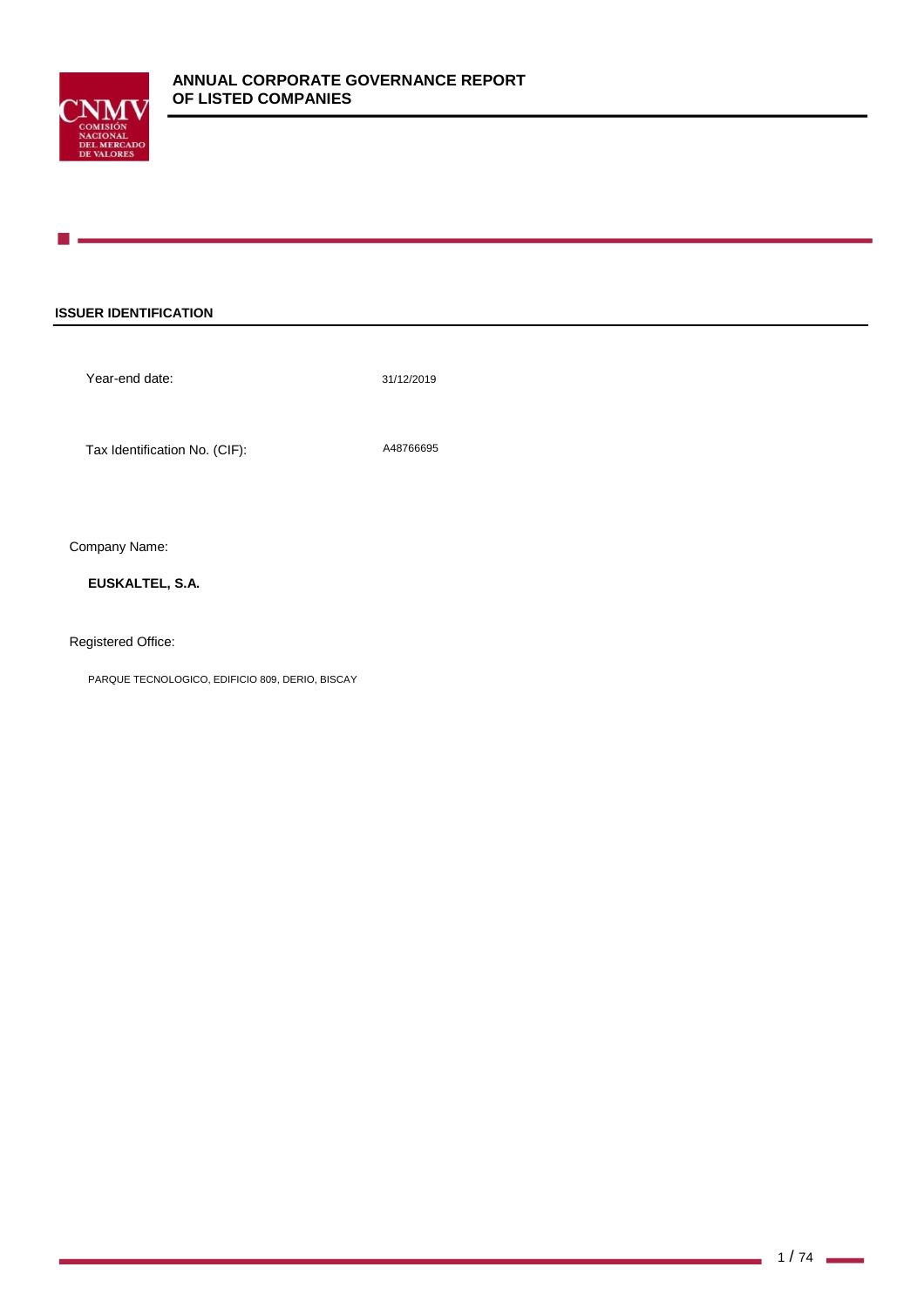# ANNUAL CORPORATE GOVERNANCE REPORT OF LISTED COMPANIES

## ISSUER IDENTIFICATION

Year-end date: 31/12/2019

Tax Identification No. (CIF): A48766695

Company Name:

**EUSKALTEL, S.A.**

Registered Office:

PARQUE TECNOLOGICO, EDIFICIO 809, DERIO, BISCAY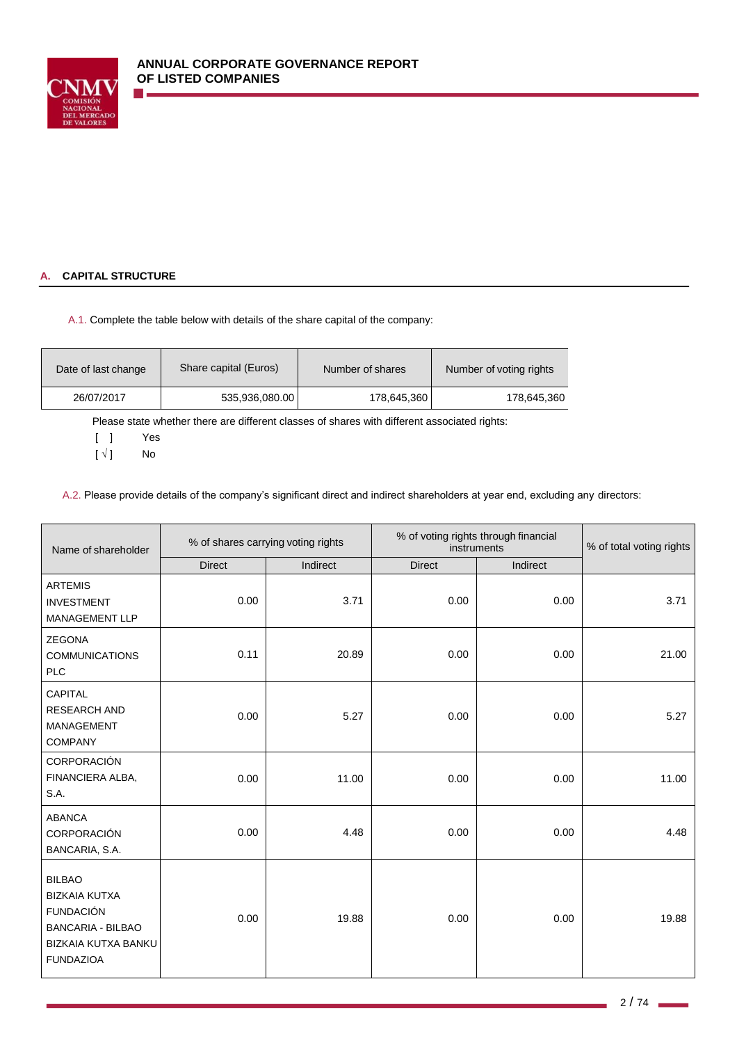## A. CAPITAL STRUCTURE

A.1. Complete the table below with details of the share capital of the company:

| Date of last change | Share capital (Euros) | Number of shares | Number of voting rights |
|---|---|---|---|
| 26/07/2017 | 535,936,080.00 | 178,645,360 | 178,645,360 |

Please state whether there are different classes of shares with different associated rights:

[ ] Yes

[ √ ] No

A.2. Please provide details of the company's significant direct and indirect shareholders at year end, excluding any directors:

| Name of shareholder | % of shares carrying voting rights | | % of voting rights through financial instruments | | % of total voting rights |
|---|---|---|---|---|---|
| | Direct | Indirect | Direct | Indirect | |
| ARTEMIS INVESTMENT MANAGEMENT LLP | 0.00 | 3.71 | 0.00 | 0.00 | 3.71 |
| ZEGONA COMMUNICATIONS PLC | 0.11 | 20.89 | 0.00 | 0.00 | 21.00 |
| CAPITAL RESEARCH AND MANAGEMENT COMPANY | 0.00 | 5.27 | 0.00 | 0.00 | 5.27 |
| CORPORACIÓN FINANCIERA ALBA, S.A. | 0.00 | 11.00 | 0.00 | 0.00 | 11.00 |
| ABANCA CORPORACIÓN BANCARIA, S.A. | 0.00 | 4.48 | 0.00 | 0.00 | 4.48 |
| BILBAO BIZKAIA KUTXA FUNDACIÓN BANCARIA - BILBAO BIZKAIA KUTXA BANKU FUNDAZIOA | 0.00 | 19.88 | 0.00 | 0.00 | 19.88 |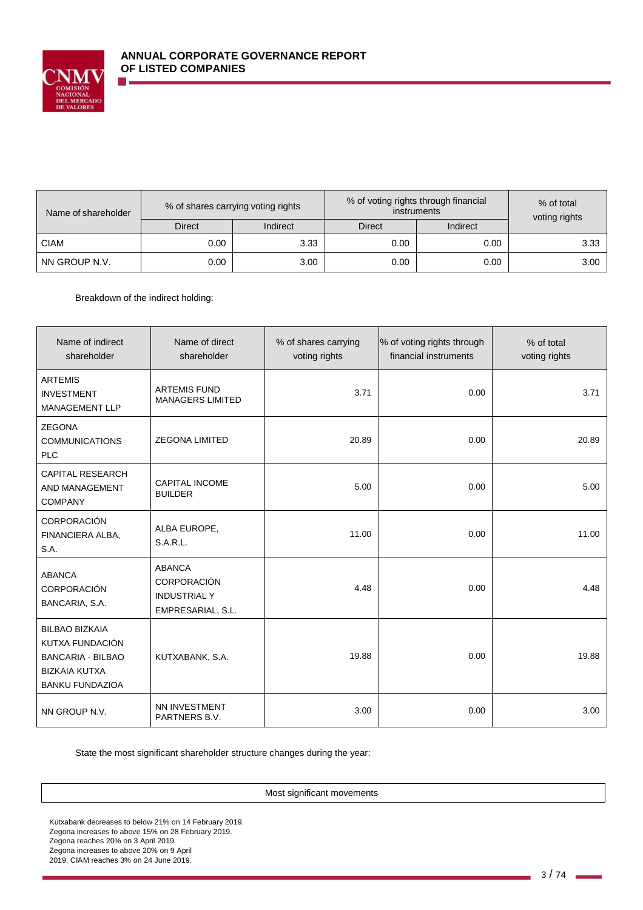| Name of shareholder | % of shares carrying voting rights | | % of voting rights through financial instruments | | % of total voting rights |
|---|---|---|---|---|---|
| | Direct | Indirect | Direct | Indirect | |
| CIAM | 0.00 | 3.33 | 0.00 | 0.00 | 3.33 |
| NN GROUP N.V. | 0.00 | 3.00 | 0.00 | 0.00 | 3.00 |

Breakdown of the indirect holding:

| Name of indirect shareholder | Name of direct shareholder | % of shares carrying voting rights | % of voting rights through financial instruments | % of total voting rights |
|---|---|---|---|---|
| ARTEMIS INVESTMENT MANAGEMENT LLP | ARTEMIS FUND MANAGERS LIMITED | 3.71 | 0.00 | 3.71 |
| ZEGONA COMMUNICATIONS PLC | ZEGONA LIMITED | 20.89 | 0.00 | 20.89 |
| CAPITAL RESEARCH AND MANAGEMENT COMPANY | CAPITAL INCOME BUILDER | 5.00 | 0.00 | 5.00 |
| CORPORACIÓN FINANCIERA ALBA, S.A. | ALBA EUROPE, S.A.R.L. | 11.00 | 0.00 | 11.00 |
| ABANCA CORPORACIÓN BANCARIA, S.A. | ABANCA CORPORACIÓN INDUSTRIAL Y EMPRESARIAL, S.L. | 4.48 | 0.00 | 4.48 |
| BILBAO BIZKAIA KUTXA FUNDACIÓN BANCARIA - BILBAO BIZKAIA KUTXA BANKU FUNDAZIOA | KUTXABANK, S.A. | 19.88 | 0.00 | 19.88 |
| NN GROUP N.V. | NN INVESTMENT PARTNERS B.V. | 3.00 | 0.00 | 3.00 |

State the most significant shareholder structure changes during the year:

| Most significant movements |
|---|

Kutxabank decreases to below 21% on 14 February 2019.
Zegona increases to above 15% on 28 February 2019.
Zegona reaches 20% on 3 April 2019.
Zegona increases to above 20% on 9 April
2019. CIAM reaches 3% on 24 June 2019.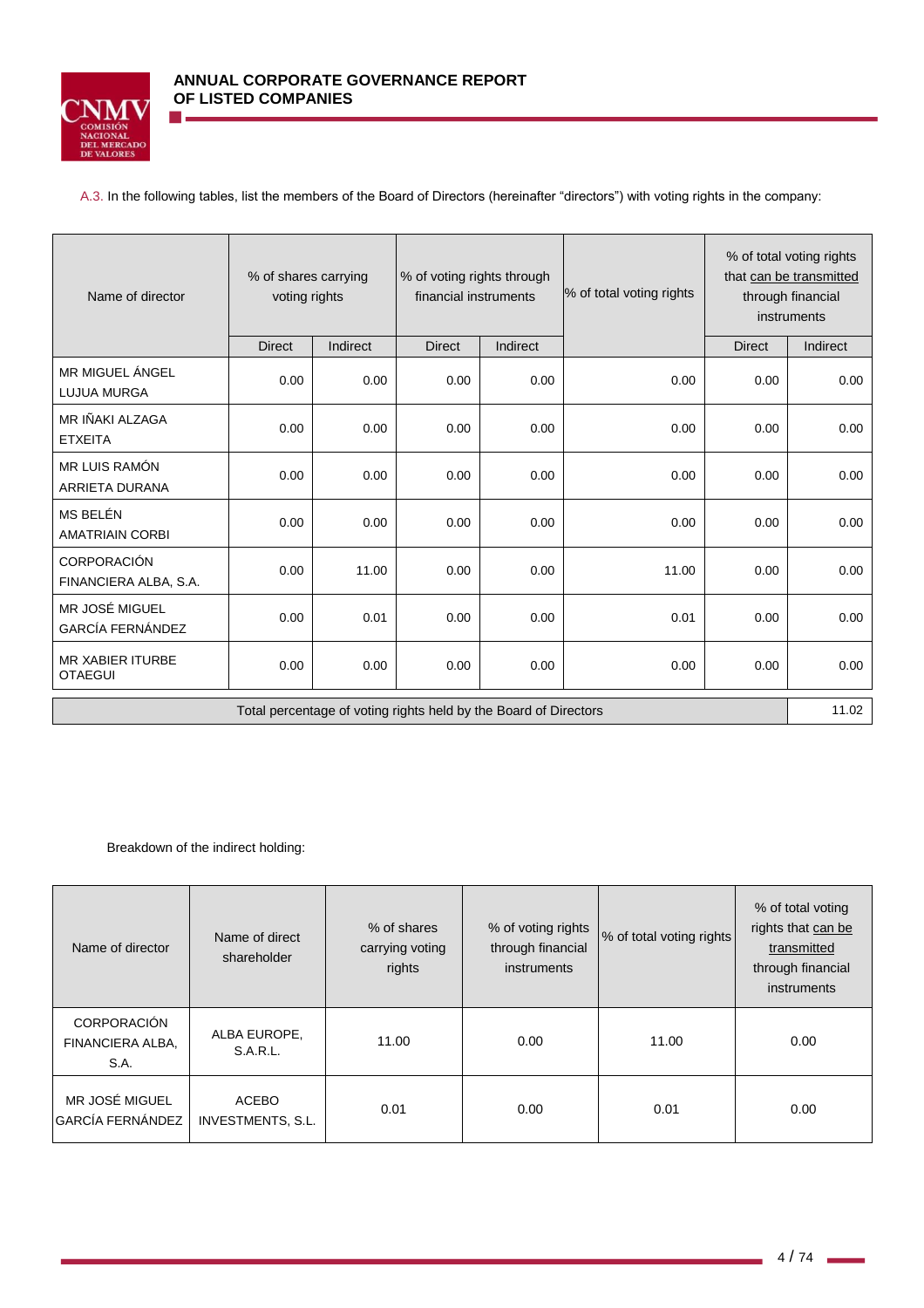A.3. In the following tables, list the members of the Board of Directors (hereinafter "directors") with voting rights in the company:

| Name of director | % of shares carrying voting rights | | % of voting rights through financial instruments | | % of total voting rights | % of total voting rights that can be transmitted through financial instruments | |
|---|---|---|---|---|---|---|---|
| | Direct | Indirect | Direct | Indirect | | Direct | Indirect |
| MR MIGUEL ÁNGEL LUJUA MURGA | 0.00 | 0.00 | 0.00 | 0.00 | 0.00 | 0.00 | 0.00 |
| MR IÑAKI ALZAGA ETXEITA | 0.00 | 0.00 | 0.00 | 0.00 | 0.00 | 0.00 | 0.00 |
| MR LUIS RAMÓN ARRIETA DURANA | 0.00 | 0.00 | 0.00 | 0.00 | 0.00 | 0.00 | 0.00 |
| MS BELÉN AMATRAIN CORBI | 0.00 | 0.00 | 0.00 | 0.00 | 0.00 | 0.00 | 0.00 |
| CORPORACIÓN FINANCIERA ALBA, S.A. | 0.00 | 11.00 | 0.00 | 0.00 | 11.00 | 0.00 | 0.00 |
| MR JOSÉ MIGUEL GARCÍA FERNÁNDEZ | 0.00 | 0.01 | 0.00 | 0.00 | 0.01 | 0.00 | 0.00 |
| MR XABIER ITURBE OTAEGUI | 0.00 | 0.00 | 0.00 | 0.00 | 0.00 | 0.00 | 0.00 |

| Total percentage of voting rights held by the Board of Directors | 11.02 |
|---|---|

Breakdown of the indirect holding:

| Name of director | Name of direct shareholder | % of shares carrying voting rights | % of voting rights through financial instruments | % of total voting rights | % of total voting rights that can be transmitted through financial instruments |
|---|---|---|---|---|---|
| CORPORACIÓN FINANCIERA ALBA, S.A. | ALBA EUROPE, S.A.R.L. | 11.00 | 0.00 | 11.00 | 0.00 |
| MR JOSÉ MIGUEL GARCÍA FERNÁNDEZ | ACEBO INVESTMENTS, S.L. | 0.01 | 0.00 | 0.01 | 0.00 |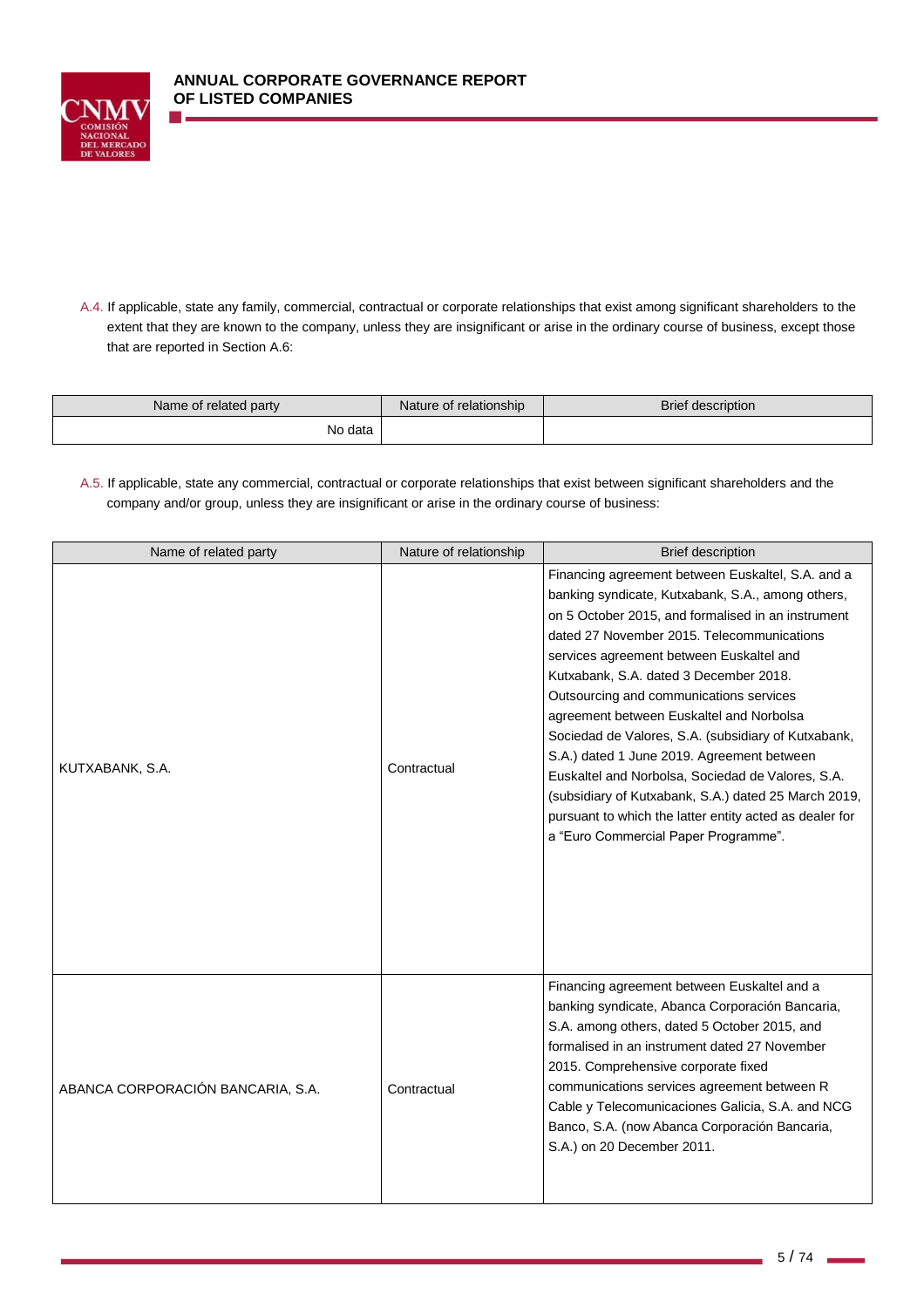A.4. If applicable, state any family, commercial, contractual or corporate relationships that exist among significant shareholders to the extent that they are known to the company, unless they are insignificant or arise in the ordinary course of business, except those that are reported in Section A.6:

| Name of related party | Nature of relationship | Brief description |
|---|---|---|
| No data | | |

A.5. If applicable, state any commercial, contractual or corporate relationships that exist between significant shareholders and the company and/or group, unless they are insignificant or arise in the ordinary course of business:

| Name of related party | Nature of relationship | Brief description |
|---|---|---|
| KUTXABANK, S.A. | Contractual | Financing agreement between Euskaltel, S.A. and a banking syndicate, Kutxabank, S.A., among others, on 5 October 2015, and formalised in an instrument dated 27 November 2015. Telecommunications services agreement between Euskaltel and Kutxabank, S.A. dated 3 December 2018. Outsourcing and communications services agreement between Euskaltel and Norbolsa Sociedad de Valores, S.A. (subsidiary of Kutxabank, S.A.) dated 1 June 2019. Agreement between Euskaltel and Norbolsa, Sociedad de Valores, S.A. (subsidiary of Kutxabank, S.A.) dated 25 March 2019, pursuant to which the latter entity acted as dealer for a "Euro Commercial Paper Programme". |
| ABANCA CORPORACIÓN BANCARIA, S.A. | Contractual | Financing agreement between Euskaltel and a banking syndicate, Abanca Corporación Bancaria, S.A. among others, dated 5 October 2015, and formalised in an instrument dated 27 November 2015. Comprehensive corporate fixed communications services agreement between R Cable y Telecomunicaciones Galicia, S.A. and NCG Banco, S.A. (now Abanca Corporación Bancaria, S.A.) on 20 December 2011. |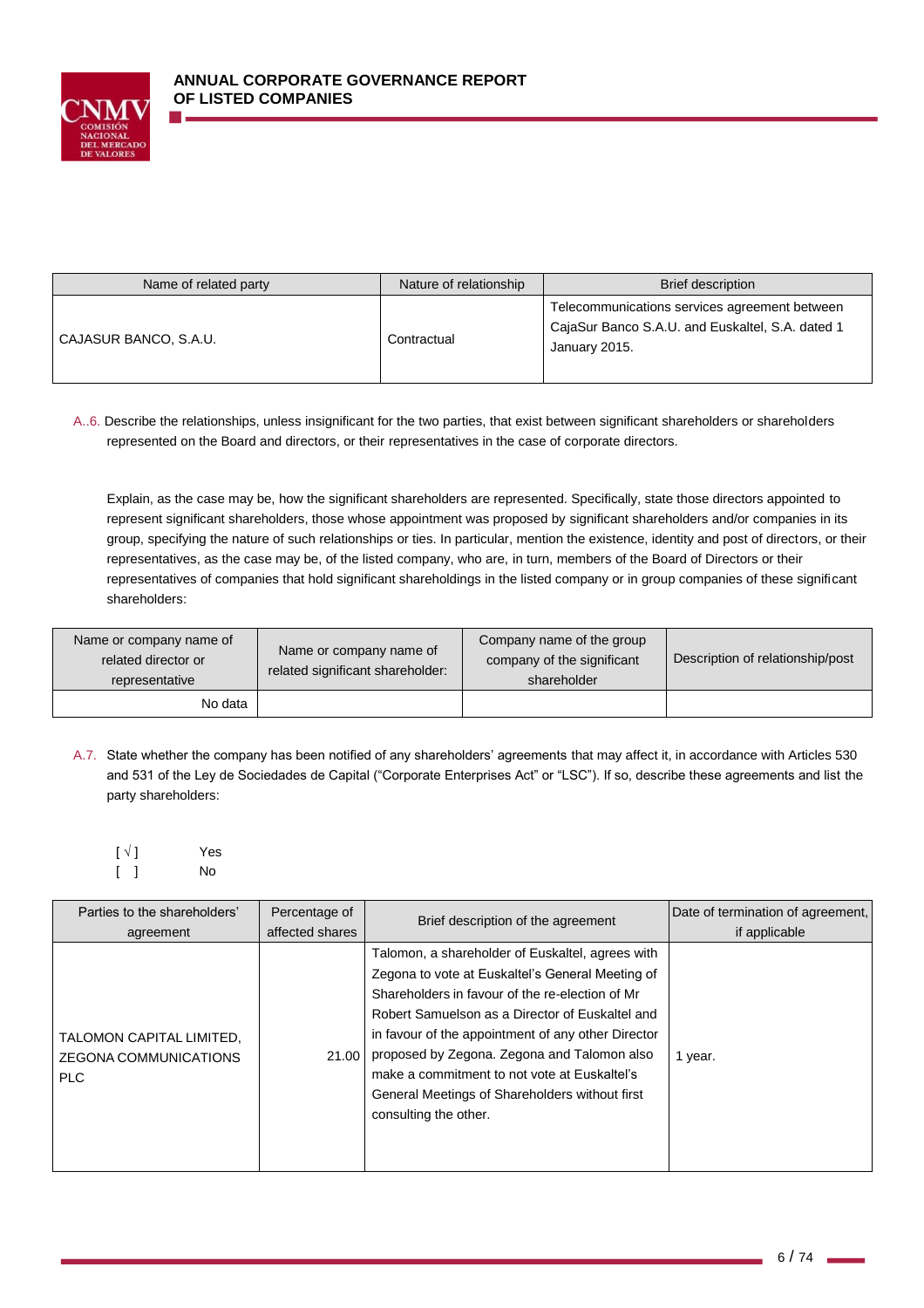| Name of related party | Nature of relationship | Brief description |
|---|---|---|
| CAJASUR BANCO, S.A.U. | Contractual | Telecommunications services agreement between CajaSur Banco S.A.U. and Euskaltel, S.A. dated 1 January 2015. |

A..6. Describe the relationships, unless insignificant for the two parties, that exist between significant shareholders or shareholders represented on the Board and directors, or their representatives in the case of corporate directors.

Explain, as the case may be, how the significant shareholders are represented. Specifically, state those directors appointed to represent significant shareholders, those whose appointment was proposed by significant shareholders and/or companies in its group, specifying the nature of such relationships or ties. In particular, mention the existence, identity and post of directors, or their representatives, as the case may be, of the listed company, who are, in turn, members of the Board of Directors or their representatives of companies that hold significant shareholdings in the listed company or in group companies of these significant shareholders:

| Name or company name of related director or representative | Name or company name of related significant shareholder: | Company name of the group company of the significant shareholder | Description of relationship/post |
|---|---|---|---|
| No data | | | |

A.7. State whether the company has been notified of any shareholders' agreements that may affect it, in accordance with Articles 530 and 531 of the Ley de Sociedades de Capital ("Corporate Enterprises Act" or "LSC"). If so, describe these agreements and list the party shareholders:

[ √ ] Yes
[ ] No

| Parties to the shareholders' agreement | Percentage of affected shares | Brief description of the agreement | Date of termination of agreement, if applicable |
|---|---|---|---|
| TALOMON CAPITAL LIMITED, ZEGONA COMMUNICATIONS PLC | 21.00 | Talomon, a shareholder of Euskaltel, agrees with Zegona to vote at Euskaltel's General Meeting of Shareholders in favour of the re-election of Mr Robert Samuelson as a Director of Euskaltel and in favour of the appointment of any other Director proposed by Zegona. Zegona and Talomon also make a commitment to not vote at Euskaltel's General Meetings of Shareholders without first consulting the other. | 1 year. |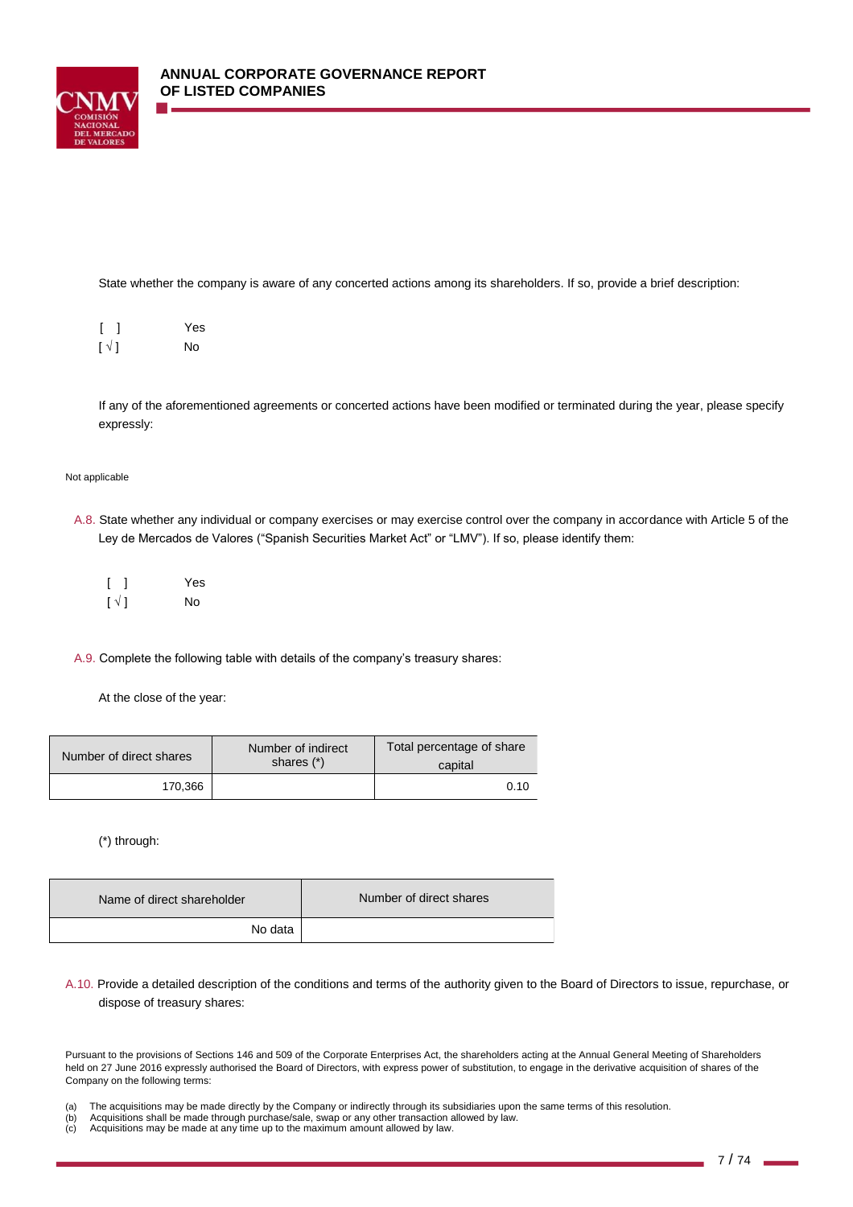State whether the company is aware of any concerted actions among its shareholders. If so, provide a brief description:

[ ] Yes
[ √ ] No

If any of the aforementioned agreements or concerted actions have been modified or terminated during the year, please specify expressly:

Not applicable

A.8. State whether any individual or company exercises or may exercise control over the company in accordance with Article 5 of the Ley de Mercados de Valores ("Spanish Securities Market Act" or "LMV"). If so, please identify them:

[ ] Yes
[ √ ] No

A.9. Complete the following table with details of the company's treasury shares:

At the close of the year:

| Number of direct shares | Number of indirect shares (*) | Total percentage of share capital |
|---|---|---|
| 170,366 | | 0.10 |

(*) through:

| Name of direct shareholder | Number of direct shares |
|---|---|
| No data | |

A.10. Provide a detailed description of the conditions and terms of the authority given to the Board of Directors to issue, repurchase, or dispose of treasury shares:

Pursuant to the provisions of Sections 146 and 509 of the Corporate Enterprises Act, the shareholders acting at the Annual General Meeting of Shareholders held on 27 June 2016 expressly authorised the Board of Directors, with express power of substitution, to engage in the derivative acquisition of shares of the Company on the following terms:

(a) The acquisitions may be made directly by the Company or indirectly through its subsidiaries upon the same terms of this resolution.
(b) Acquisitions shall be made through purchase/sale, swap or any other transaction allowed by law.
(c) Acquisitions may be made at any time up to the maximum amount allowed by law.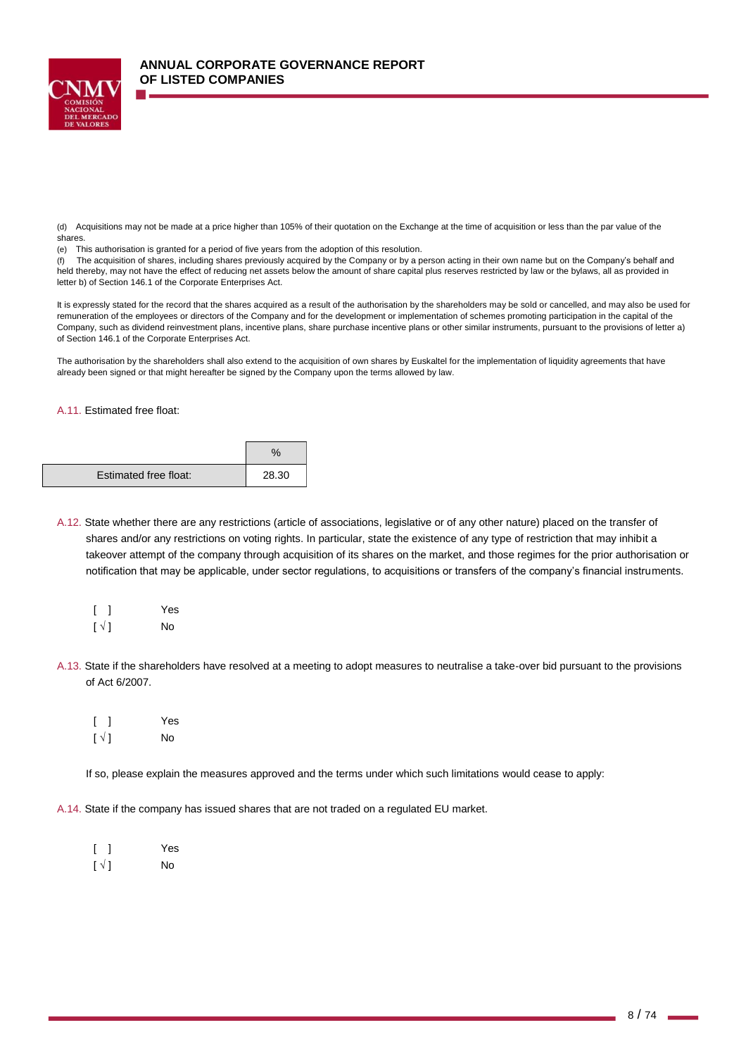(d) Acquisitions may not be made at a price higher than 105% of their quotation on the Exchange at the time of acquisition or less than the par value of the shares.
(e) This authorisation is granted for a period of five years from the adoption of this resolution.
(f) The acquisition of shares, including shares previously acquired by the Company or by a person acting in their own name but on the Company's behalf and held thereby, may not have the effect of reducing net assets below the amount of share capital plus reserves restricted by law or the bylaws, all as provided in letter b) of Section 146.1 of the Corporate Enterprises Act.

It is expressly stated for the record that the shares acquired as a result of the authorisation by the shareholders may be sold or cancelled, and may also be used for remuneration of the employees or directors of the Company and for the development or implementation of schemes promoting participation in the capital of the Company, such as dividend reinvestment plans, incentive plans, share purchase incentive plans or other similar instruments, pursuant to the provisions of letter a) of Section 146.1 of the Corporate Enterprises Act.

The authorisation by the shareholders shall also extend to the acquisition of own shares by Euskaltel for the implementation of liquidity agreements that have already been signed or that might hereafter be signed by the Company upon the terms allowed by law.

A.11. Estimated free float:

| | % |
|---|---|
| Estimated free float: | 28.30 |

A.12. State whether there are any restrictions (article of associations, legislative or of any other nature) placed on the transfer of shares and/or any restrictions on voting rights. In particular, state the existence of any type of restriction that may inhibit a takeover attempt of the company through acquisition of its shares on the market, and those regimes for the prior authorisation or notification that may be applicable, under sector regulations, to acquisitions or transfers of the company's financial instruments.

[ ] Yes
[ √ ] No

A.13. State if the shareholders have resolved at a meeting to adopt measures to neutralise a take-over bid pursuant to the provisions of Act 6/2007.

[ ] Yes
[ √ ] No

If so, please explain the measures approved and the terms under which such limitations would cease to apply:

A.14. State if the company has issued shares that are not traded on a regulated EU market.

[ ] Yes
[ √ ] No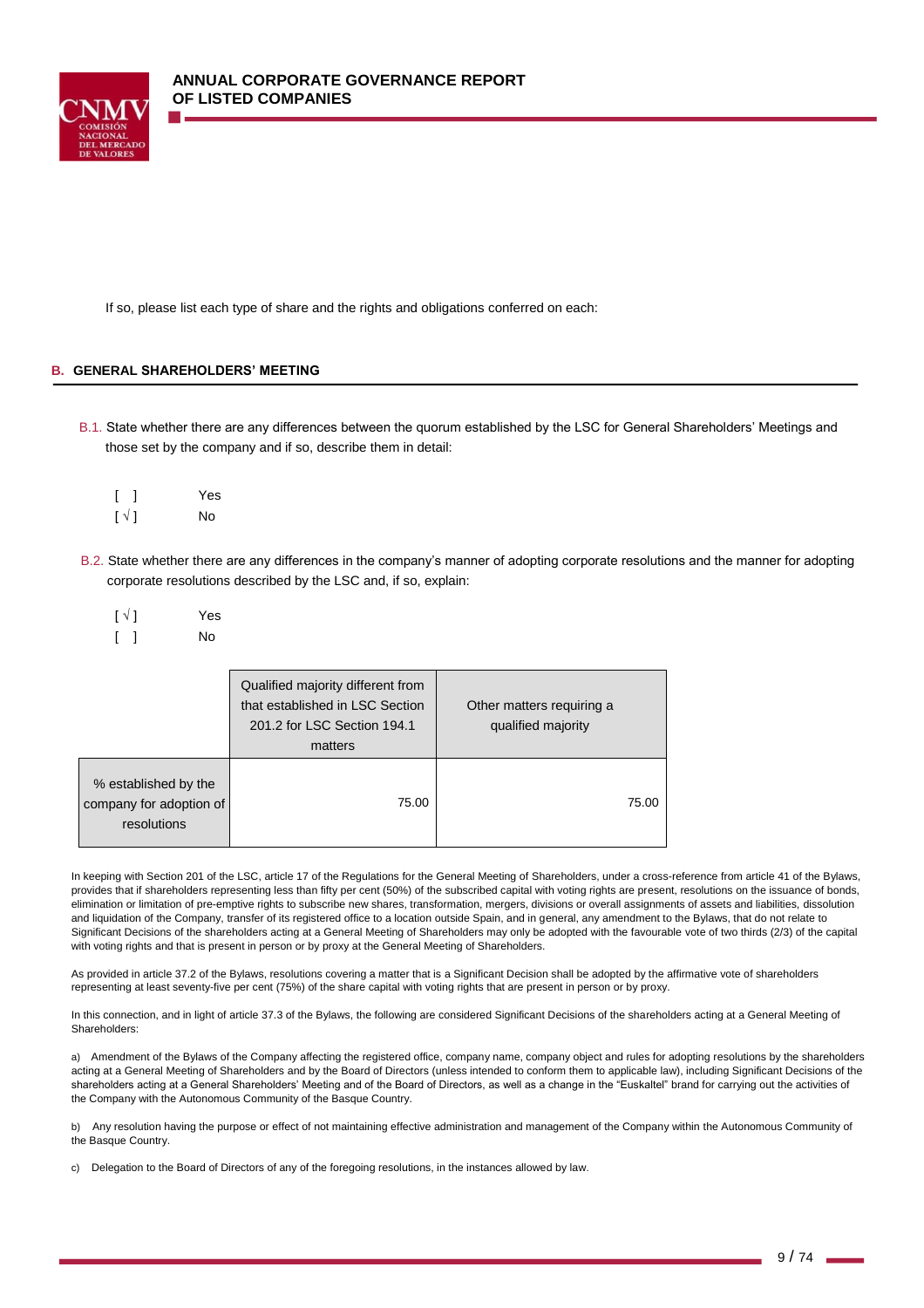If so, please list each type of share and the rights and obligations conferred on each:

## B. GENERAL SHAREHOLDERS' MEETING

B.1. State whether there are any differences between the quorum established by the LSC for General Shareholders' Meetings and those set by the company and if so, describe them in detail:

[ ] Yes
[ √ ] No

B.2. State whether there are any differences in the company's manner of adopting corporate resolutions and the manner for adopting corporate resolutions described by the LSC and, if so, explain:

[ √ ] Yes
[ ] No

| | Qualified majority different from that established in LSC Section 201.2 for LSC Section 194.1 matters | Other matters requiring a qualified majority |
|---|---|---|
| % established by the company for adoption of resolutions | 75.00 | 75.00 |

In keeping with Section 201 of the LSC, article 17 of the Regulations for the General Meeting of Shareholders, under a cross-reference from article 41 of the Bylaws, provides that if shareholders representing less than fifty per cent (50%) of the subscribed capital with voting rights are present, resolutions on the issuance of bonds, elimination or limitation of pre-emptive rights to subscribe new shares, transformation, mergers, divisions or overall assignments of assets and liabilities, dissolution and liquidation of the Company, transfer of its registered office to a location outside Spain, and in general, any amendment to the Bylaws, that do not relate to Significant Decisions of the shareholders acting at a General Meeting of Shareholders may only be adopted with the favourable vote of two thirds (2/3) of the capital with voting rights and that is present in person or by proxy at the General Meeting of Shareholders.

As provided in article 37.2 of the Bylaws, resolutions covering a matter that is a Significant Decision shall be adopted by the affirmative vote of shareholders representing at least seventy-five per cent (75%) of the share capital with voting rights that are present in person or by proxy.

In this connection, and in light of article 37.3 of the Bylaws, the following are considered Significant Decisions of the shareholders acting at a General Meeting of Shareholders:

a) Amendment of the Bylaws of the Company affecting the registered office, company name, company object and rules for adopting resolutions by the shareholders acting at a General Meeting of Shareholders and by the Board of Directors (unless intended to conform them to applicable law), including Significant Decisions of the shareholders acting at a General Shareholders' Meeting and of the Board of Directors, as well as a change in the "Euskaltel" brand for carrying out the activities of the Company with the Autonomous Community of the Basque Country.

b) Any resolution having the purpose or effect of not maintaining effective administration and management of the Company within the Autonomous Community of the Basque Country.

c) Delegation to the Board of Directors of any of the foregoing resolutions, in the instances allowed by law.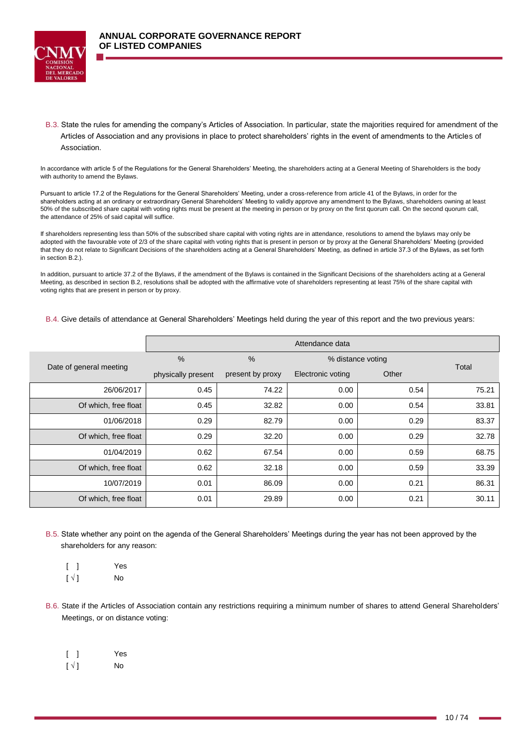B.3. State the rules for amending the company's Articles of Association. In particular, state the majorities required for amendment of the Articles of Association and any provisions in place to protect shareholders' rights in the event of amendments to the Articles of Association.

In accordance with article 5 of the Regulations for the General Shareholders' Meeting, the shareholders acting at a General Meeting of Shareholders is the body with authority to amend the Bylaws.

Pursuant to article 17.2 of the Regulations for the General Shareholders' Meeting, under a cross-reference from article 41 of the Bylaws, in order for the shareholders acting at an ordinary or extraordinary General Shareholders' Meeting to validly approve any amendment to the Bylaws, shareholders owning at least 50% of the subscribed share capital with voting rights must be present at the meeting in person or by proxy on the first quorum call. On the second quorum call, the attendance of 25% of said capital will suffice.

If shareholders representing less than 50% of the subscribed share capital with voting rights are in attendance, resolutions to amend the bylaws may only be adopted with the favourable vote of 2/3 of the share capital with voting rights that is present in person or by proxy at the General Shareholders' Meeting (provided that they do not relate to Significant Decisions of the shareholders acting at a General Shareholders' Meeting, as defined in article 37.3 of the Bylaws, as set forth in section B.2.).

In addition, pursuant to article 37.2 of the Bylaws, if the amendment of the Bylaws is contained in the Significant Decisions of the shareholders acting at a General Meeting, as described in section B.2, resolutions shall be adopted with the affirmative vote of shareholders representing at least 75% of the share capital with voting rights that are present in person or by proxy.

B.4. Give details of attendance at General Shareholders' Meetings held during the year of this report and the two previous years:

| Date of general meeting | Attendance data | | | | |
|---|---|---|---|---|---|
| | % physically present | % present by proxy | % distance voting | | Total |
| | | | Electronic voting | Other | |
| 26/06/2017 | 0.45 | 74.22 | 0.00 | 0.54 | 75.21 |
| Of which, free float | 0.45 | 32.82 | 0.00 | 0.54 | 33.81 |
| 01/06/2018 | 0.29 | 82.79 | 0.00 | 0.29 | 83.37 |
| Of which, free float | 0.29 | 32.20 | 0.00 | 0.29 | 32.78 |
| 01/04/2019 | 0.62 | 67.54 | 0.00 | 0.59 | 68.75 |
| Of which, free float | 0.62 | 32.18 | 0.00 | 0.59 | 33.39 |
| 10/07/2019 | 0.01 | 86.09 | 0.00 | 0.21 | 86.31 |
| Of which, free float | 0.01 | 29.89 | 0.00 | 0.21 | 30.11 |

B.5. State whether any point on the agenda of the General Shareholders' Meetings during the year has not been approved by the shareholders for any reason:

[ ] Yes
[ √ ] No

B.6. State if the Articles of Association contain any restrictions requiring a minimum number of shares to attend General Shareholders' Meetings, or on distance voting:

[ ] Yes
[ √ ] No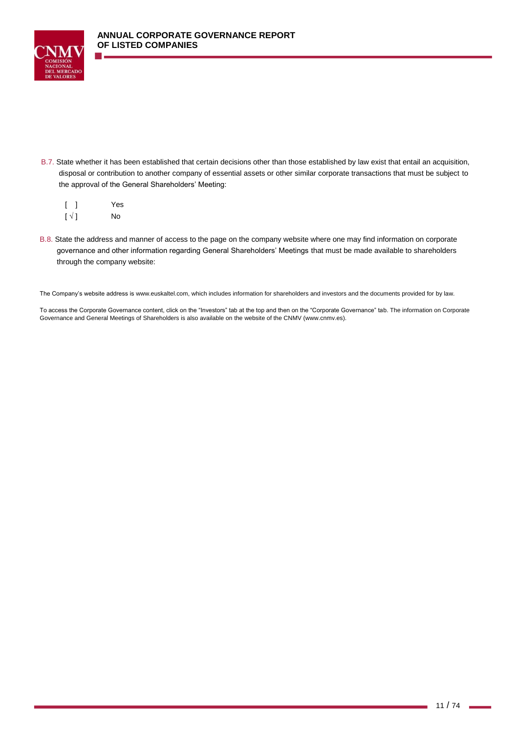B.7. State whether it has been established that certain decisions other than those established by law exist that entail an acquisition, disposal or contribution to another company of essential assets or other similar corporate transactions that must be subject to the approval of the General Shareholders' Meeting:

[ ] Yes
[ √ ] No

B.8. State the address and manner of access to the page on the company website where one may find information on corporate governance and other information regarding General Shareholders' Meetings that must be made available to shareholders through the company website:

The Company's website address is www.euskaltel.com, which includes information for shareholders and investors and the documents provided for by law.

To access the Corporate Governance content, click on the "Investors" tab at the top and then on the "Corporate Governance" tab. The information on Corporate Governance and General Meetings of Shareholders is also available on the website of the CNMV (www.cnmv.es).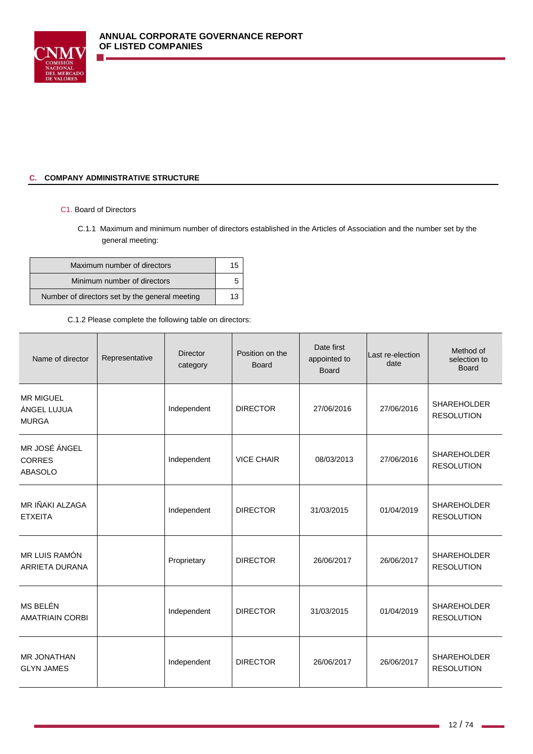## C. COMPANY ADMINISTRATIVE STRUCTURE

### C1. Board of Directors

C.1.1 Maximum and minimum number of directors established in the Articles of Association and the number set by the general meeting:

| | |
|---|---|
| Maximum number of directors | 15 |
| Minimum number of directors | 5 |
| Number of directors set by the general meeting | 13 |

C.1.2 Please complete the following table on directors:

| Name of director | Representative | Director category | Position on the Board | Date first appointed to Board | Last re-election date | Method of selection to Board |
|---|---|---|---|---|---|---|
| MR MIGUEL ÁNGEL LUJUA MURGA | | Independent | DIRECTOR | 27/06/2016 | 27/06/2016 | SHAREHOLDER RESOLUTION |
| MR JOSÉ ÁNGEL CORRES ABASOLO | | Independent | VICE CHAIR | 08/03/2013 | 27/06/2016 | SHAREHOLDER RESOLUTION |
| MR IÑAKI ALZAGA ETXEITA | | Independent | DIRECTOR | 31/03/2015 | 01/04/2019 | SHAREHOLDER RESOLUTION |
| MR LUIS RAMÓN ARRIETA DURANA | | Proprietary | DIRECTOR | 26/06/2017 | 26/06/2017 | SHAREHOLDER RESOLUTION |
| MS BELÉN AMATRIAIN CORBI | | Independent | DIRECTOR | 31/03/2015 | 01/04/2019 | SHAREHOLDER RESOLUTION |
| MR JONATHAN GLYN JAMES | | Independent | DIRECTOR | 26/06/2017 | 26/06/2017 | SHAREHOLDER RESOLUTION |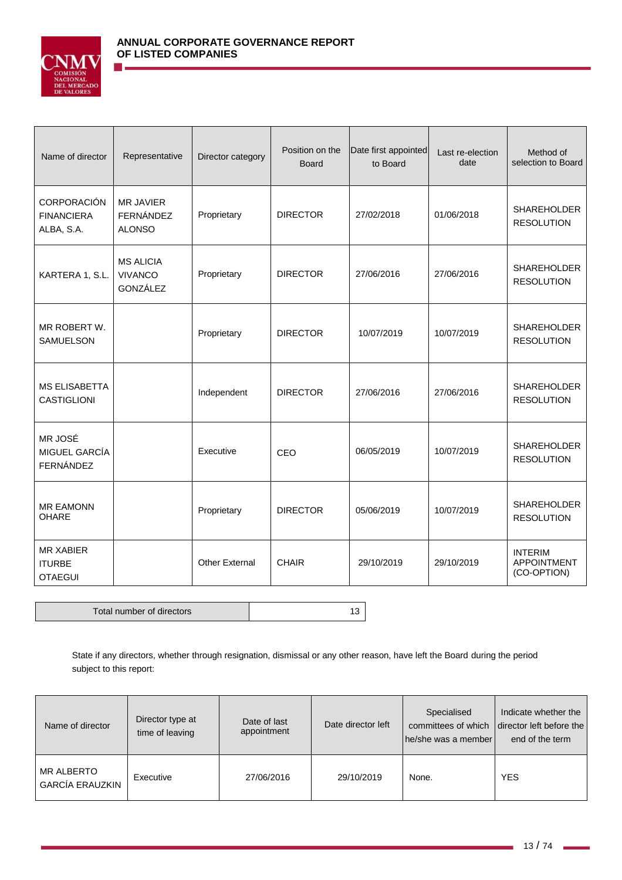| Name of director | Representative | Director category | Position on the Board | Date first appointed to Board | Last re-election date | Method of selection to Board |
|---|---|---|---|---|---|---|
| CORPORACIÓN FINANCIERA ALBA, S.A. | MR JAVIER FERNÁNDEZ ALONSO | Proprietary | DIRECTOR | 27/02/2018 | 01/06/2018 | SHAREHOLDER RESOLUTION |
| KARTERA 1, S.L. | MS ALICIA VIVANCO GONZÁLEZ | Proprietary | DIRECTOR | 27/06/2016 | 27/06/2016 | SHAREHOLDER RESOLUTION |
| MR ROBERT W. SAMUELSON | | Proprietary | DIRECTOR | 10/07/2019 | 10/07/2019 | SHAREHOLDER RESOLUTION |
| MS ELISABETTA CASTIGLIONI | | Independent | DIRECTOR | 27/06/2016 | 27/06/2016 | SHAREHOLDER RESOLUTION |
| MR JOSÉ MIGUEL GARCÍA FERNÁNDEZ | | Executive | CEO | 06/05/2019 | 10/07/2019 | SHAREHOLDER RESOLUTION |
| MR EAMONN OHARE | | Proprietary | DIRECTOR | 05/06/2019 | 10/07/2019 | SHAREHOLDER RESOLUTION |
| MR XABIER ITURBE OTAEGUI | | Other External | CHAIR | 29/10/2019 | 29/10/2019 | INTERIM APPOINTMENT (CO-OPTION) |

| Total number of directors | 13 |
|---|---|

State if any directors, whether through resignation, dismissal or any other reason, have left the Board during the period subject to this report:

| Name of director | Director type at time of leaving | Date of last appointment | Date director left | Specialised committees of which he/she was a member | Indicate whether the director left before the end of the term |
|---|---|---|---|---|---|
| MR ALBERTO GARCÍA ERAUZKIN | Executive | 27/06/2016 | 29/10/2019 | None. | YES |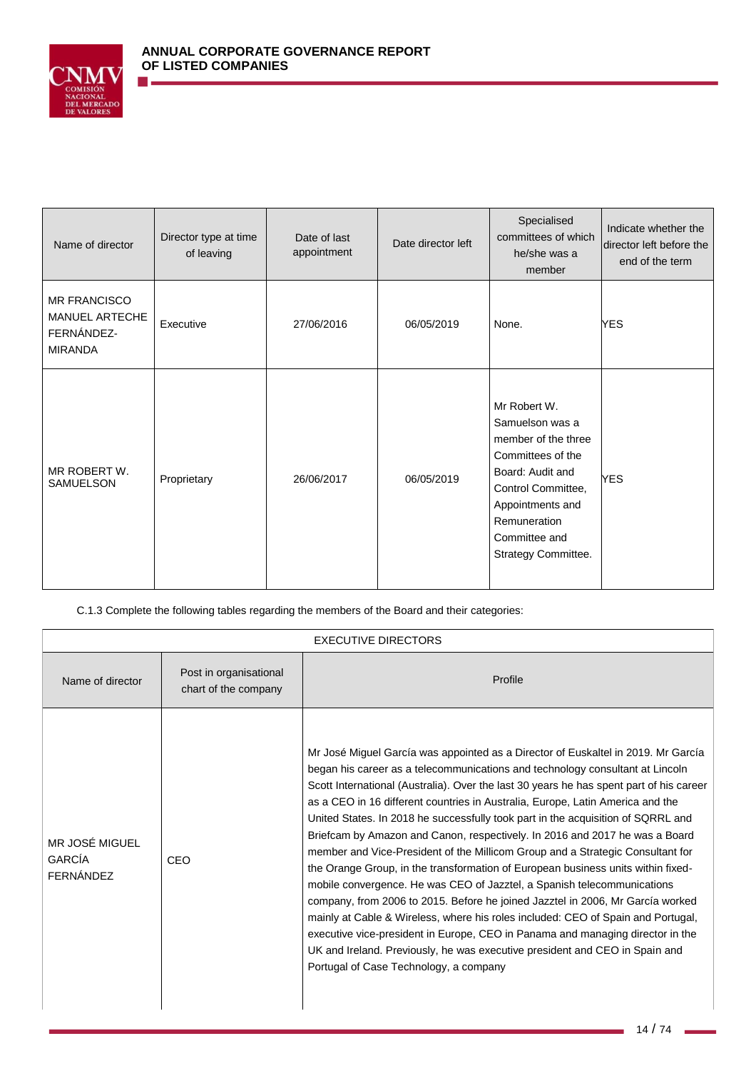| Name of director | Director type at time of leaving | Date of last appointment | Date director left | Specialised committees of which he/she was a member | Indicate whether the director left before the end of the term |
|---|---|---|---|---|---|
| MR FRANCISCO MANUEL ARTECHE FERNÁNDEZ-MIRANDA | Executive | 27/06/2016 | 06/05/2019 | None. | YES |
| MR ROBERT W. SAMUELSON | Proprietary | 26/06/2017 | 06/05/2019 | Mr Robert W. Samuelson was a member of the three Committees of the Board: Audit and Control Committee, Appointments and Remuneration Committee and Strategy Committee. | YES |

C.1.3 Complete the following tables regarding the members of the Board and their categories:

| EXECUTIVE DIRECTORS | | |
|---|---|---|
| Name of director | Post in organisational chart of the company | Profile |
| MR JOSÉ MIGUEL GARCÍA FERNÁNDEZ | CEO | Mr José Miguel García was appointed as a Director of Euskaltel in 2019. Mr García began his career as a telecommunications and technology consultant at Lincoln Scott International (Australia). Over the last 30 years he has spent part of his career as a CEO in 16 different countries in Australia, Europe, Latin America and the United States. In 2018 he successfully took part in the acquisition of SQRRL and Briefcam by Amazon and Canon, respectively. In 2016 and 2017 he was a Board member and Vice-President of the Millicom Group and a Strategic Consultant for the Orange Group, in the transformation of European business units within fixed-mobile convergence. He was CEO of Jazztel, a Spanish telecommunications company, from 2006 to 2015. Before he joined Jazztel in 2006, Mr García worked mainly at Cable & Wireless, where his roles included: CEO of Spain and Portugal, executive vice-president in Europe, CEO in Panama and managing director in the UK and Ireland. Previously, he was executive president and CEO in Spain and Portugal of Case Technology, a company |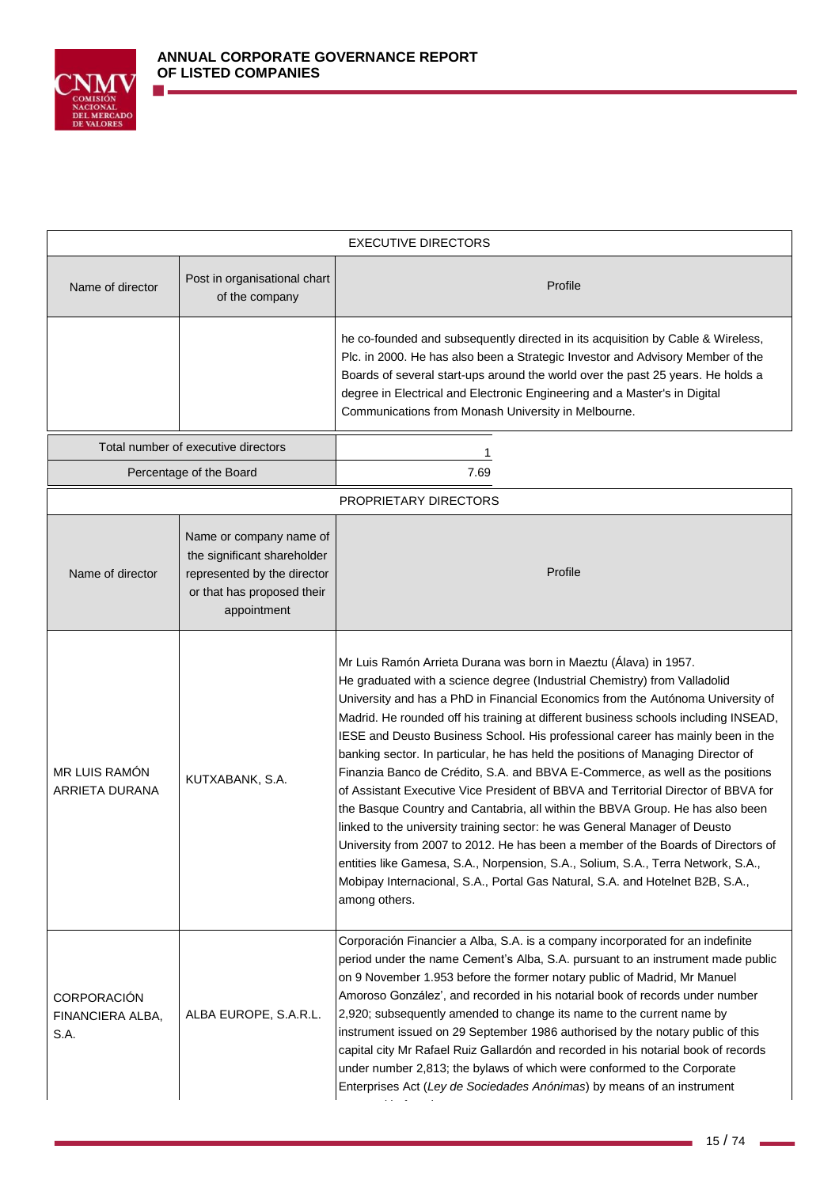| EXECUTIVE DIRECTORS | | |
|---|---|---|
| Name of director | Post in organisational chart of the company | Profile |
| | | he co-founded and subsequently directed in its acquisition by Cable & Wireless, Plc. in 2000. He has also been a Strategic Investor and Advisory Member of the Boards of several start-ups around the world over the past 25 years. He holds a degree in Electrical and Electronic Engineering and a Master's in Digital Communications from Monash University in Melbourne. |

| Total number of executive directors | 1 |
|---|---|
| Percentage of the Board | 7.69 |

| PROPRIETARY DIRECTORS | | |
|---|---|---|
| Name of director | Name or company name of the significant shareholder represented by the director or that has proposed their appointment | Profile |
| MR LUIS RAMÓN ARRIETA DURANA | KUTXABANK, S.A. | Mr Luis Ramón Arrieta Durana was born in Maeztu (Álava) in 1957. He graduated with a science degree (Industrial Chemistry) from Valladolid University and has a PhD in Financial Economics from the Autónoma University of Madrid. He rounded off his training at different business schools including INSEAD, IESE and Deusto Business School. His professional career has mainly been in the banking sector. In particular, he has held the positions of Managing Director of Finanzia Banco de Crédito, S.A. and BBVA E-Commerce, as well as the positions of Assistant Executive Vice President of BBVA and Territorial Director of BBVA for the Basque Country and Cantabria, all within the BBVA Group. He has also been linked to the university training sector: he was General Manager of Deusto University from 2007 to 2012. He has been a member of the Boards of Directors of entities like Gamesa, S.A., Norpension, S.A., Solium, S.A., Terra Network, S.A., Mobipay Internacional, S.A., Portal Gas Natural, S.A. and Hotelnet B2B, S.A., among others. |
| CORPORACIÓN FINANCIERA ALBA, S.A. | ALBA EUROPE, S.A.R.L. | Corporación Financier a Alba, S.A. is a company incorporated for an indefinite period under the name Cement's Alba, S.A. pursuant to an instrument made public on 9 November 1.953 before the former notary public of Madrid, Mr Manuel Amoroso González', and recorded in his notarial book of records under number 2,920; subsequently amended to change its name to the current name by instrument issued on 29 September 1986 authorised by the notary public of this capital city Mr Rafael Ruiz Gallardón and recorded in his notarial book of records under number 2,813; the bylaws of which were conformed to the Corporate Enterprises Act (*Ley de Sociedades Anónimas*) by means of an instrument |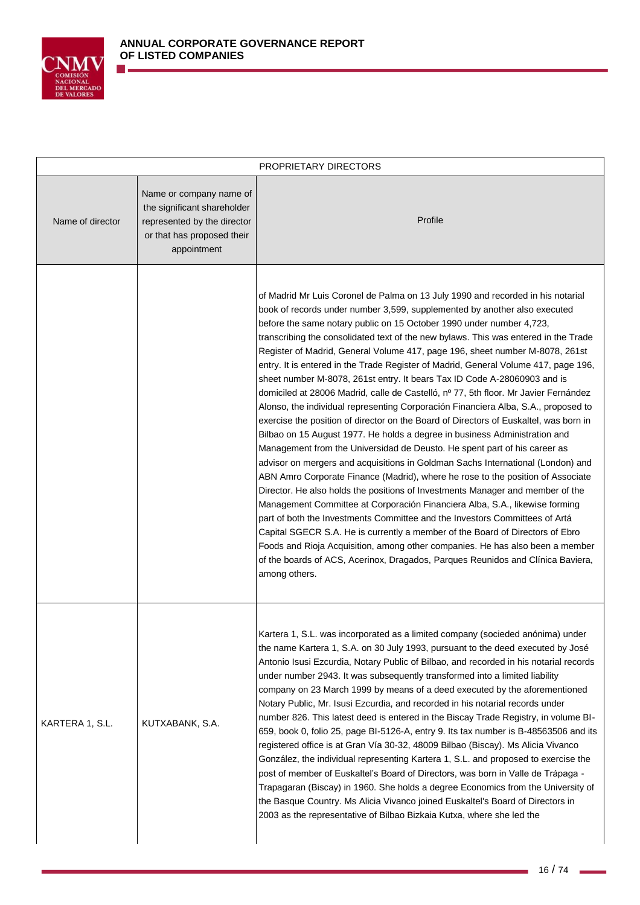| PROPRIETARY DIRECTORS | | |
|---|---|---|
| Name of director | Name or company name of the significant shareholder represented by the director or that has proposed their appointment | Profile |
| | | of Madrid Mr Luis Coronel de Palma on 13 July 1990 and recorded in his notarial book of records under number 3,599, supplemented by another also executed before the same notary public on 15 October 1990 under number 4,723, transcribing the consolidated text of the new bylaws. This was entered in the Trade Register of Madrid, General Volume 417, page 196, sheet number M-8078, 261st entry. It is entered in the Trade Register of Madrid, General Volume 417, page 196, sheet number M-8078, 261st entry. It bears Tax ID Code A-28060903 and is domiciled at 28006 Madrid, calle de Castelló, nº 77, 5th floor. Mr Javier Fernández Alonso, the individual representing Corporación Financiera Alba, S.A., proposed to exercise the position of director on the Board of Directors of Euskaltel, was born in Bilbao on 15 August 1977. He holds a degree in business Administration and Management from the Universidad de Deusto. He spent part of his career as advisor on mergers and acquisitions in Goldman Sachs International (London) and ABN Amro Corporate Finance (Madrid), where he rose to the position of Associate Director. He also holds the positions of Investments Manager and member of the Management Committee at Corporación Financiera Alba, S.A., likewise forming part of both the Investments Committee and the Investors Committees of Artá Capital SGECR S.A. He is currently a member of the Board of Directors of Ebro Foods and Rioja Acquisition, among other companies. He has also been a member of the boards of ACS, Acerinox, Dragados, Parques Reunidos and Clínica Baviera, among others. |
| KARTERA 1, S.L. | KUTXABANK, S.A. | Kartera 1, S.L. was incorporated as a limited company (socieded anónima) under the name Kartera 1, S.A. on 30 July 1993, pursuant to the deed executed by José Antonio Isusi Ezcurdia, Notary Public of Bilbao, and recorded in his notarial records under number 2943. It was subsequently transformed into a limited liability company on 23 March 1999 by means of a deed executed by the aforementioned Notary Public, Mr. Isusi Ezcurdia, and recorded in his notarial records under number 826. This latest deed is entered in the Biscay Trade Registry, in volume BI-659, book 0, folio 25, page BI-5126-A, entry 9. Its tax number is B-48563506 and its registered office is at Gran Vía 30-32, 48009 Bilbao (Biscay). Ms Alicia Vivanco González, the individual representing Kartera 1, S.L. and proposed to exercise the post of member of Euskaltel's Board of Directors, was born in Valle de Trápaga - Trapagaran (Biscay) in 1960. She holds a degree Economics from the University of the Basque Country. Ms Alicia Vivanco joined Euskaltel's Board of Directors in 2003 as the representative of Bilbao Bizkaia Kutxa, where she led the |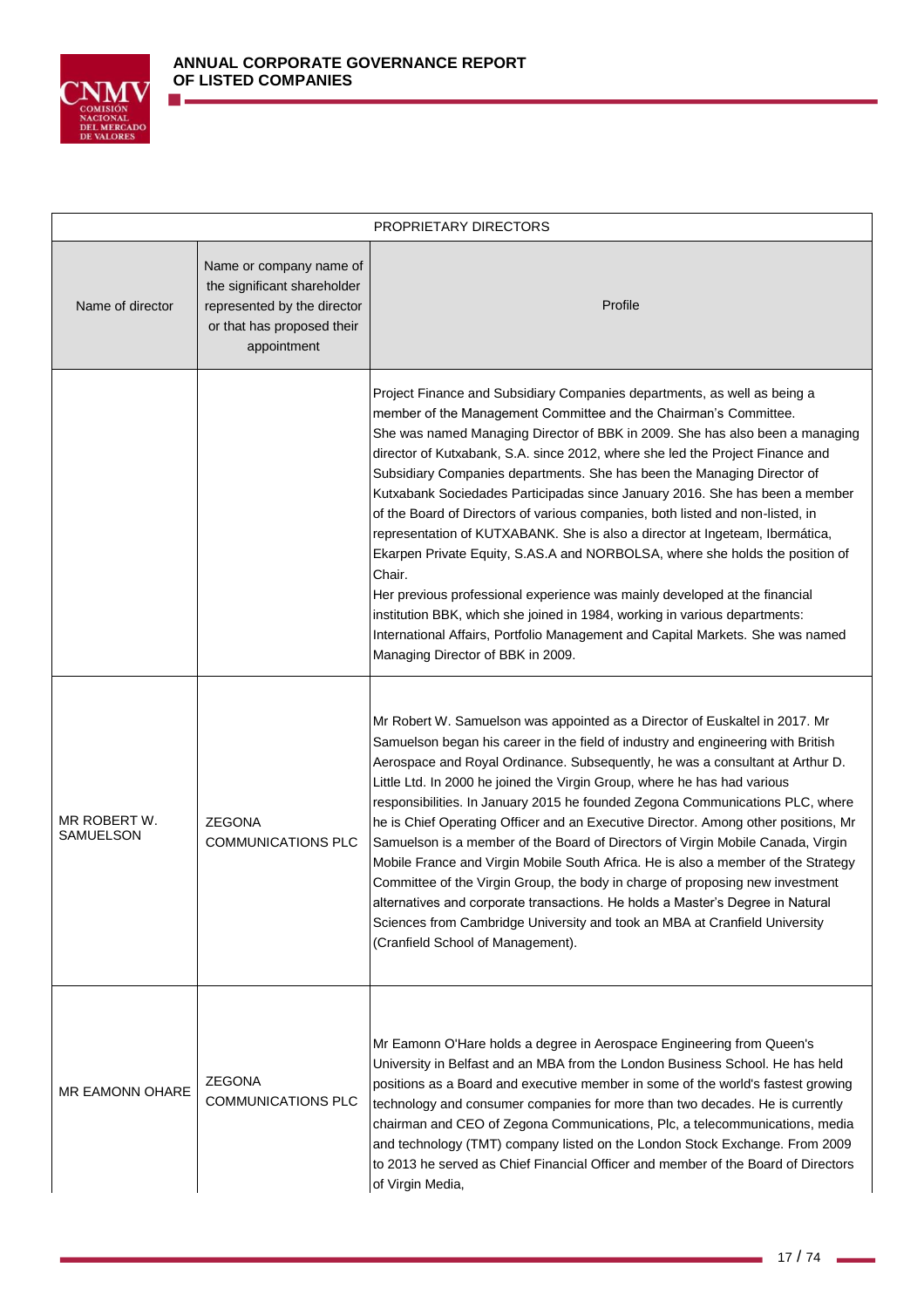| PROPRIETARY DIRECTORS | | |
|---|---|---|
| Name of director | Name or company name of the significant shareholder represented by the director or that has proposed their appointment | Profile |
| | | Project Finance and Subsidiary Companies departments, as well as being a member of the Management Committee and the Chairman's Committee. She was named Managing Director of BBK in 2009. She has also been a managing director of Kutxabank, S.A. since 2012, where she led the Project Finance and Subsidiary Companies departments. She has been the Managing Director of Kutxabank Sociedades Participadas since January 2016. She has been a member of the Board of Directors of various companies, both listed and non-listed, in representation of KUTXABANK. She is also a director at Ingeteam, Ibermática, Ekarpen Private Equity, S.AS.A and NORBOLSA, where she holds the position of Chair. Her previous professional experience was mainly developed at the financial institution BBK, which she joined in 1984, working in various departments: International Affairs, Portfolio Management and Capital Markets. She was named Managing Director of BBK in 2009. |
| MR ROBERT W. SAMUELSON | ZEGONA COMMUNICATIONS PLC | Mr Robert W. Samuelson was appointed as a Director of Euskaltel in 2017. Mr Samuelson began his career in the field of industry and engineering with British Aerospace and Royal Ordinance. Subsequently, he was a consultant at Arthur D. Little Ltd. In 2000 he joined the Virgin Group, where he has had various responsibilities. In January 2015 he founded Zegona Communications PLC, where he is Chief Operating Officer and an Executive Director. Among other positions, Mr Samuelson is a member of the Board of Directors of Virgin Mobile Canada, Virgin Mobile France and Virgin Mobile South Africa. He is also a member of the Strategy Committee of the Virgin Group, the body in charge of proposing new investment alternatives and corporate transactions. He holds a Master's Degree in Natural Sciences from Cambridge University and took an MBA at Cranfield University (Cranfield School of Management). |
| MR EAMONN OHARE | ZEGONA COMMUNICATIONS PLC | Mr Eamonn O'Hare holds a degree in Aerospace Engineering from Queen's University in Belfast and an MBA from the London Business School. He has held positions as a Board and executive member in some of the world's fastest growing technology and consumer companies for more than two decades. He is currently chairman and CEO of Zegona Communications, Plc, a telecommunications, media and technology (TMT) company listed on the London Stock Exchange. From 2009 to 2013 he served as Chief Financial Officer and member of the Board of Directors of Virgin Media, |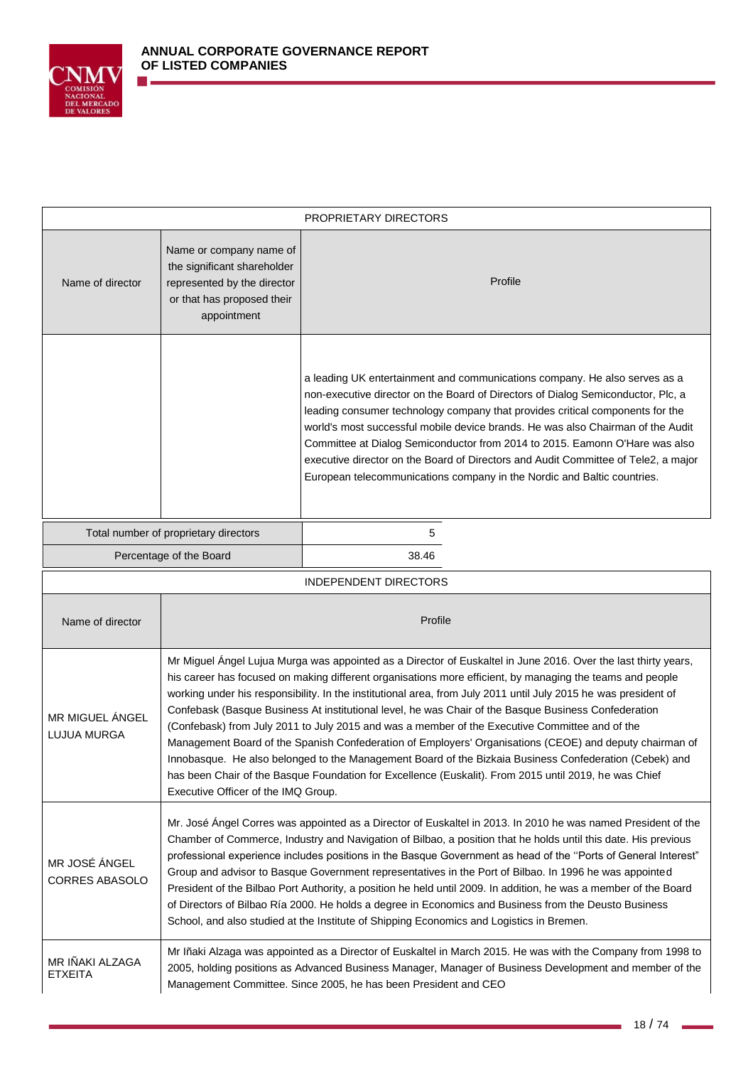| PROPRIETARY DIRECTORS | | |
|---|---|---|
| Name of director | Name or company name of the significant shareholder represented by the director or that has proposed their appointment | Profile |
| | | a leading UK entertainment and communications company. He also serves as a non-executive director on the Board of Directors of Dialog Semiconductor, Plc, a leading consumer technology company that provides critical components for the world's most successful mobile device brands. He was also Chairman of the Audit Committee at Dialog Semiconductor from 2014 to 2015. Eamonn O'Hare was also executive director on the Board of Directors and Audit Committee of Tele2, a major European telecommunications company in the Nordic and Baltic countries. |

| Total number of proprietary directors | 5 |
|---|---|
| Percentage of the Board | 38.46 |

| INDEPENDENT DIRECTORS | |
|---|---|
| Name of director | Profile |
| MR MIGUEL ÁNGEL LUJUA MURGA | Mr Miguel Ángel Lujua Murga was appointed as a Director of Euskaltel in June 2016. Over the last thirty years, his career has focused on making different organisations more efficient, by managing the teams and people working under his responsibility. In the institutional area, from July 2011 until July 2015 he was president of Confebask (Basque Business At institutional level, he was Chair of the Basque Business Confederation (Confebask) from July 2011 to July 2015 and was a member of the Executive Committee and of the Management Board of the Spanish Confederation of Employers' Organisations (CEOE) and deputy chairman of Innobasque. He also belonged to the Management Board of the Bizkaia Business Confederation (Cebek) and has been Chair of the Basque Foundation for Excellence (Euskalit). From 2015 until 2019, he was Chief Executive Officer of the IMQ Group. |
| MR JOSÉ ÁNGEL CORRES ABASOLO | Mr. José Ángel Corres was appointed as a Director of Euskaltel in 2013. In 2010 he was named President of the Chamber of Commerce, Industry and Navigation of Bilbao, a position that he holds until this date. His previous professional experience includes positions in the Basque Government as head of the "Ports of General Interest" Group and advisor to Basque Government representatives in the Port of Bilbao. In 1996 he was appointed President of the Bilbao Port Authority, a position he held until 2009. In addition, he was a member of the Board of Directors of Bilbao Ría 2000. He holds a degree in Economics and Business from the Deusto Business School, and also studied at the Institute of Shipping Economics and Logistics in Bremen. |
| MR IÑAKI ALZAGA ETXEITA | Mr Iñaki Alzaga was appointed as a Director of Euskaltel in March 2015. He was with the Company from 1998 to 2005, holding positions as Advanced Business Manager, Manager of Business Development and member of the Management Committee. Since 2005, he has been President and CEO |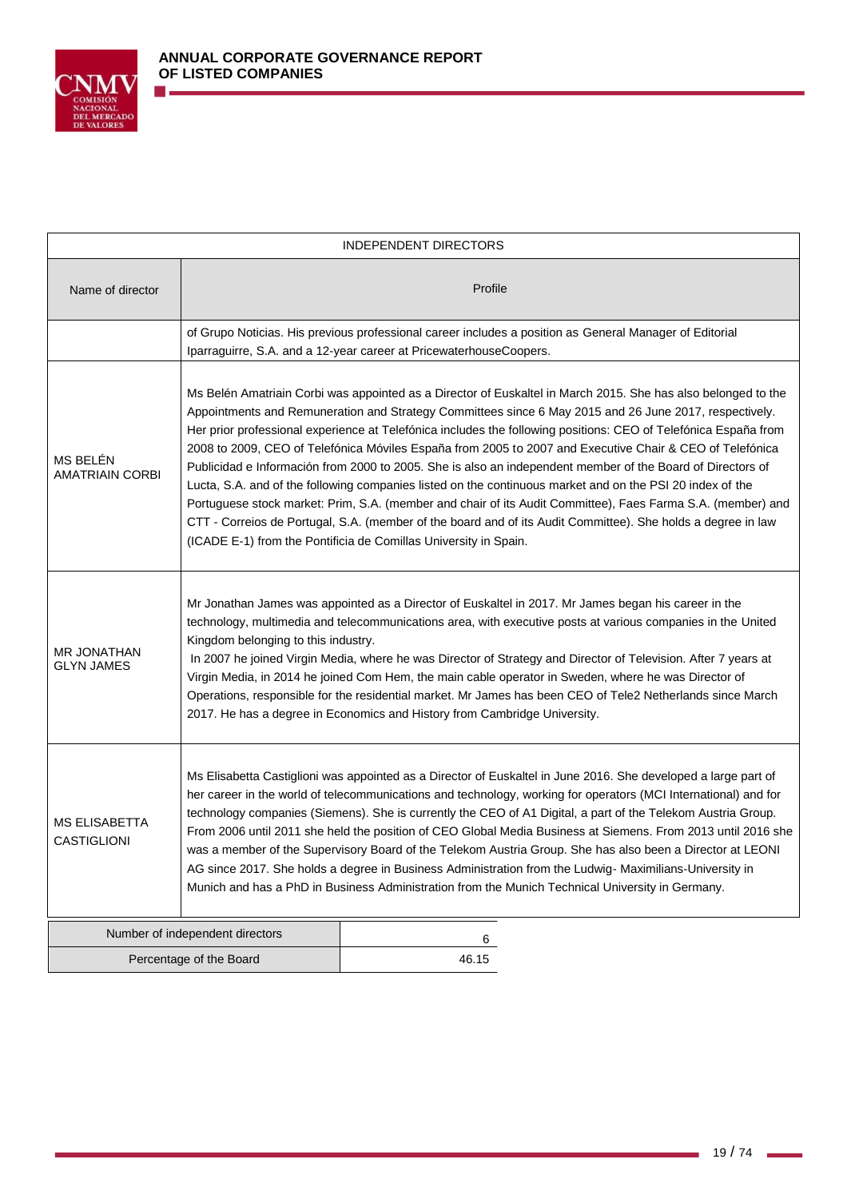| INDEPENDENT DIRECTORS | |
|---|---|
| Name of director | Profile |
| | of Grupo Noticias. His previous professional career includes a position as General Manager of Editorial Iparraguirre, S.A. and a 12-year career at PricewaterhouseCoopers. |
| MS BELÉN AMATRIAIN CORBI | Ms Belén Amatriain Corbi was appointed as a Director of Euskaltel in March 2015. She has also belonged to the Appointments and Remuneration and Strategy Committees since 6 May 2015 and 26 June 2017, respectively. Her prior professional experience at Telefónica includes the following positions: CEO of Telefónica España from 2008 to 2009, CEO of Telefónica Móviles España from 2005 to 2007 and Executive Chair & CEO of Telefónica Publicidad e Información from 2000 to 2005. She is also an independent member of the Board of Directors of Lucta, S.A. and of the following companies listed on the continuous market and on the PSI 20 index of the Portuguese stock market: Prim, S.A. (member and chair of its Audit Committee), Faes Farma S.A. (member) and CTT - Correios de Portugal, S.A. (member of the board and of its Audit Committee). She holds a degree in law (ICADE E-1) from the Pontificia de Comillas University in Spain. |
| MR JONATHAN GLYN JAMES | Mr Jonathan James was appointed as a Director of Euskaltel in 2017. Mr James began his career in the technology, multimedia and telecommunications area, with executive posts at various companies in the United Kingdom belonging to this industry. In 2007 he joined Virgin Media, where he was Director of Strategy and Director of Television. After 7 years at Virgin Media, in 2014 he joined Com Hem, the main cable operator in Sweden, where he was Director of Operations, responsible for the residential market. Mr James has been CEO of Tele2 Netherlands since March 2017. He has a degree in Economics and History from Cambridge University. |
| MS ELISABETTA CASTIGLIONI | Ms Elisabetta Castiglioni was appointed as a Director of Euskaltel in June 2016. She developed a large part of her career in the world of telecommunications and technology, working for operators (MCI International) and for technology companies (Siemens). She is currently the CEO of A1 Digital, a part of the Telekom Austria Group. From 2006 until 2011 she held the position of CEO Global Media Business at Siemens. From 2013 until 2016 she was a member of the Supervisory Board of the Telekom Austria Group. She has also been a Director at LEONI AG since 2017. She holds a degree in Business Administration from the Ludwig- Maximilians-University in Munich and has a PhD in Business Administration from the Munich Technical University in Germany. |

| Number of independent directors | 6 |
|---|---|
| Percentage of the Board | 46.15 |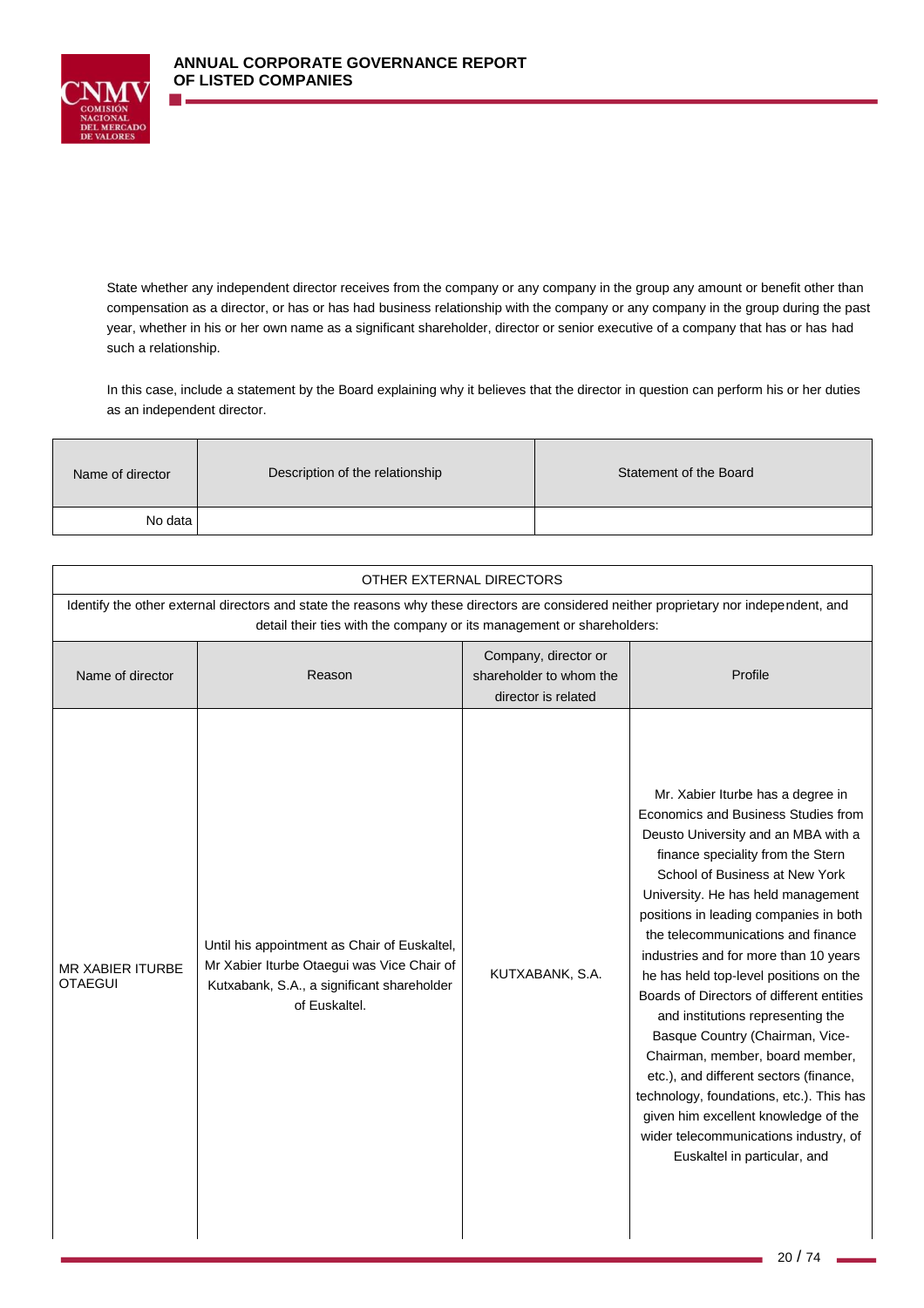State whether any independent director receives from the company or any company in the group any amount or benefit other than compensation as a director, or has or has had business relationship with the company or any company in the group during the past year, whether in his or her own name as a significant shareholder, director or senior executive of a company that has or has had such a relationship.

In this case, include a statement by the Board explaining why it believes that the director in question can perform his or her duties as an independent director.

| Name of director | Description of the relationship | Statement of the Board |
| --- | --- | --- |
| No data | | |

OTHER EXTERNAL DIRECTORS

Identify the other external directors and state the reasons why these directors are considered neither proprietary nor independent, and detail their ties with the company or its management or shareholders:

| Name of director | Reason | Company, director or shareholder to whom the director is related | Profile |
| --- | --- | --- | --- |
| MR XABIER ITURBE OTAEGUI | Until his appointment as Chair of Euskaltel, Mr Xabier Iturbe Otaegui was Vice Chair of Kutxabank, S.A., a significant shareholder of Euskaltel. | KUTXABANK, S.A. | Mr. Xabier Iturbe has a degree in Economics and Business Studies from Deusto University and an MBA with a finance speciality from the Stern School of Business at New York University. He has held management positions in leading companies in both the telecommunications and finance industries and for more than 10 years he has held top-level positions on the Boards of Directors of different entities and institutions representing the Basque Country (Chairman, Vice-Chairman, member, board member, etc.), and different sectors (finance, technology, foundations, etc.). This has given him excellent knowledge of the wider telecommunications industry, of Euskaltel in particular, and |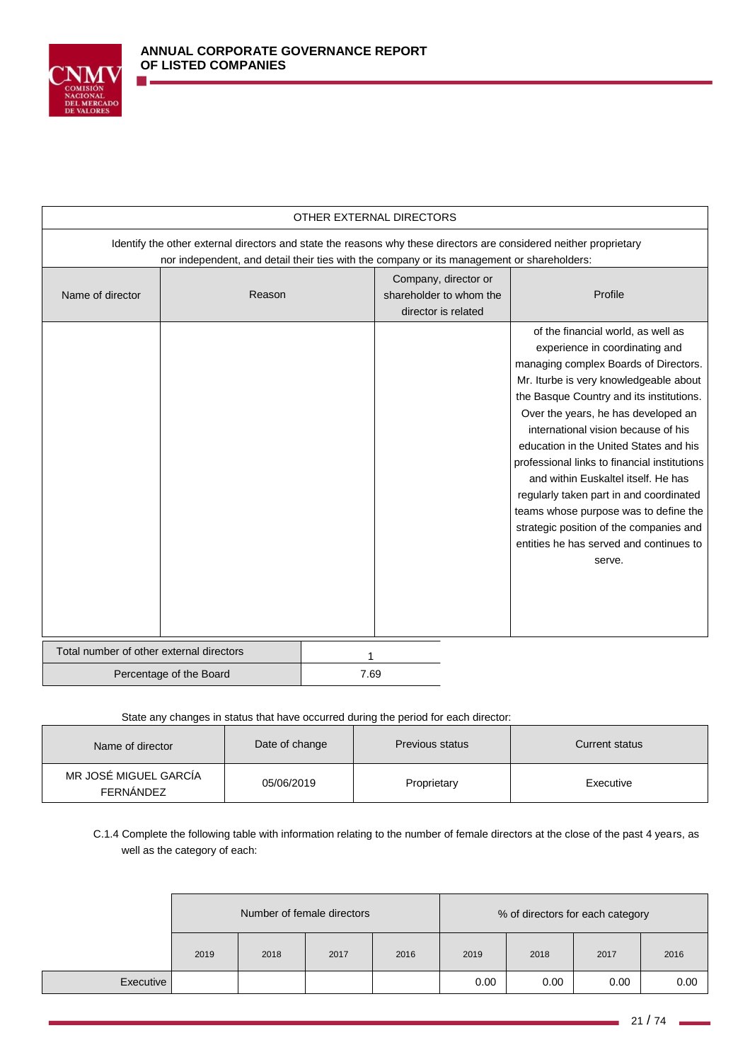| OTHER EXTERNAL DIRECTORS | | | |
|---|---|---|---|
| Identify the other external directors and state the reasons why these directors are considered neither proprietary nor independent, and detail their ties with the company or its management or shareholders: | | | |
| Name of director | Reason | Company, director or shareholder to whom the director is related | Profile |
| | | | of the financial world, as well as experience in coordinating and managing complex Boards of Directors. Mr. Iturbe is very knowledgeable about the Basque Country and its institutions. Over the years, he has developed an international vision because of his education in the United States and his professional links to financial institutions and within Euskaltel itself. He has regularly taken part in and coordinated teams whose purpose was to define the strategic position of the companies and entities he has served and continues to serve. |

| Total number of other external directors | 1 |
|---|---|
| Percentage of the Board | 7.69 |

State any changes in status that have occurred during the period for each director:

| Name of director | Date of change | Previous status | Current status |
|---|---|---|---|
| MR JOSÉ MIGUEL GARCÍA FERNÁNDEZ | 05/06/2019 | Proprietary | Executive |

C.1.4 Complete the following table with information relating to the number of female directors at the close of the past 4 years, as well as the category of each:

| | Number of female directors | | | | % of directors for each category | | | |
|---|---|---|---|---|---|---|---|---|
| | 2019 | 2018 | 2017 | 2016 | 2019 | 2018 | 2017 | 2016 |
| Executive | | | | | 0.00 | 0.00 | 0.00 | 0.00 |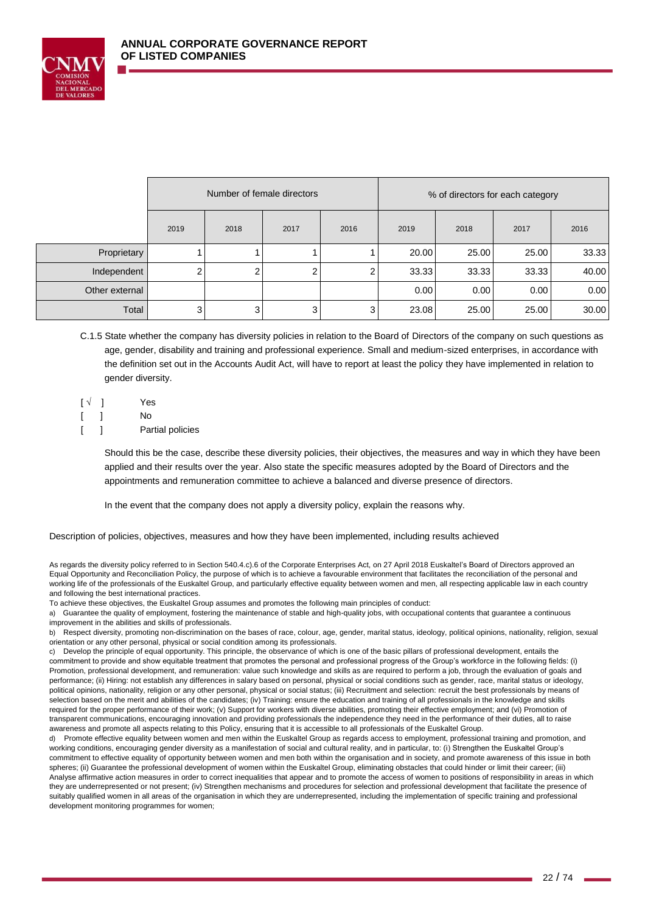| | Number of female directors | | | | % of directors for each category | | | |
|---|---|---|---|---|---|---|---|---|
| | 2019 | 2018 | 2017 | 2016 | 2019 | 2018 | 2017 | 2016 |
| Proprietary | 1 | 1 | 1 | 1 | 20.00 | 25.00 | 25.00 | 33.33 |
| Independent | 2 | 2 | 2 | 2 | 33.33 | 33.33 | 33.33 | 40.00 |
| Other external | | | | | 0.00 | 0.00 | 0.00 | 0.00 |
| Total | 3 | 3 | 3 | 3 | 23.08 | 25.00 | 25.00 | 30.00 |

C.1.5 State whether the company has diversity policies in relation to the Board of Directors of the company on such questions as age, gender, disability and training and professional experience. Small and medium-sized enterprises, in accordance with the definition set out in the Accounts Audit Act, will have to report at least the policy they have implemented in relation to gender diversity.

[ √ ] Yes
[ ] No
[ ] Partial policies

Should this be the case, describe these diversity policies, their objectives, the measures and way in which they have been applied and their results over the year. Also state the specific measures adopted by the Board of Directors and the appointments and remuneration committee to achieve a balanced and diverse presence of directors.

In the event that the company does not apply a diversity policy, explain the reasons why.

Description of policies, objectives, measures and how they have been implemented, including results achieved

As regards the diversity policy referred to in Section 540.4.c).6 of the Corporate Enterprises Act, on 27 April 2018 Euskaltel's Board of Directors approved an Equal Opportunity and Reconciliation Policy, the purpose of which is to achieve a favourable environment that facilitates the reconciliation of the personal and working life of the professionals of the Euskaltel Group, and particularly effective equality between women and men, all respecting applicable law in each country and following the best international practices.

To achieve these objectives, the Euskaltel Group assumes and promotes the following main principles of conduct:

a) Guarantee the quality of employment, fostering the maintenance of stable and high-quality jobs, with occupational contents that guarantee a continuous improvement in the abilities and skills of professionals.

b) Respect diversity, promoting non-discrimination on the bases of race, colour, age, gender, marital status, ideology, political opinions, nationality, religion, sexual orientation or any other personal, physical or social condition among its professionals.

c) Develop the principle of equal opportunity. This principle, the observance of which is one of the basic pillars of professional development, entails the commitment to provide and show equitable treatment that promotes the personal and professional progress of the Group's workforce in the following fields: (i) Promotion, professional development, and remuneration: value such knowledge and skills as are required to perform a job, through the evaluation of goals and performance; (ii) Hiring: not establish any differences in salary based on personal, physical or social conditions such as gender, race, marital status or ideology, political opinions, nationality, religion or any other personal, physical or social status; (iii) Recruitment and selection: recruit the best professionals by means of selection based on the merit and abilities of the candidates; (iv) Training: ensure the education and training of all professionals in the knowledge and skills required for the proper performance of their work; (v) Support for workers with diverse abilities, promoting their effective employment; and (vi) Promotion of transparent communications, encouraging innovation and providing professionals the independence they need in the performance of their duties, all to raise awareness and promote all aspects relating to this Policy, ensuring that it is accessible to all professionals of the Euskaltel Group.

d) Promote effective equality between women and men within the Euskaltel Group as regards access to employment, professional training and promotion, and working conditions, encouraging gender diversity as a manifestation of social and cultural reality, and in particular, to: (i) Strengthen the Euskaltel Group's commitment to effective equality of opportunity between women and men both within the organisation and in society, and promote awareness of this issue in both spheres; (ii) Guarantee the professional development of women within the Euskaltel Group, eliminating obstacles that could hinder or limit their career; (iii) Analyse affirmative action measures in order to correct inequalities that appear and to promote the access of women to positions of responsibility in areas in which they are underrepresented or not present; (iv) Strengthen mechanisms and procedures for selection and professional development that facilitate the presence of suitably qualified women in all areas of the organisation in which they are underrepresented, including the implementation of specific training and professional development monitoring programmes for women;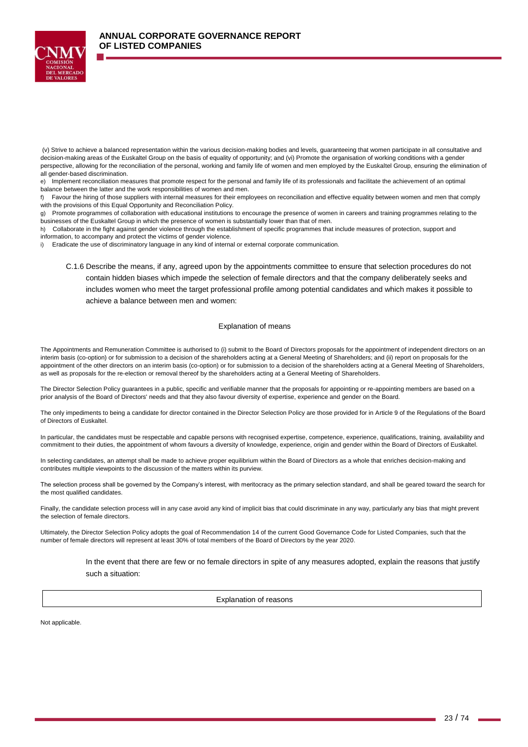(v) Strive to achieve a balanced representation within the various decision-making bodies and levels, guaranteeing that women participate in all consultative and decision-making areas of the Euskaltel Group on the basis of equality of opportunity; and (vi) Promote the organisation of working conditions with a gender perspective, allowing for the reconciliation of the personal, working and family life of women and men employed by the Euskaltel Group, ensuring the elimination of all gender-based discrimination.

e) Implement reconciliation measures that promote respect for the personal and family life of its professionals and facilitate the achievement of an optimal balance between the latter and the work responsibilities of women and men.

f) Favour the hiring of those suppliers with internal measures for their employees on reconciliation and effective equality between women and men that comply with the provisions of this Equal Opportunity and Reconciliation Policy.

g) Promote programmes of collaboration with educational institutions to encourage the presence of women in careers and training programmes relating to the businesses of the Euskaltel Group in which the presence of women is substantially lower than that of men.

h) Collaborate in the fight against gender violence through the establishment of specific programmes that include measures of protection, support and information, to accompany and protect the victims of gender violence.

i) Eradicate the use of discriminatory language in any kind of internal or external corporate communication.

C.1.6 Describe the means, if any, agreed upon by the appointments committee to ensure that selection procedures do not contain hidden biases which impede the selection of female directors and that the company deliberately seeks and includes women who meet the target professional profile among potential candidates and which makes it possible to achieve a balance between men and women:

Explanation of means

The Appointments and Remuneration Committee is authorised to (i) submit to the Board of Directors proposals for the appointment of independent directors on an interim basis (co-option) or for submission to a decision of the shareholders acting at a General Meeting of Shareholders; and (ii) report on proposals for the appointment of the other directors on an interim basis (co-option) or for submission to a decision of the shareholders acting at a General Meeting of Shareholders, as well as proposals for the re-election or removal thereof by the shareholders acting at a General Meeting of Shareholders.

The Director Selection Policy guarantees in a public, specific and verifiable manner that the proposals for appointing or re-appointing members are based on a prior analysis of the Board of Directors' needs and that they also favour diversity of expertise, experience and gender on the Board.

The only impediments to being a candidate for director contained in the Director Selection Policy are those provided for in Article 9 of the Regulations of the Board of Directors of Euskaltel.

In particular, the candidates must be respectable and capable persons with recognised expertise, competence, experience, qualifications, training, availability and commitment to their duties, the appointment of whom favours a diversity of knowledge, experience, origin and gender within the Board of Directors of Euskaltel.

In selecting candidates, an attempt shall be made to achieve proper equilibrium within the Board of Directors as a whole that enriches decision-making and contributes multiple viewpoints to the discussion of the matters within its purview.

The selection process shall be governed by the Company's interest, with meritocracy as the primary selection standard, and shall be geared toward the search for the most qualified candidates.

Finally, the candidate selection process will in any case avoid any kind of implicit bias that could discriminate in any way, particularly any bias that might prevent the selection of female directors.

Ultimately, the Director Selection Policy adopts the goal of Recommendation 14 of the current Good Governance Code for Listed Companies, such that the number of female directors will represent at least 30% of total members of the Board of Directors by the year 2020.

In the event that there are few or no female directors in spite of any measures adopted, explain the reasons that justify such a situation:

| Explanation of reasons |
|---|

Not applicable.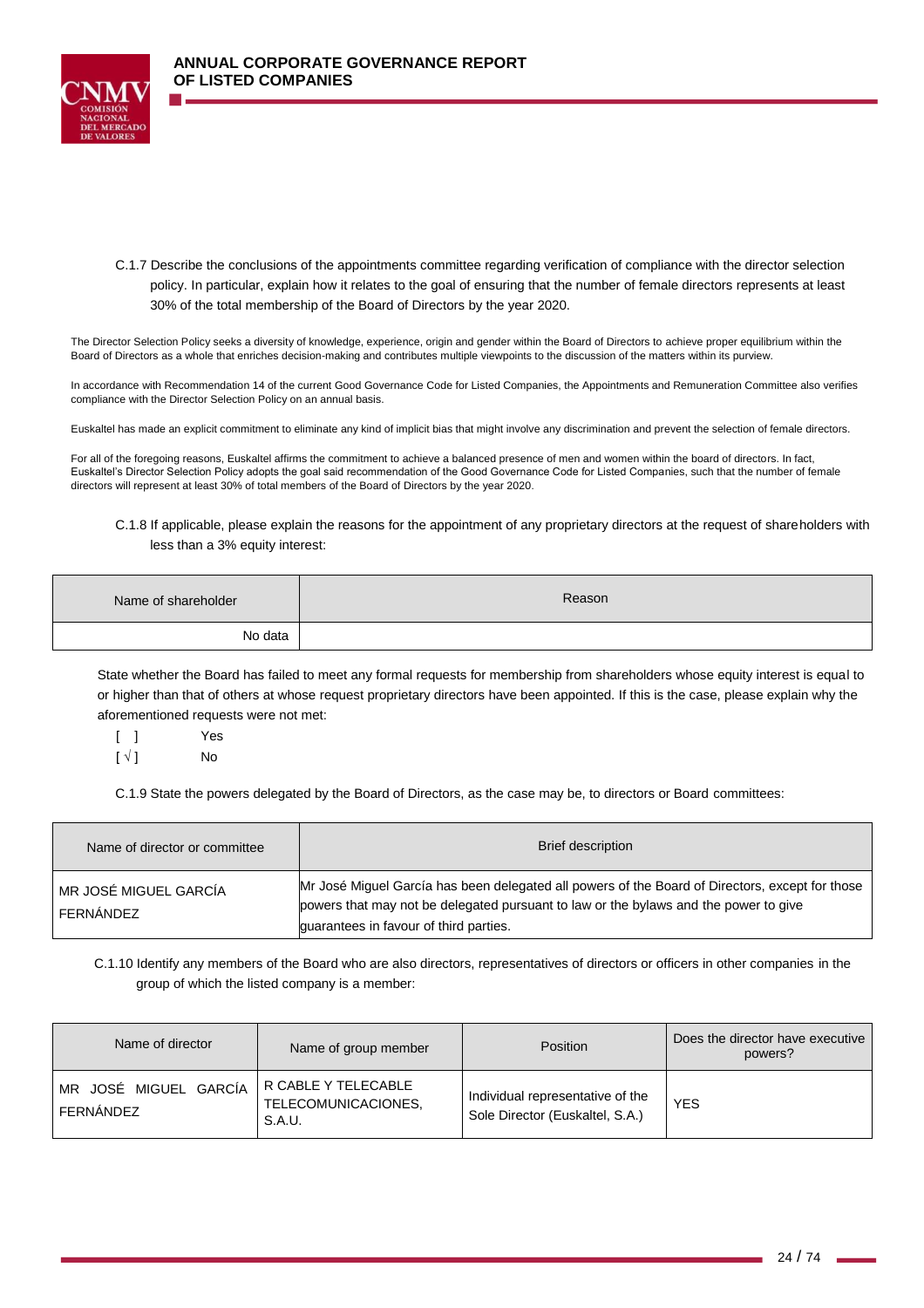C.1.7 Describe the conclusions of the appointments committee regarding verification of compliance with the director selection policy. In particular, explain how it relates to the goal of ensuring that the number of female directors represents at least 30% of the total membership of the Board of Directors by the year 2020.

The Director Selection Policy seeks a diversity of knowledge, experience, origin and gender within the Board of Directors to achieve proper equilibrium within the Board of Directors as a whole that enriches decision-making and contributes multiple viewpoints to the discussion of the matters within its purview.

In accordance with Recommendation 14 of the current Good Governance Code for Listed Companies, the Appointments and Remuneration Committee also verifies compliance with the Director Selection Policy on an annual basis.

Euskaltel has made an explicit commitment to eliminate any kind of implicit bias that might involve any discrimination and prevent the selection of female directors.

For all of the foregoing reasons, Euskaltel affirms the commitment to achieve a balanced presence of men and women within the board of directors. In fact, Euskaltel's Director Selection Policy adopts the goal said recommendation of the Good Governance Code for Listed Companies, such that the number of female directors will represent at least 30% of total members of the Board of Directors by the year 2020.

C.1.8 If applicable, please explain the reasons for the appointment of any proprietary directors at the request of shareholders with less than a 3% equity interest:

| Name of shareholder | Reason |
|---|---|
| No data | |

State whether the Board has failed to meet any formal requests for membership from shareholders whose equity interest is equal to or higher than that of others at whose request proprietary directors have been appointed. If this is the case, please explain why the aforementioned requests were not met:

[ ] Yes
[ √ ] No

C.1.9 State the powers delegated by the Board of Directors, as the case may be, to directors or Board committees:

| Name of director or committee | Brief description |
|---|---|
| MR JOSÉ MIGUEL GARCÍA FERNÁNDEZ | Mr José Miguel García has been delegated all powers of the Board of Directors, except for those powers that may not be delegated pursuant to law or the bylaws and the power to give guarantees in favour of third parties. |

C.1.10 Identify any members of the Board who are also directors, representatives of directors or officers in other companies in the group of which the listed company is a member:

| Name of director | Name of group member | Position | Does the director have executive powers? |
|---|---|---|---|
| MR JOSÉ MIGUEL GARCÍA FERNÁNDEZ | R CABLE Y TELECABLE TELECOMUNICACIONES, S.A.U. | Individual representative of the Sole Director (Euskaltel, S.A.) | YES |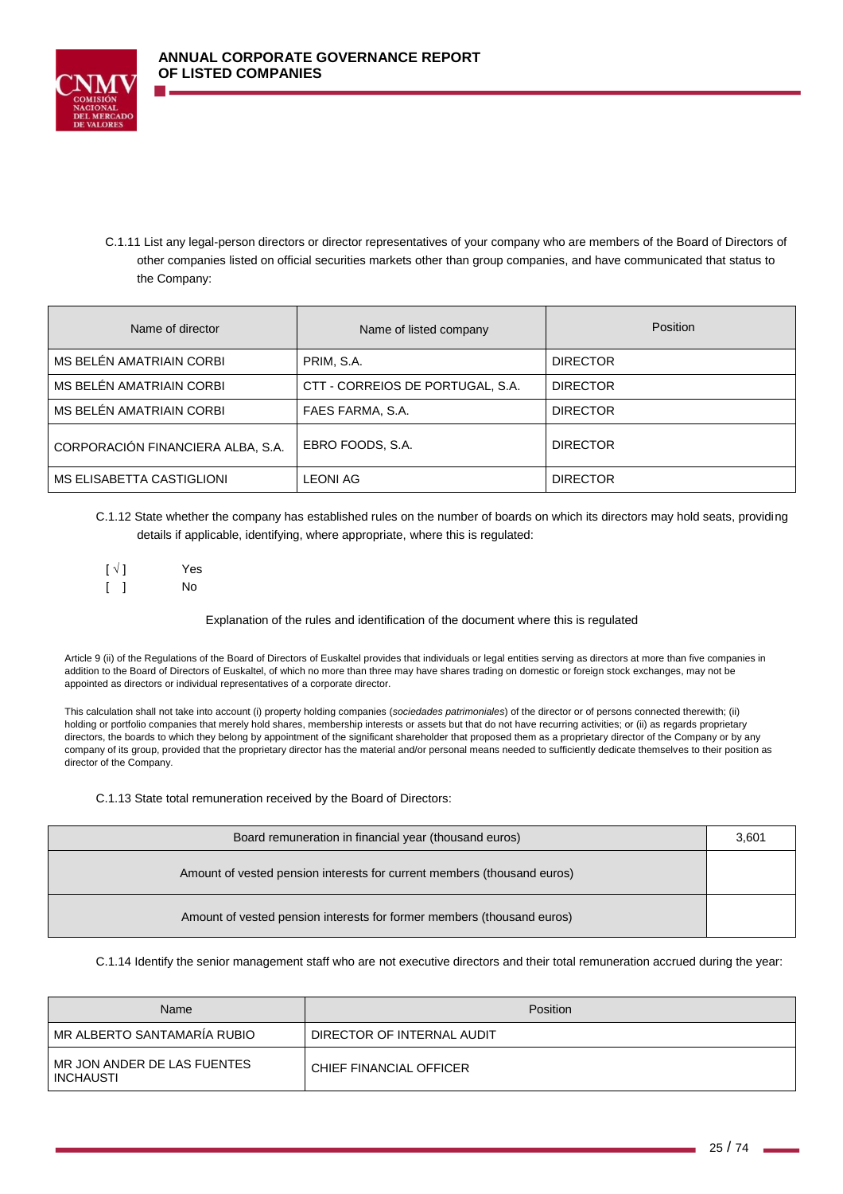C.1.11 List any legal-person directors or director representatives of your company who are members of the Board of Directors of other companies listed on official securities markets other than group companies, and have communicated that status to the Company:

| Name of director | Name of listed company | Position |
|---|---|---|
| MS BELÉN AMATRAIN CORBI | PRIM, S.A. | DIRECTOR |
| MS BELÉN AMATRAIN CORBI | CTT - CORREIOS DE PORTUGAL, S.A. | DIRECTOR |
| MS BELÉN AMATRAIN CORBI | FAES FARMA, S.A. | DIRECTOR |
| CORPORACIÓN FINANCIERA ALBA, S.A. | EBRO FOODS, S.A. | DIRECTOR |
| MS ELISABETTA CASTIGLIONI | LEONI AG | DIRECTOR |

C.1.12 State whether the company has established rules on the number of boards on which its directors may hold seats, providing details if applicable, identifying, where appropriate, where this is regulated:

[ √ ] Yes
[ ] No

Explanation of the rules and identification of the document where this is regulated

Article 9 (ii) of the Regulations of the Board of Directors of Euskaltel provides that individuals or legal entities serving as directors at more than five companies in addition to the Board of Directors of Euskaltel, of which no more than three may have shares trading on domestic or foreign stock exchanges, may not be appointed as directors or individual representatives of a corporate director.

This calculation shall not take into account (i) property holding companies (*sociedades patrimoniales*) of the director or of persons connected therewith; (ii) holding or portfolio companies that merely hold shares, membership interests or assets but that do not have recurring activities; or (ii) as regards proprietary directors, the boards to which they belong by appointment of the significant shareholder that proposed them as a proprietary director of the Company or by any company of its group, provided that the proprietary director has the material and/or personal means needed to sufficiently dedicate themselves to their position as director of the Company.

C.1.13 State total remuneration received by the Board of Directors:

| Board remuneration in financial year (thousand euros) | 3,601 |
|---|---|
| Amount of vested pension interests for current members (thousand euros) | |
| Amount of vested pension interests for former members (thousand euros) | |

C.1.14 Identify the senior management staff who are not executive directors and their total remuneration accrued during the year:

| Name | Position |
|---|---|
| MR ALBERTO SANTAMARÍA RUBIO | DIRECTOR OF INTERNAL AUDIT |
| MR JON ANDER DE LAS FUENTES INCHAUSTI | CHIEF FINANCIAL OFFICER |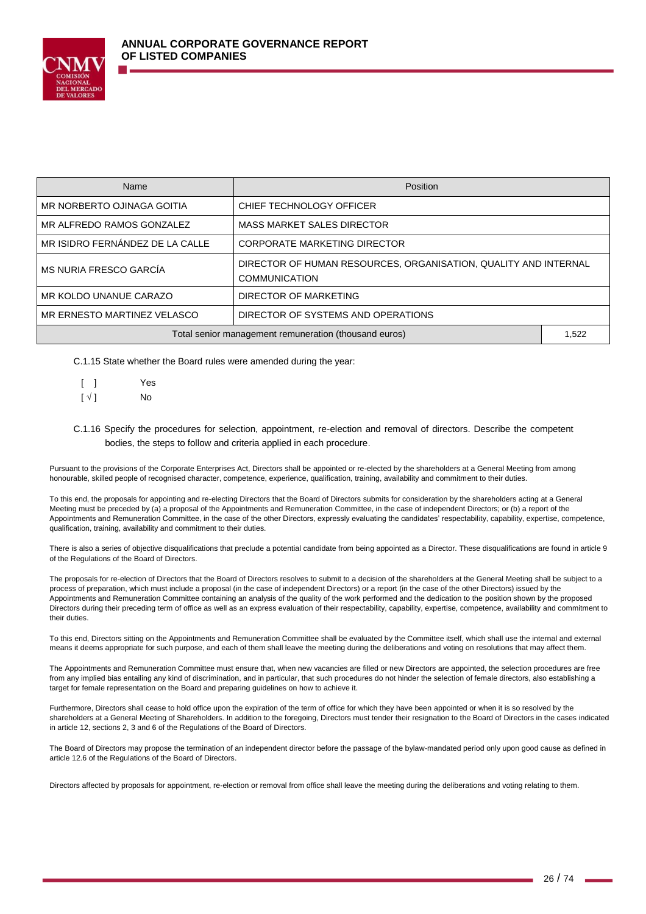| Name | Position | |
|---|---|---|
| MR NORBERTO OJINAGA GOITIA | CHIEF TECHNOLOGY OFFICER | |
| MR ALFREDO RAMOS GONZALEZ | MASS MARKET SALES DIRECTOR | |
| MR ISIDRO FERNÁNDEZ DE LA CALLE | CORPORATE MARKETING DIRECTOR | |
| MS NURIA FRESCO GARCÍA | DIRECTOR OF HUMAN RESOURCES, ORGANISATION, QUALITY AND INTERNAL COMMUNICATION | |
| MR KOLDO UNANUE CARAZO | DIRECTOR OF MARKETING | |
| MR ERNESTO MARTINEZ VELASCO | DIRECTOR OF SYSTEMS AND OPERATIONS | |
| Total senior management remuneration (thousand euros) | | 1,522 |

C.1.15 State whether the Board rules were amended during the year:

[ ] Yes
[ √ ] No

C.1.16 Specify the procedures for selection, appointment, re-election and removal of directors. Describe the competent bodies, the steps to follow and criteria applied in each procedure.

Pursuant to the provisions of the Corporate Enterprises Act, Directors shall be appointed or re-elected by the shareholders at a General Meeting from among honourable, skilled people of recognised character, competence, experience, qualification, training, availability and commitment to their duties.

To this end, the proposals for appointing and re-electing Directors that the Board of Directors submits for consideration by the shareholders acting at a General Meeting must be preceded by (a) a proposal of the Appointments and Remuneration Committee, in the case of independent Directors; or (b) a report of the Appointments and Remuneration Committee, in the case of the other Directors, expressly evaluating the candidates' respectability, capability, expertise, competence, qualification, training, availability and commitment to their duties.

There is also a series of objective disqualifications that preclude a potential candidate from being appointed as a Director. These disqualifications are found in article 9 of the Regulations of the Board of Directors.

The proposals for re-election of Directors that the Board of Directors resolves to submit to a decision of the shareholders at the General Meeting shall be subject to a process of preparation, which must include a proposal (in the case of independent Directors) or a report (in the case of the other Directors) issued by the Appointments and Remuneration Committee containing an analysis of the quality of the work performed and the dedication to the position shown by the proposed Directors during their preceding term of office as well as an express evaluation of their respectability, capability, expertise, competence, availability and commitment to their duties.

To this end, Directors sitting on the Appointments and Remuneration Committee shall be evaluated by the Committee itself, which shall use the internal and external means it deems appropriate for such purpose, and each of them shall leave the meeting during the deliberations and voting on resolutions that may affect them.

The Appointments and Remuneration Committee must ensure that, when new vacancies are filled or new Directors are appointed, the selection procedures are free from any implied bias entailing any kind of discrimination, and in particular, that such procedures do not hinder the selection of female directors, also establishing a target for female representation on the Board and preparing guidelines on how to achieve it.

Furthermore, Directors shall cease to hold office upon the expiration of the term of office for which they have been appointed or when it is so resolved by the shareholders at a General Meeting of Shareholders. In addition to the foregoing, Directors must tender their resignation to the Board of Directors in the cases indicated in article 12, sections 2, 3 and 6 of the Regulations of the Board of Directors.

The Board of Directors may propose the termination of an independent director before the passage of the bylaw-mandated period only upon good cause as defined in article 12.6 of the Regulations of the Board of Directors.

Directors affected by proposals for appointment, re-election or removal from office shall leave the meeting during the deliberations and voting relating to them.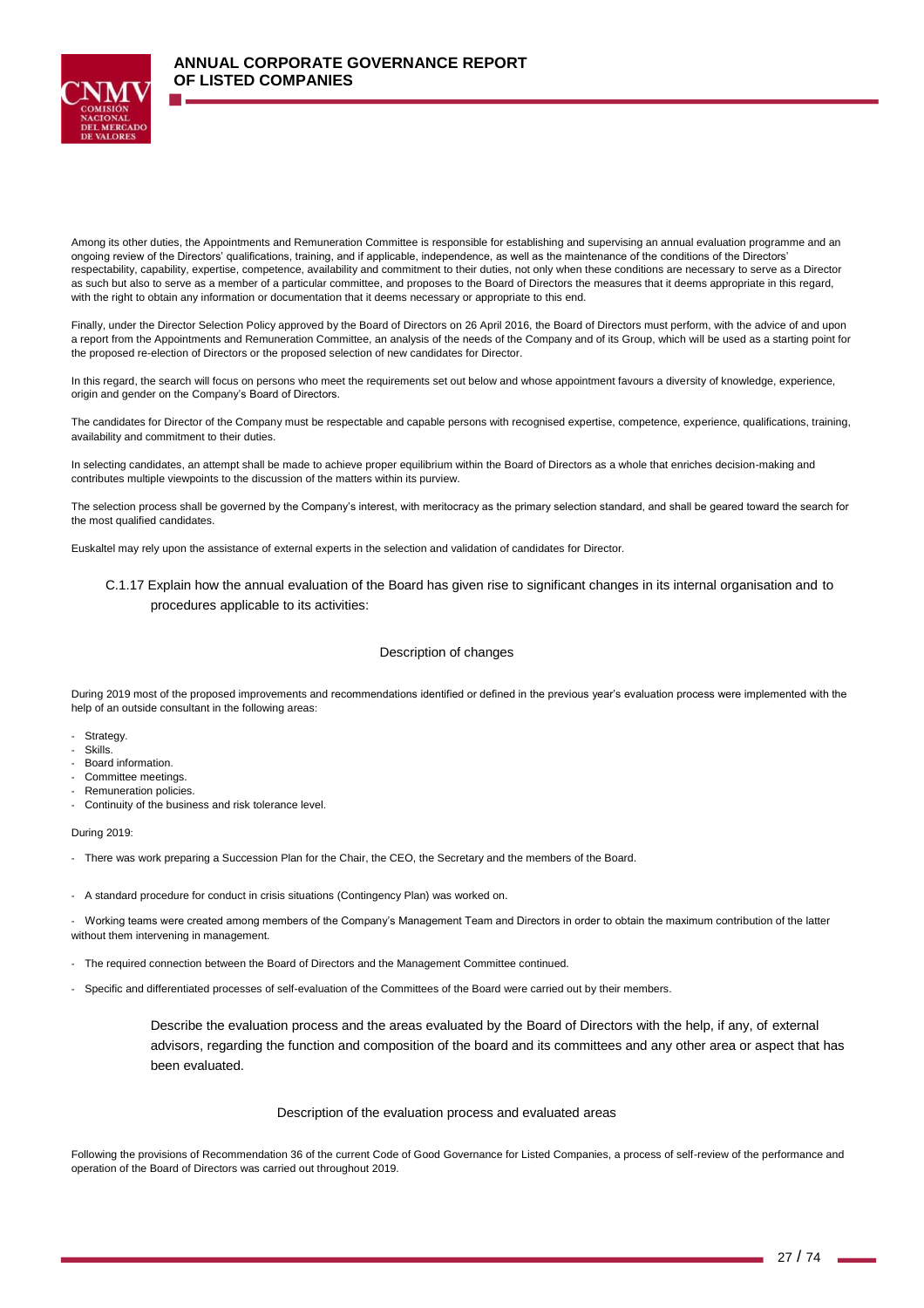Among its other duties, the Appointments and Remuneration Committee is responsible for establishing and supervising an annual evaluation programme and an ongoing review of the Directors' qualifications, training, and if applicable, independence, as well as the maintenance of the conditions of the Directors' respectability, capability, expertise, competence, availability and commitment to their duties, not only when these conditions are necessary to serve as a Director as such but also to serve as a member of a particular committee, and proposes to the Board of Directors the measures that it deems appropriate in this regard, with the right to obtain any information or documentation that it deems necessary or appropriate to this end.

Finally, under the Director Selection Policy approved by the Board of Directors on 26 April 2016, the Board of Directors must perform, with the advice of and upon a report from the Appointments and Remuneration Committee, an analysis of the needs of the Company and of its Group, which will be used as a starting point for the proposed re-election of Directors or the proposed selection of new candidates for Director.

In this regard, the search will focus on persons who meet the requirements set out below and whose appointment favours a diversity of knowledge, experience, origin and gender on the Company's Board of Directors.

The candidates for Director of the Company must be respectable and capable persons with recognised expertise, competence, experience, qualifications, training, availability and commitment to their duties.

In selecting candidates, an attempt shall be made to achieve proper equilibrium within the Board of Directors as a whole that enriches decision-making and contributes multiple viewpoints to the discussion of the matters within its purview.

The selection process shall be governed by the Company's interest, with meritocracy as the primary selection standard, and shall be geared toward the search for the most qualified candidates.

Euskaltel may rely upon the assistance of external experts in the selection and validation of candidates for Director.

C.1.17 Explain how the annual evaluation of the Board has given rise to significant changes in its internal organisation and to procedures applicable to its activities:

Description of changes

During 2019 most of the proposed improvements and recommendations identified or defined in the previous year's evaluation process were implemented with the help of an outside consultant in the following areas:

- Strategy.
- Skills.
- Board information.
- Committee meetings.
- Remuneration policies.
- Continuity of the business and risk tolerance level.

During 2019:

- There was work preparing a Succession Plan for the Chair, the CEO, the Secretary and the members of the Board.
- A standard procedure for conduct in crisis situations (Contingency Plan) was worked on.
- Working teams were created among members of the Company's Management Team and Directors in order to obtain the maximum contribution of the latter without them intervening in management.
- The required connection between the Board of Directors and the Management Committee continued.
- Specific and differentiated processes of self-evaluation of the Committees of the Board were carried out by their members.

Describe the evaluation process and the areas evaluated by the Board of Directors with the help, if any, of external advisors, regarding the function and composition of the board and its committees and any other area or aspect that has been evaluated.

Description of the evaluation process and evaluated areas

Following the provisions of Recommendation 36 of the current Code of Good Governance for Listed Companies, a process of self-review of the performance and operation of the Board of Directors was carried out throughout 2019.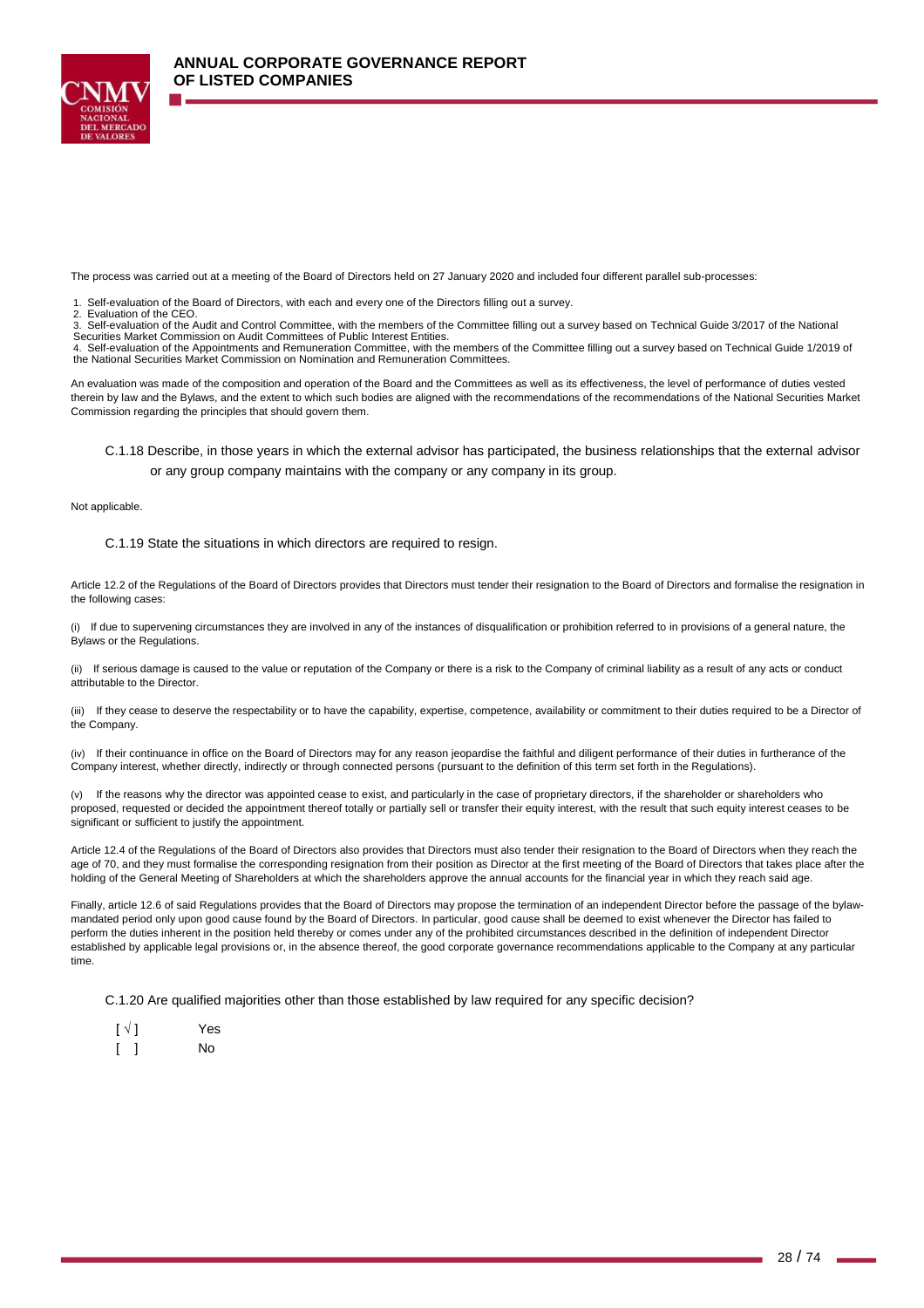The process was carried out at a meeting of the Board of Directors held on 27 January 2020 and included four different parallel sub-processes:

1. Self-evaluation of the Board of Directors, with each and every one of the Directors filling out a survey.
2. Evaluation of the CEO.
3. Self-evaluation of the Audit and Control Committee, with the members of the Committee filling out a survey based on Technical Guide 3/2017 of the National Securities Market Commission on Audit Committees of Public Interest Entities.
4. Self-evaluation of the Appointments and Remuneration Committee, with the members of the Committee filling out a survey based on Technical Guide 1/2019 of the National Securities Market Commission on Nomination and Remuneration Committees.

An evaluation was made of the composition and operation of the Board and the Committees as well as its effectiveness, the level of performance of duties vested therein by law and the Bylaws, and the extent to which such bodies are aligned with the recommendations of the recommendations of the National Securities Market Commission regarding the principles that should govern them.

### C.1.18 Describe, in those years in which the external advisor has participated, the business relationships that the external advisor or any group company maintains with the company or any company in its group.

Not applicable.

### C.1.19 State the situations in which directors are required to resign.

Article 12.2 of the Regulations of the Board of Directors provides that Directors must tender their resignation to the Board of Directors and formalise the resignation in the following cases:

(i) If due to supervening circumstances they are involved in any of the instances of disqualification or prohibition referred to in provisions of a general nature, the Bylaws or the Regulations.

(ii) If serious damage is caused to the value or reputation of the Company or there is a risk to the Company of criminal liability as a result of any acts or conduct attributable to the Director.

(iii) If they cease to deserve the respectability or to have the capability, expertise, competence, availability or commitment to their duties required to be a Director of the Company.

(iv) If their continuance in office on the Board of Directors may for any reason jeopardise the faithful and diligent performance of their duties in furtherance of the Company interest, whether directly, indirectly or through connected persons (pursuant to the definition of this term set forth in the Regulations).

(v) If the reasons why the director was appointed cease to exist, and particularly in the case of proprietary directors, if the shareholder or shareholders who proposed, requested or decided the appointment thereof totally or partially sell or transfer their equity interest, with the result that such equity interest ceases to be significant or sufficient to justify the appointment.

Article 12.4 of the Regulations of the Board of Directors also provides that Directors must also tender their resignation to the Board of Directors when they reach the age of 70, and they must formalise the corresponding resignation from their position as Director at the first meeting of the Board of Directors that takes place after the holding of the General Meeting of Shareholders at which the shareholders approve the annual accounts for the financial year in which they reach said age.

Finally, article 12.6 of said Regulations provides that the Board of Directors may propose the termination of an independent Director before the passage of the bylaw-mandated period only upon good cause found by the Board of Directors. In particular, good cause shall be deemed to exist whenever the Director has failed to perform the duties inherent in the position held thereby or comes under any of the prohibited circumstances described in the definition of independent Director established by applicable legal provisions or, in the absence thereof, the good corporate governance recommendations applicable to the Company at any particular time.

### C.1.20 Are qualified majorities other than those established by law required for any specific decision?

[ √ ] Yes

[ ] No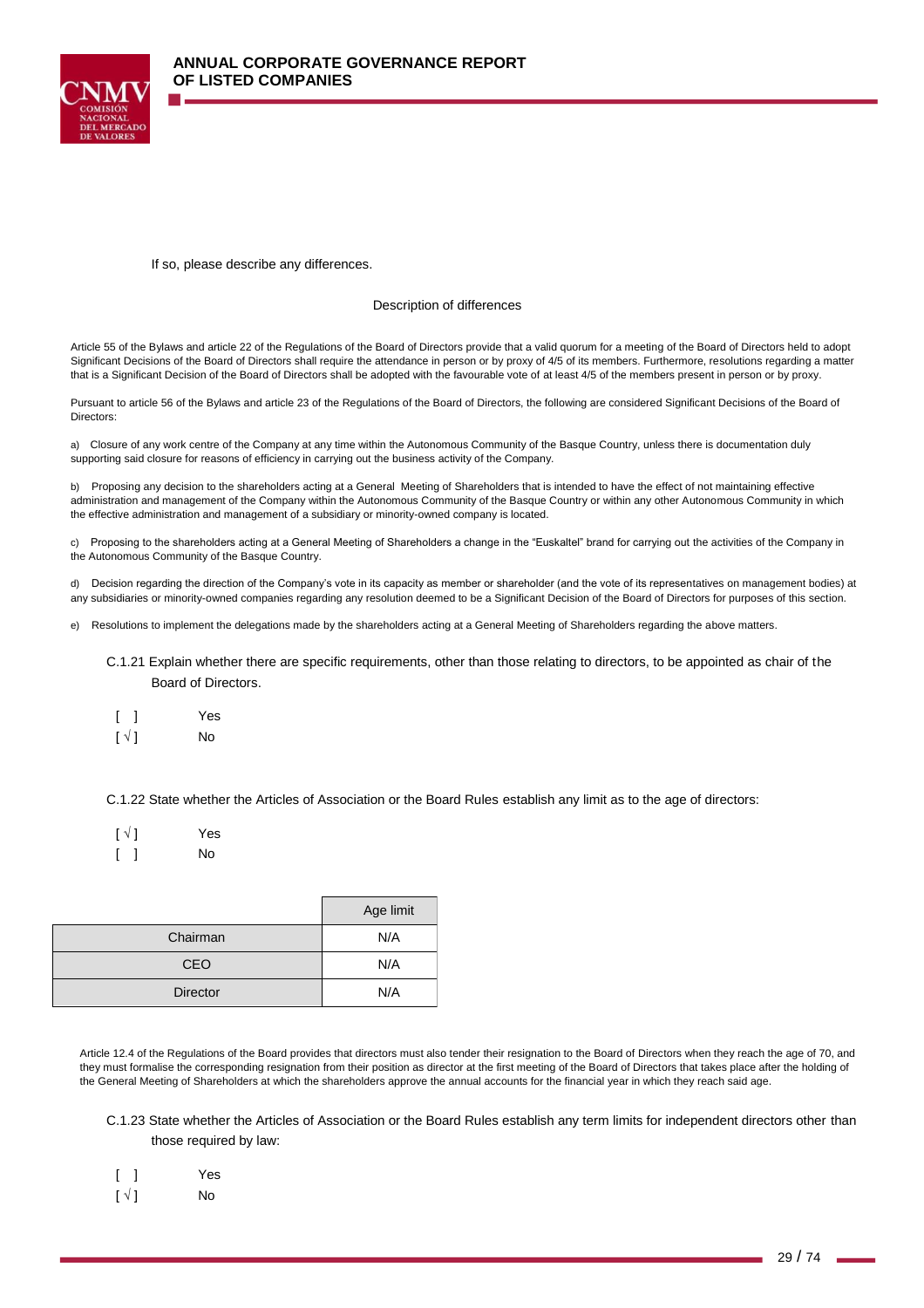If so, please describe any differences.

Description of differences

Article 55 of the Bylaws and article 22 of the Regulations of the Board of Directors provide that a valid quorum for a meeting of the Board of Directors held to adopt Significant Decisions of the Board of Directors shall require the attendance in person or by proxy of 4/5 of its members. Furthermore, resolutions regarding a matter that is a Significant Decision of the Board of Directors shall be adopted with the favourable vote of at least 4/5 of the members present in person or by proxy.

Pursuant to article 56 of the Bylaws and article 23 of the Regulations of the Board of Directors, the following are considered Significant Decisions of the Board of Directors:

a) Closure of any work centre of the Company at any time within the Autonomous Community of the Basque Country, unless there is documentation duly supporting said closure for reasons of efficiency in carrying out the business activity of the Company.

b) Proposing any decision to the shareholders acting at a General Meeting of Shareholders that is intended to have the effect of not maintaining effective administration and management of the Company within the Autonomous Community of the Basque Country or within any other Autonomous Community in which the effective administration and management of a subsidiary or minority-owned company is located.

c) Proposing to the shareholders acting at a General Meeting of Shareholders a change in the "Euskaltel" brand for carrying out the activities of the Company in the Autonomous Community of the Basque Country.

d) Decision regarding the direction of the Company's vote in its capacity as member or shareholder (and the vote of its representatives on management bodies) at any subsidiaries or minority-owned companies regarding any resolution deemed to be a Significant Decision of the Board of Directors for purposes of this section.

e) Resolutions to implement the delegations made by the shareholders acting at a General Meeting of Shareholders regarding the above matters.

C.1.21 Explain whether there are specific requirements, other than those relating to directors, to be appointed as chair of the Board of Directors.

[ ] Yes
[ √ ] No

C.1.22 State whether the Articles of Association or the Board Rules establish any limit as to the age of directors:

[ √ ] Yes
[ ] No

| | Age limit |
|---|---|
| Chairman | N/A |
| CEO | N/A |
| Director | N/A |

Article 12.4 of the Regulations of the Board provides that directors must also tender their resignation to the Board of Directors when they reach the age of 70, and they must formalise the corresponding resignation from their position as director at the first meeting of the Board of Directors that takes place after the holding of the General Meeting of Shareholders at which the shareholders approve the annual accounts for the financial year in which they reach said age.

C.1.23 State whether the Articles of Association or the Board Rules establish any term limits for independent directors other than those required by law:

[ ] Yes
[ √ ] No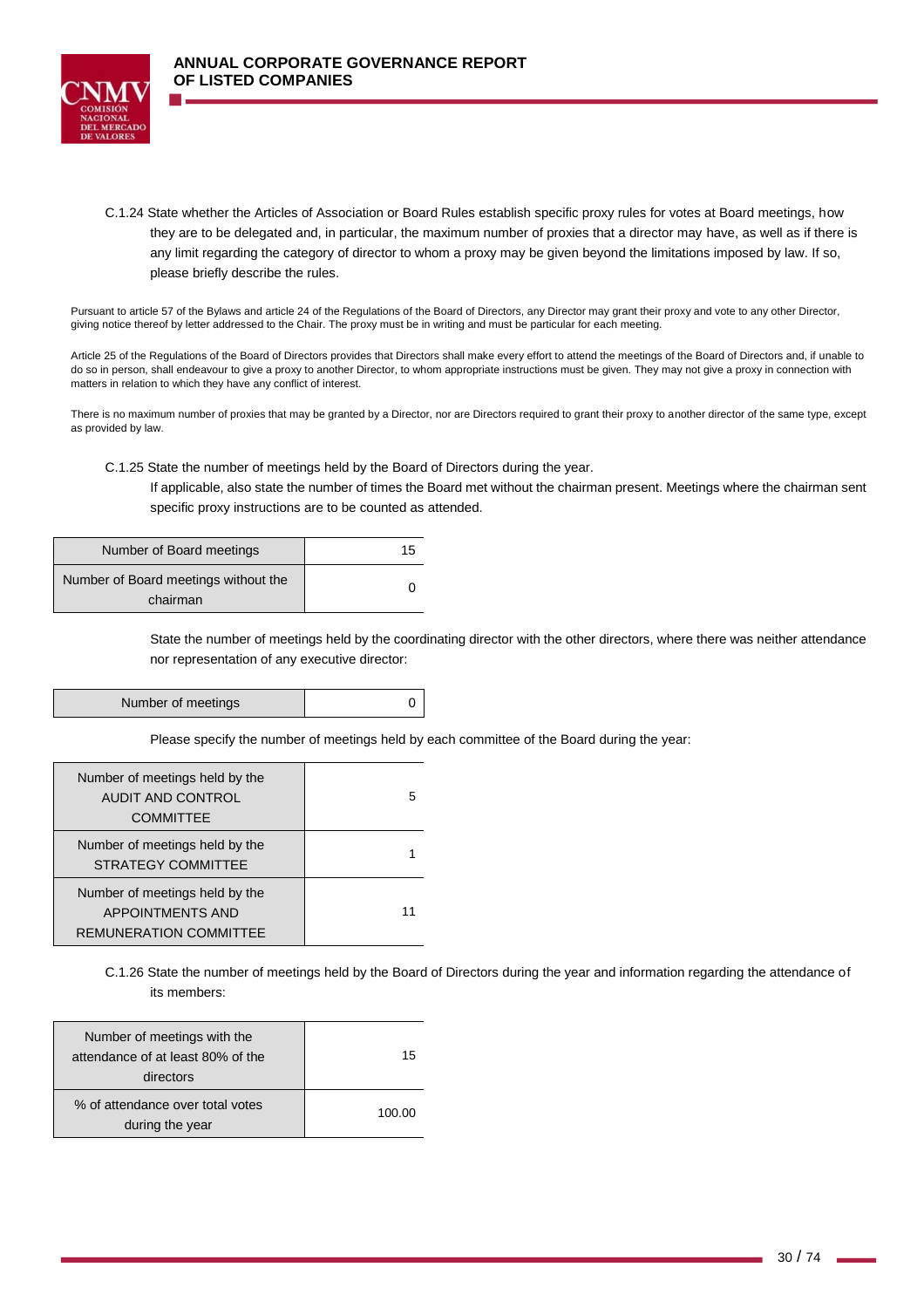C.1.24 State whether the Articles of Association or Board Rules establish specific proxy rules for votes at Board meetings, how they are to be delegated and, in particular, the maximum number of proxies that a director may have, as well as if there is any limit regarding the category of director to whom a proxy may be given beyond the limitations imposed by law. If so, please briefly describe the rules.

Pursuant to article 57 of the Bylaws and article 24 of the Regulations of the Board of Directors, any Director may grant their proxy and vote to any other Director, giving notice thereof by letter addressed to the Chair. The proxy must be in writing and must be particular for each meeting.

Article 25 of the Regulations of the Board of Directors provides that Directors shall make every effort to attend the meetings of the Board of Directors and, if unable to do so in person, shall endeavour to give a proxy to another Director, to whom appropriate instructions must be given. They may not give a proxy in connection with matters in relation to which they have any conflict of interest.

There is no maximum number of proxies that may be granted by a Director, nor are Directors required to grant their proxy to another director of the same type, except as provided by law.

C.1.25 State the number of meetings held by the Board of Directors during the year.

If applicable, also state the number of times the Board met without the chairman present. Meetings where the chairman sent specific proxy instructions are to be counted as attended.

| | |
|---|---|
| Number of Board meetings | 15 |
| Number of Board meetings without the chairman | 0 |

State the number of meetings held by the coordinating director with the other directors, where there was neither attendance nor representation of any executive director:

| | |
|---|---|
| Number of meetings | 0 |

Please specify the number of meetings held by each committee of the Board during the year:

| | |
|---|---|
| Number of meetings held by the AUDIT AND CONTROL COMMITTEE | 5 |
| Number of meetings held by the STRATEGY COMMITTEE | 1 |
| Number of meetings held by the APPOINTMENTS AND REMUNERATION COMMITTEE | 11 |

C.1.26 State the number of meetings held by the Board of Directors during the year and information regarding the attendance of its members:

| | |
|---|---|
| Number of meetings with the attendance of at least 80% of the directors | 15 |
| % of attendance over total votes during the year | 100.00 |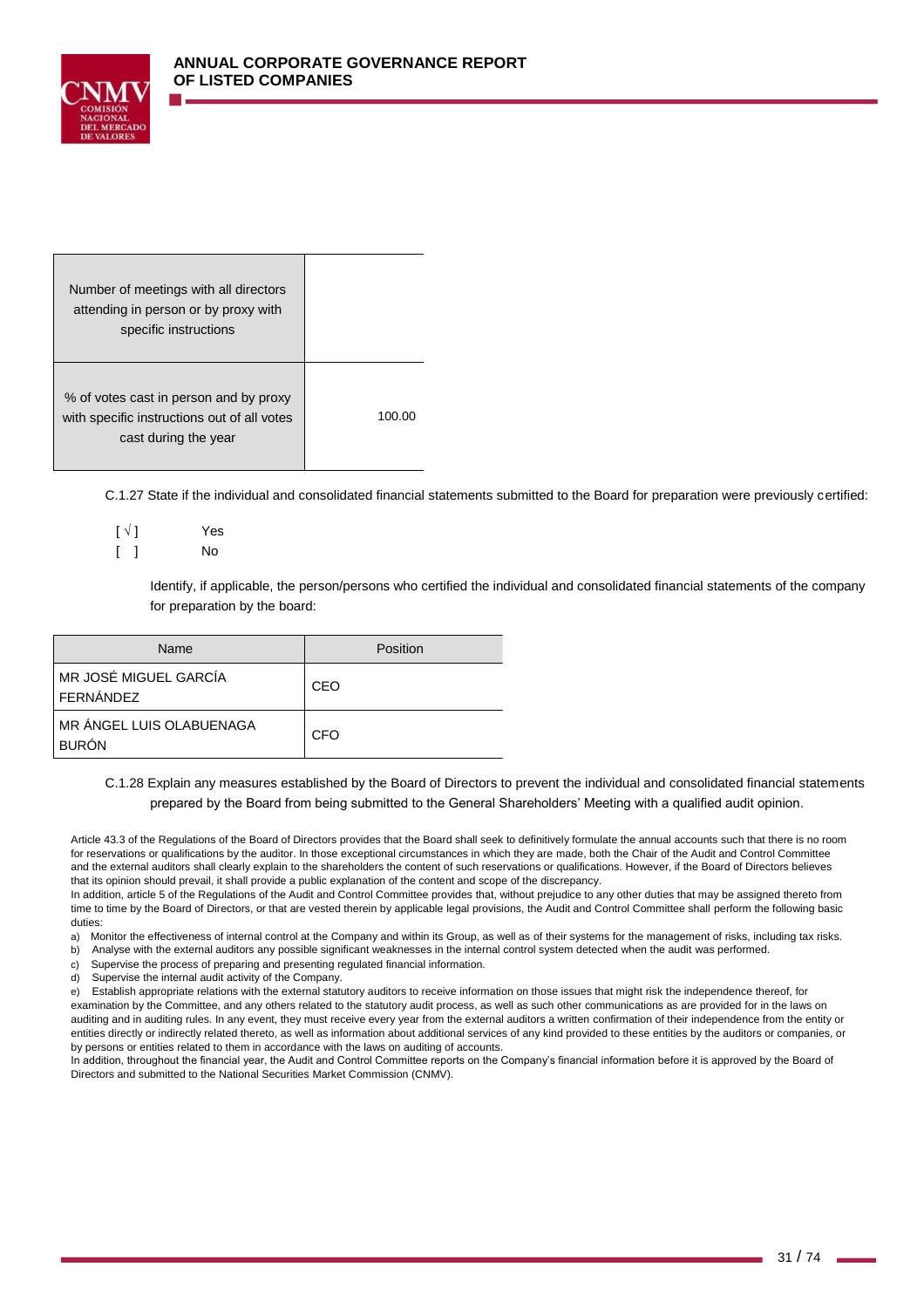| Number of meetings with all directors attending in person or by proxy with specific instructions | |
|---|---|
| % of votes cast in person and by proxy with specific instructions out of all votes cast during the year | 100.00 |

C.1.27 State if the individual and consolidated financial statements submitted to the Board for preparation were previously certified:

[ √ ] Yes
[ ] No

Identify, if applicable, the person/persons who certified the individual and consolidated financial statements of the company for preparation by the board:

| Name | Position |
|---|---|
| MR JOSÉ MIGUEL GARCÍA FERNÁNDEZ | CEO |
| MR ÁNGEL LUIS OLABUENAGA BURÓN | CFO |

C.1.28 Explain any measures established by the Board of Directors to prevent the individual and consolidated financial statements prepared by the Board from being submitted to the General Shareholders' Meeting with a qualified audit opinion.

Article 43.3 of the Regulations of the Board of Directors provides that the Board shall seek to definitively formulate the annual accounts such that there is no room for reservations or qualifications by the auditor. In those exceptional circumstances in which they are made, both the Chair of the Audit and Control Committee and the external auditors shall clearly explain to the shareholders the content of such reservations or qualifications. However, if the Board of Directors believes that its opinion should prevail, it shall provide a public explanation of the content and scope of the discrepancy.

In addition, article 5 of the Regulations of the Audit and Control Committee provides that, without prejudice to any other duties that may be assigned thereto from time to time by the Board of Directors, or that are vested therein by applicable legal provisions, the Audit and Control Committee shall perform the following basic duties:

a) Monitor the effectiveness of internal control at the Company and within its Group, as well as of their systems for the management of risks, including tax risks.
b) Analyse with the external auditors any possible significant weaknesses in the internal control system detected when the audit was performed.
c) Supervise the process of preparing and presenting regulated financial information.
d) Supervise the internal audit activity of the Company.
e) Establish appropriate relations with the external statutory auditors to receive information on those issues that might risk the independence thereof, for examination by the Committee, and any others related to the statutory audit process, as well as such other communications as are provided for in the laws on auditing and in auditing rules. In any event, they must receive every year from the external auditors a written confirmation of their independence from the entity or entities directly or indirectly related thereto, as well as information about additional services of any kind provided to these entities by the auditors or companies, or by persons or entities related to them in accordance with the laws on auditing of accounts.

In addition, throughout the financial year, the Audit and Control Committee reports on the Company's financial information before it is approved by the Board of Directors and submitted to the National Securities Market Commission (CNMV).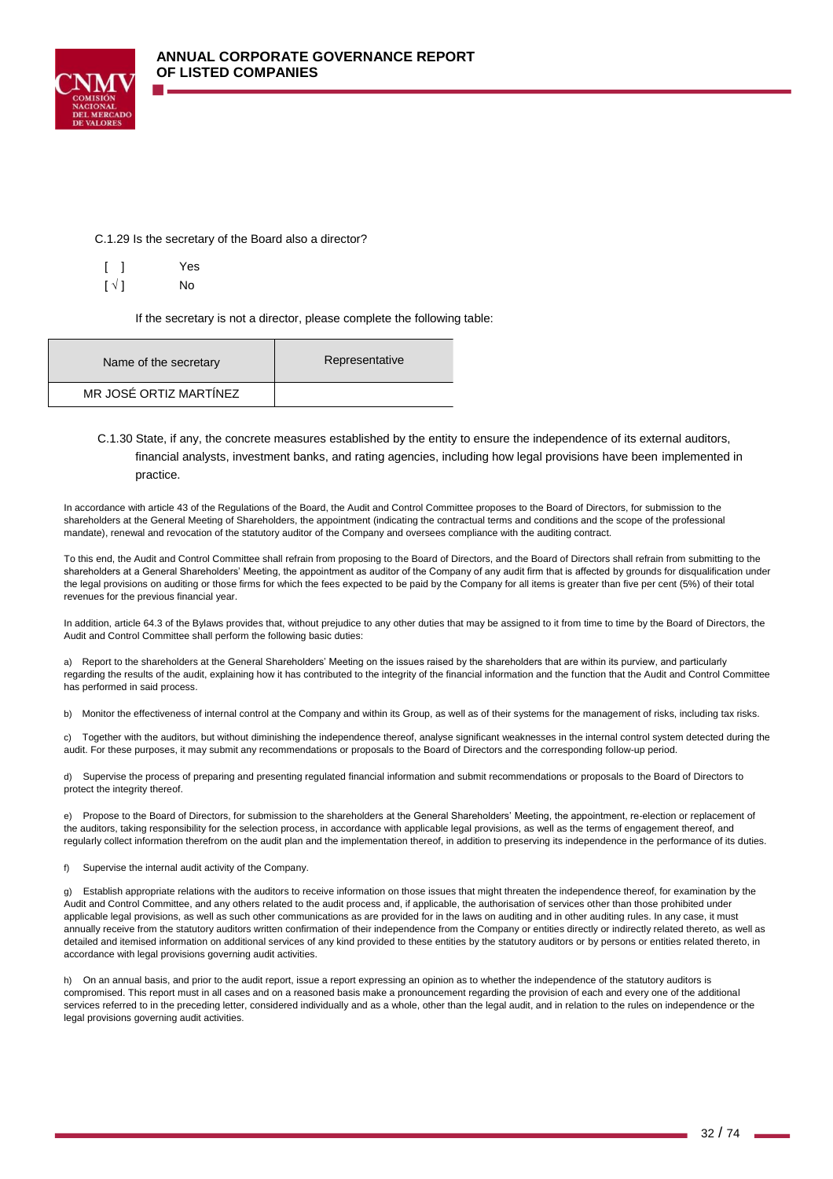C.1.29 Is the secretary of the Board also a director?

[ ] Yes
[ √ ] No

If the secretary is not a director, please complete the following table:

| Name of the secretary | Representative |
|---|---|
| MR JOSÉ ORTIZ MARTÍNEZ | |

C.1.30 State, if any, the concrete measures established by the entity to ensure the independence of its external auditors, financial analysts, investment banks, and rating agencies, including how legal provisions have been implemented in practice.

In accordance with article 43 of the Regulations of the Board, the Audit and Control Committee proposes to the Board of Directors, for submission to the shareholders at the General Meeting of Shareholders, the appointment (indicating the contractual terms and conditions and the scope of the professional mandate), renewal and revocation of the statutory auditor of the Company and oversees compliance with the auditing contract.

To this end, the Audit and Control Committee shall refrain from proposing to the Board of Directors, and the Board of Directors shall refrain from submitting to the shareholders at a General Shareholders' Meeting, the appointment as auditor of the Company of any audit firm that is affected by grounds for disqualification under the legal provisions on auditing or those firms for which the fees expected to be paid by the Company for all items is greater than five per cent (5%) of their total revenues for the previous financial year.

In addition, article 64.3 of the Bylaws provides that, without prejudice to any other duties that may be assigned to it from time to time by the Board of Directors, the Audit and Control Committee shall perform the following basic duties:

a) Report to the shareholders at the General Shareholders' Meeting on the issues raised by the shareholders that are within its purview, and particularly regarding the results of the audit, explaining how it has contributed to the integrity of the financial information and the function that the Audit and Control Committee has performed in said process.

b) Monitor the effectiveness of internal control at the Company and within its Group, as well as of their systems for the management of risks, including tax risks.

c) Together with the auditors, but without diminishing the independence thereof, analyse significant weaknesses in the internal control system detected during the audit. For these purposes, it may submit any recommendations or proposals to the Board of Directors and the corresponding follow-up period.

d) Supervise the process of preparing and presenting regulated financial information and submit recommendations or proposals to the Board of Directors to protect the integrity thereof.

e) Propose to the Board of Directors, for submission to the shareholders at the General Shareholders' Meeting, the appointment, re-election or replacement of the auditors, taking responsibility for the selection process, in accordance with applicable legal provisions, as well as the terms of engagement thereof, and regularly collect information therefrom on the audit plan and the implementation thereof, in addition to preserving its independence in the performance of its duties.

f) Supervise the internal audit activity of the Company.

g) Establish appropriate relations with the auditors to receive information on those issues that might threaten the independence thereof, for examination by the Audit and Control Committee, and any others related to the audit process and, if applicable, the authorisation of services other than those prohibited under applicable legal provisions, as well as such other communications as are provided for in the laws on auditing and in other auditing rules. In any case, it must annually receive from the statutory auditors written confirmation of their independence from the Company or entities directly or indirectly related thereto, as well as detailed and itemised information on additional services of any kind provided to these entities by the statutory auditors or by persons or entities related thereto, in accordance with legal provisions governing audit activities.

h) On an annual basis, and prior to the audit report, issue a report expressing an opinion as to whether the independence of the statutory auditors is compromised. This report must in all cases and on a reasoned basis make a pronouncement regarding the provision of each and every one of the additional services referred to in the preceding letter, considered individually and as a whole, other than the legal audit, and in relation to the rules on independence or the legal provisions governing audit activities.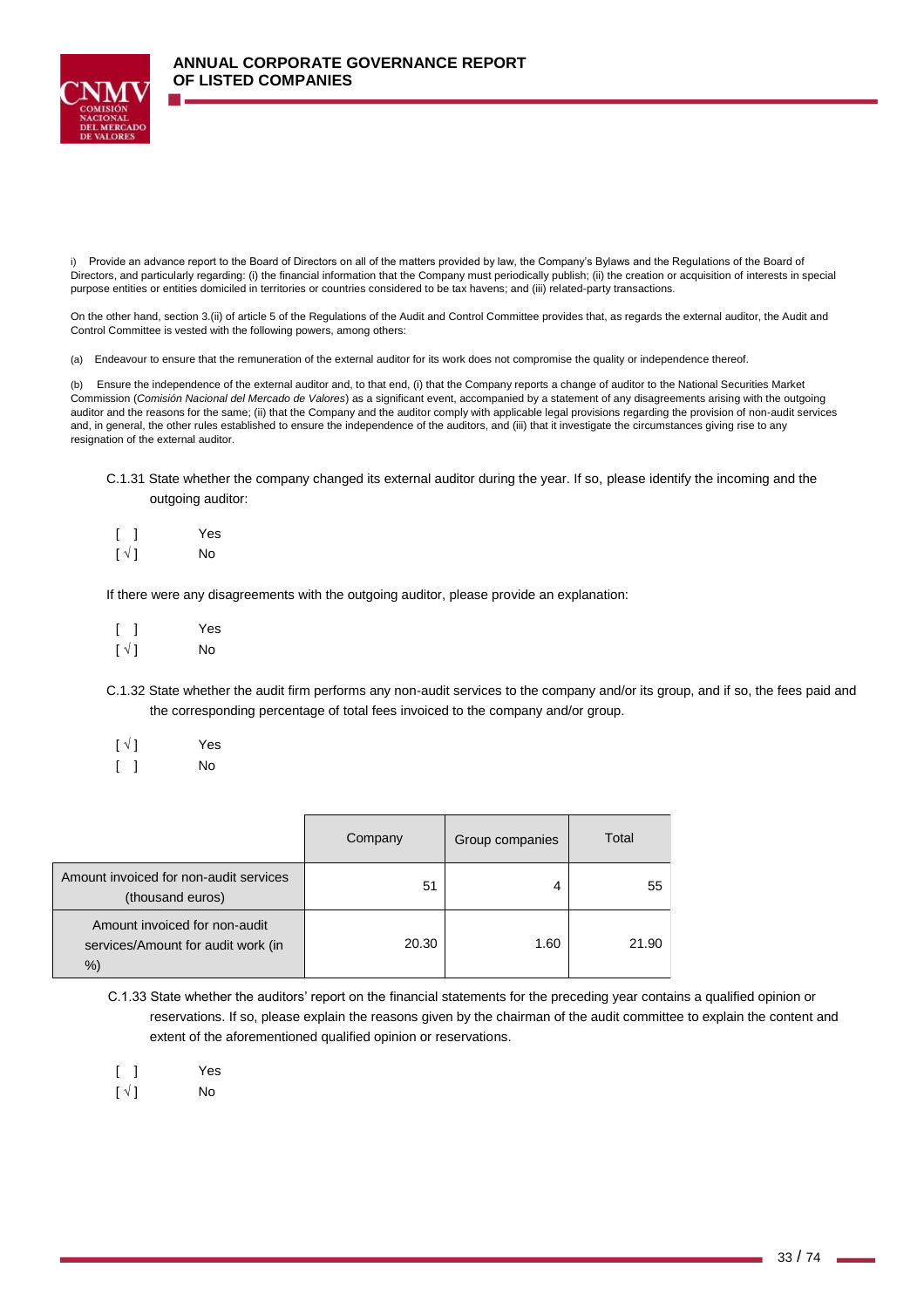i) Provide an advance report to the Board of Directors on all of the matters provided by law, the Company's Bylaws and the Regulations of the Board of Directors, and particularly regarding: (i) the financial information that the Company must periodically publish; (ii) the creation or acquisition of interests in special purpose entities or entities domiciled in territories or countries considered to be tax havens; and (iii) related-party transactions.

On the other hand, section 3.(ii) of article 5 of the Regulations of the Audit and Control Committee provides that, as regards the external auditor, the Audit and Control Committee is vested with the following powers, among others:

(a) Endeavour to ensure that the remuneration of the external auditor for its work does not compromise the quality or independence thereof.

(b) Ensure the independence of the external auditor and, to that end, (i) that the Company reports a change of auditor to the National Securities Market Commission (*Comisión Nacional del Mercado de Valores*) as a significant event, accompanied by a statement of any disagreements arising with the outgoing auditor and the reasons for the same; (ii) that the Company and the auditor comply with applicable legal provisions regarding the provision of non-audit services and, in general, the other rules established to ensure the independence of the auditors, and (iii) that it investigate the circumstances giving rise to any resignation of the external auditor.

C.1.31 State whether the company changed its external auditor during the year. If so, please identify the incoming and the outgoing auditor:

[ ] Yes
[ √ ] No

If there were any disagreements with the outgoing auditor, please provide an explanation:

[ ] Yes
[ √ ] No

C.1.32 State whether the audit firm performs any non-audit services to the company and/or its group, and if so, the fees paid and the corresponding percentage of total fees invoiced to the company and/or group.

[ √ ] Yes
[ ] No

| | Company | Group companies | Total |
|---|---|---|---|
| Amount invoiced for non-audit services (thousand euros) | 51 | 4 | 55 |
| Amount invoiced for non-audit services/Amount for audit work (in %) | 20.30 | 1.60 | 21.90 |

C.1.33 State whether the auditors' report on the financial statements for the preceding year contains a qualified opinion or reservations. If so, please explain the reasons given by the chairman of the audit committee to explain the content and extent of the aforementioned qualified opinion or reservations.

[ ] Yes
[ √ ] No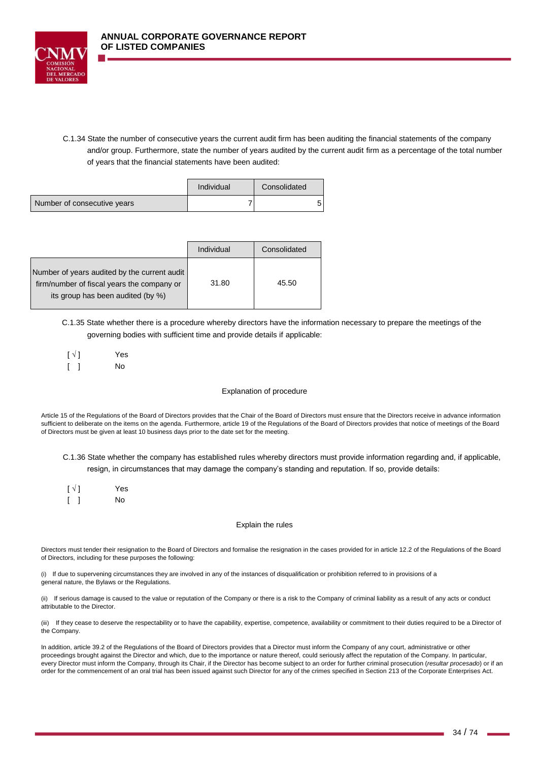C.1.34 State the number of consecutive years the current audit firm has been auditing the financial statements of the company and/or group. Furthermore, state the number of years audited by the current audit firm as a percentage of the total number of years that the financial statements have been audited:

| | Individual | Consolidated |
|---|---|---|
| Number of consecutive years | 7 | 5 |

| | Individual | Consolidated |
|---|---|---|
| Number of years audited by the current audit firm/number of fiscal years the company or its group has been audited (by %) | 31.80 | 45.50 |

C.1.35 State whether there is a procedure whereby directors have the information necessary to prepare the meetings of the governing bodies with sufficient time and provide details if applicable:

[ √ ] Yes
[ ] No

Explanation of procedure

Article 15 of the Regulations of the Board of Directors provides that the Chair of the Board of Directors must ensure that the Directors receive in advance information sufficient to deliberate on the items on the agenda. Furthermore, article 19 of the Regulations of the Board of Directors provides that notice of meetings of the Board of Directors must be given at least 10 business days prior to the date set for the meeting.

C.1.36 State whether the company has established rules whereby directors must provide information regarding and, if applicable, resign, in circumstances that may damage the company's standing and reputation. If so, provide details:

[ √ ] Yes
[ ] No

Explain the rules

Directors must tender their resignation to the Board of Directors and formalise the resignation in the cases provided for in article 12.2 of the Regulations of the Board of Directors, including for these purposes the following:

(i) If due to supervening circumstances they are involved in any of the instances of disqualification or prohibition referred to in provisions of a general nature, the Bylaws or the Regulations.

(ii) If serious damage is caused to the value or reputation of the Company or there is a risk to the Company of criminal liability as a result of any acts or conduct attributable to the Director.

(iii) If they cease to deserve the respectability or to have the capability, expertise, competence, availability or commitment to their duties required to be a Director of the Company.

In addition, article 39.2 of the Regulations of the Board of Directors provides that a Director must inform the Company of any court, administrative or other proceedings brought against the Director and which, due to the importance or nature thereof, could seriously affect the reputation of the Company. In particular, every Director must inform the Company, through its Chair, if the Director has become subject to an order for further criminal prosecution (*resultar procesado*) or if an order for the commencement of an oral trial has been issued against such Director for any of the crimes specified in Section 213 of the Corporate Enterprises Act.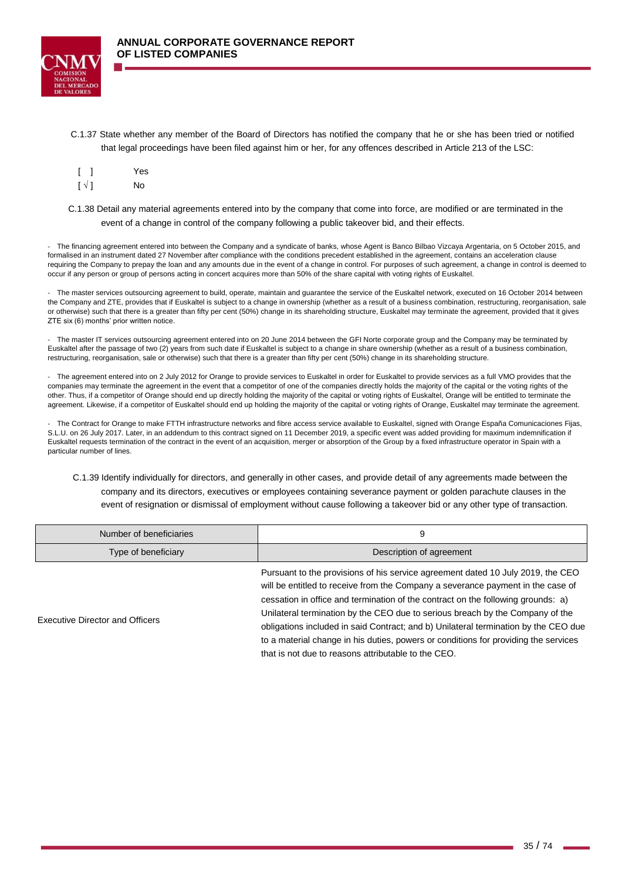C.1.37 State whether any member of the Board of Directors has notified the company that he or she has been tried or notified that legal proceedings have been filed against him or her, for any offences described in Article 213 of the LSC:

[ ] Yes
[√] No

C.1.38 Detail any material agreements entered into by the company that come into force, are modified or are terminated in the event of a change in control of the company following a public takeover bid, and their effects.

- The financing agreement entered into between the Company and a syndicate of banks, whose Agent is Banco Bilbao Vizcaya Argentaria, on 5 October 2015, and formalised in an instrument dated 27 November after compliance with the conditions precedent established in the agreement, contains an acceleration clause requiring the Company to prepay the loan and any amounts due in the event of a change in control. For purposes of such agreement, a change in control is deemed to occur if any person or group of persons acting in concert acquires more than 50% of the share capital with voting rights of Euskaltel.

- The master services outsourcing agreement to build, operate, maintain and guarantee the service of the Euskaltel network, executed on 16 October 2014 between the Company and ZTE, provides that if Euskaltel is subject to a change in ownership (whether as a result of a business combination, restructuring, reorganisation, sale or otherwise) such that there is a greater than fifty per cent (50%) change in its shareholding structure, Euskaltel may terminate the agreement, provided that it gives ZTE six (6) months' prior written notice.

- The master IT services outsourcing agreement entered into on 20 June 2014 between the GFI Norte corporate group and the Company may be terminated by Euskaltel after the passage of two (2) years from such date if Euskaltel is subject to a change in share ownership (whether as a result of a business combination, restructuring, reorganisation, sale or otherwise) such that there is a greater than fifty per cent (50%) change in its shareholding structure.

- The agreement entered into on 2 July 2012 for Orange to provide services to Euskaltel in order for Euskaltel to provide services as a full VMO provides that the companies may terminate the agreement in the event that a competitor of one of the companies directly holds the majority of the capital or the voting rights of the other. Thus, if a competitor of Orange should end up directly holding the majority of the capital or voting rights of Euskaltel, Orange will be entitled to terminate the agreement. Likewise, if a competitor of Euskaltel should end up holding the majority of the capital or voting rights of Orange, Euskaltel may terminate the agreement.

- The Contract for Orange to make FTTH infrastructure networks and fibre access service available to Euskaltel, signed with Orange España Comunicaciones Fijas, S.L.U. on 26 July 2017. Later, in an addendum to this contract signed on 11 December 2019, a specific event was added providing for maximum indemnification if Euskaltel requests termination of the contract in the event of an acquisition, merger or absorption of the Group by a fixed infrastructure operator in Spain with a particular number of lines.

C.1.39 Identify individually for directors, and generally in other cases, and provide detail of any agreements made between the company and its directors, executives or employees containing severance payment or golden parachute clauses in the event of resignation or dismissal of employment without cause following a takeover bid or any other type of transaction.

| Number of beneficiaries | 9 |
|---|---|
| **Type of beneficiary** | **Description of agreement** |
| Executive Director and Officers | Pursuant to the provisions of his service agreement dated 10 July 2019, the CEO will be entitled to receive from the Company a severance payment in the case of cessation in office and termination of the contract on the following grounds: a) Unilateral termination by the CEO due to serious breach by the Company of the obligations included in said Contract; and b) Unilateral termination by the CEO due to a material change in his duties, powers or conditions for providing the services that is not due to reasons attributable to the CEO. |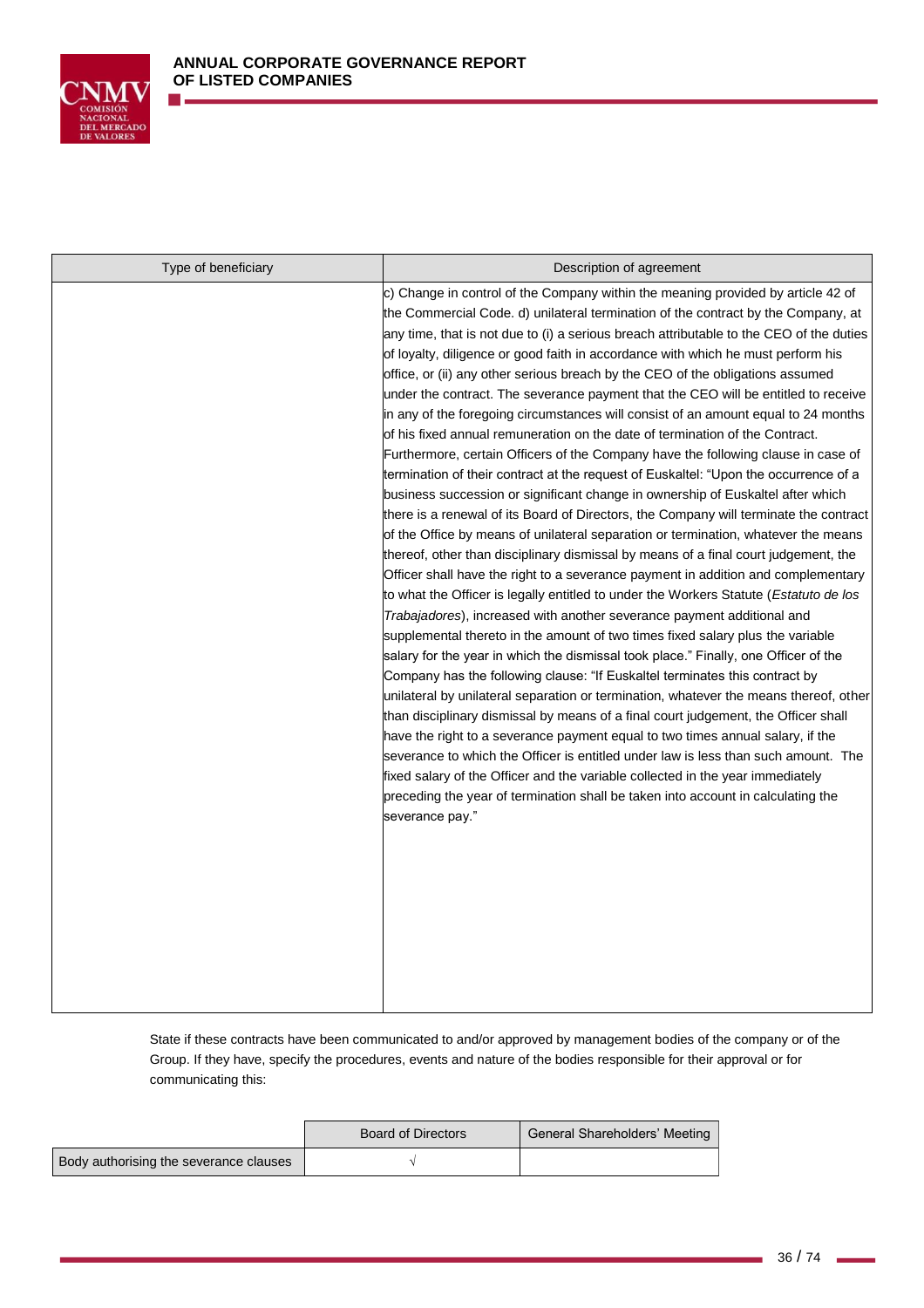| Type of beneficiary | Description of agreement |
| --- | --- |
| | c) Change in control of the Company within the meaning provided by article 42 of the Commercial Code. d) unilateral termination of the contract by the Company, at any time, that is not due to (i) a serious breach attributable to the CEO of the duties of loyalty, diligence or good faith in accordance with which he must perform his office, or (ii) any other serious breach by the CEO of the obligations assumed under the contract. The severance payment that the CEO will be entitled to receive in any of the foregoing circumstances will consist of an amount equal to 24 months of his fixed annual remuneration on the date of termination of the Contract. Furthermore, certain Officers of the Company have the following clause in case of termination of their contract at the request of Euskaltel: "Upon the occurrence of a business succession or significant change in ownership of Euskaltel after which there is a renewal of its Board of Directors, the Company will terminate the contract of the Office by means of unilateral separation or termination, whatever the means thereof, other than disciplinary dismissal by means of a final court judgement, the Officer shall have the right to a severance payment in addition and complementary to what the Officer is legally entitled to under the Workers Statute (*Estatuto de los Trabajadores*), increased with another severance payment additional and supplemental thereto in the amount of two times fixed salary plus the variable salary for the year in which the dismissal took place." Finally, one Officer of the Company has the following clause: "If Euskaltel terminates this contract by unilateral by unilateral separation or termination, whatever the means thereof, other than disciplinary dismissal by means of a final court judgement, the Officer shall have the right to a severance payment equal to two times annual salary, if the severance to which the Officer is entitled under law is less than such amount. The fixed salary of the Officer and the variable collected in the year immediately preceding the year of termination shall be taken into account in calculating the severance pay." |

State if these contracts have been communicated to and/or approved by management bodies of the company or of the Group. If they have, specify the procedures, events and nature of the bodies responsible for their approval or for communicating this:

| | Board of Directors | General Shareholders' Meeting |
| --- | --- | --- |
| Body authorising the severance clauses | √ | |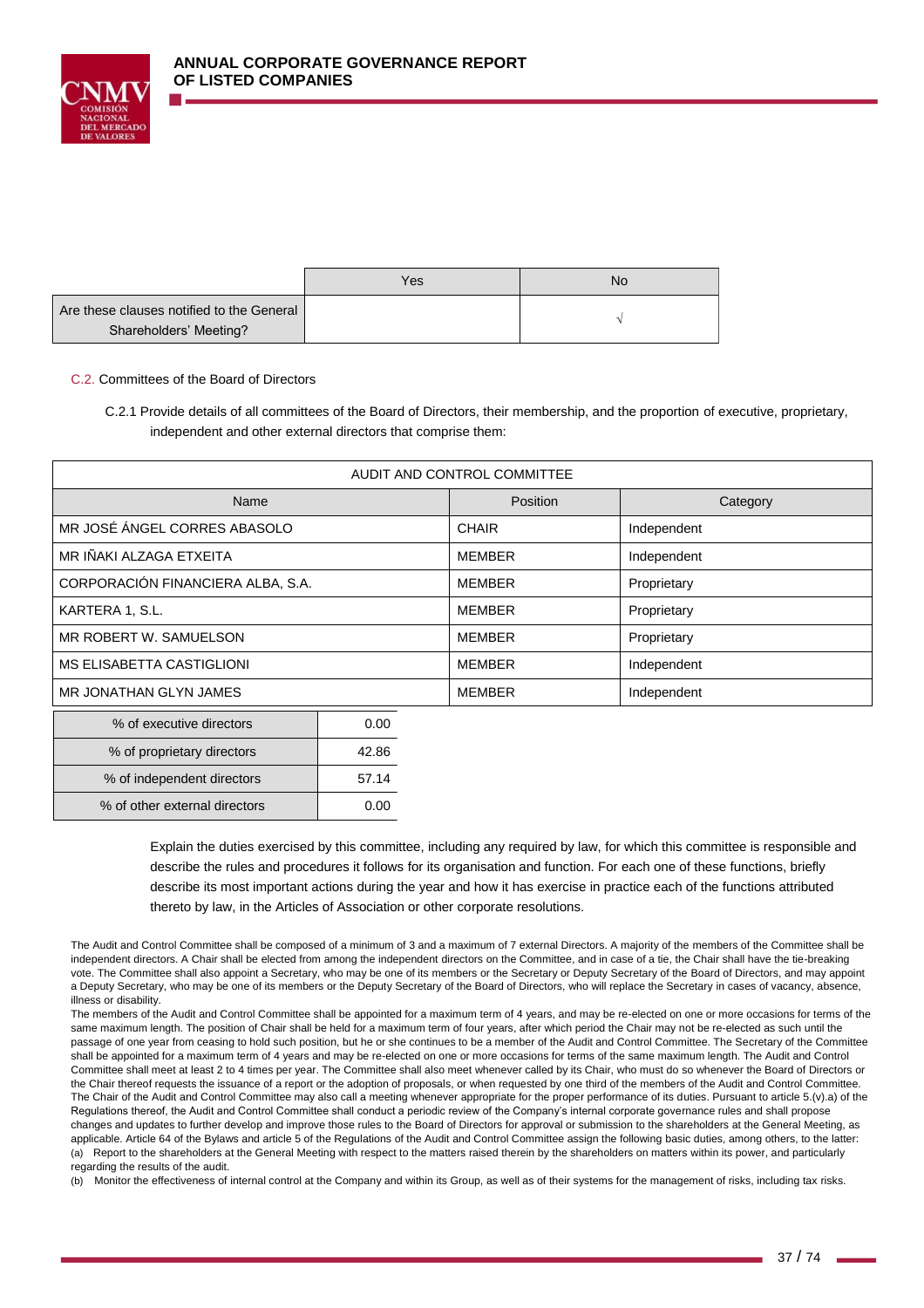| | Yes | No |
|---|---|---|
| Are these clauses notified to the General Shareholders' Meeting? | | √ |

C.2. Committees of the Board of Directors

C.2.1 Provide details of all committees of the Board of Directors, their membership, and the proportion of executive, proprietary, independent and other external directors that comprise them:

| AUDIT AND CONTROL COMMITTEE | | |
|---|---|---|
| Name | Position | Category |
| MR JOSÉ ÁNGEL CORRES ABASOLO | CHAIR | Independent |
| MR IÑAKI ALZAGA ETXEITA | MEMBER | Independent |
| CORPORACIÓN FINANCIERA ALBA, S.A. | MEMBER | Proprietary |
| KARTERA 1, S.L. | MEMBER | Proprietary |
| MR ROBERT W. SAMUELSON | MEMBER | Proprietary |
| MS ELISABETTA CASTIGLIONI | MEMBER | Independent |
| MR JONATHAN GLYN JAMES | MEMBER | Independent |

| | |
|---|---|
| % of executive directors | 0.00 |
| % of proprietary directors | 42.86 |
| % of independent directors | 57.14 |
| % of other external directors | 0.00 |

Explain the duties exercised by this committee, including any required by law, for which this committee is responsible and describe the rules and procedures it follows for its organisation and function. For each one of these functions, briefly describe its most important actions during the year and how it has exercise in practice each of the functions attributed thereto by law, in the Articles of Association or other corporate resolutions.

The Audit and Control Committee shall be composed of a minimum of 3 and a maximum of 7 external Directors. A majority of the members of the Committee shall be independent directors. A Chair shall be elected from among the independent directors on the Committee, and in case of a tie, the Chair shall have the tie-breaking vote. The Committee shall also appoint a Secretary, who may be one of its members or the Secretary or Deputy Secretary of the Board of Directors, and may appoint a Deputy Secretary, who may be one of its members or the Deputy Secretary of the Board of Directors, who will replace the Secretary in cases of vacancy, absence, illness or disability.

The members of the Audit and Control Committee shall be appointed for a maximum term of 4 years, and may be re-elected on one or more occasions for terms of the same maximum length. The position of Chair shall be held for a maximum term of four years, after which period the Chair may not be re-elected as such until the passage of one year from ceasing to hold such position, but he or she continues to be a member of the Audit and Control Committee. The Secretary of the Committee shall be appointed for a maximum term of 4 years and may be re-elected on one or more occasions for terms of the same maximum length. The Audit and Control Committee shall meet at least 2 to 4 times per year. The Committee shall also meet whenever called by its Chair, who must do so whenever the Board of Directors or the Chair thereof requests the issuance of a report or the adoption of proposals, or when requested by one third of the members of the Audit and Control Committee. The Chair of the Audit and Control Committee may also call a meeting whenever appropriate for the proper performance of its duties. Pursuant to article 5.(v).a) of the Regulations thereof, the Audit and Control Committee shall conduct a periodic review of the Company's internal corporate governance rules and shall propose changes and updates to further develop and improve those rules to the Board of Directors for approval or submission to the shareholders at the General Meeting, as applicable. Article 64 of the Bylaws and article 5 of the Regulations of the Audit and Control Committee assign the following basic duties, among others, to the latter:

(a) Report to the shareholders at the General Meeting with respect to the matters raised therein by the shareholders on matters within its power, and particularly regarding the results of the audit.

(b) Monitor the effectiveness of internal control at the Company and within its Group, as well as of their systems for the management of risks, including tax risks.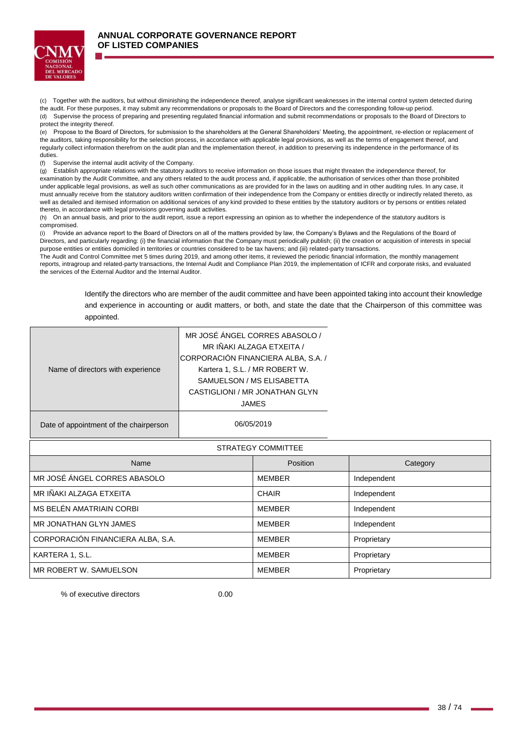(c) Together with the auditors, but without diminishing the independence thereof, analyse significant weaknesses in the internal control system detected during the audit. For these purposes, it may submit any recommendations or proposals to the Board of Directors and the corresponding follow-up period.
(d) Supervise the process of preparing and presenting regulated financial information and submit recommendations or proposals to the Board of Directors to protect the integrity thereof.
(e) Propose to the Board of Directors, for submission to the shareholders at the General Shareholders' Meeting, the appointment, re-election or replacement of the auditors, taking responsibility for the selection process, in accordance with applicable legal provisions, as well as the terms of engagement thereof, and regularly collect information therefrom on the audit plan and the implementation thereof, in addition to preserving its independence in the performance of its duties.
(f) Supervise the internal audit activity of the Company.
(g) Establish appropriate relations with the statutory auditors to receive information on those issues that might threaten the independence thereof, for examination by the Audit Committee, and any others related to the audit process and, if applicable, the authorisation of services other than those prohibited under applicable legal provisions, as well as such other communications as are provided for in the laws on auditing and in other auditing rules. In any case, it must annually receive from the statutory auditors written confirmation of their independence from the Company or entities directly or indirectly related thereto, as well as detailed and itemised information on additional services of any kind provided to these entities by the statutory auditors or by persons or entities related thereto, in accordance with legal provisions governing audit activities.
(h) On an annual basis, and prior to the audit report, issue a report expressing an opinion as to whether the independence of the statutory auditors is compromised.
(i) Provide an advance report to the Board of Directors on all of the matters provided by law, the Company's Bylaws and the Regulations of the Board of Directors, and particularly regarding: (i) the financial information that the Company must periodically publish; (ii) the creation or acquisition of interests in special purpose entities or entities domiciled in territories or countries considered to be tax havens; and (iii) related-party transactions.
The Audit and Control Committee met 5 times during 2019, and among other items, it reviewed the periodic financial information, the monthly management reports, intragroup and related-party transactions, the Internal Audit and Compliance Plan 2019, the implementation of ICFR and corporate risks, and evaluated the services of the External Auditor and the Internal Auditor.

Identify the directors who are member of the audit committee and have been appointed taking into account their knowledge and experience in accounting or audit matters, or both, and state the date that the Chairperson of this committee was appointed.

| | |
|---|---|
| Name of directors with experience | MR JOSÉ ÁNGEL CORRES ABASOLO / MR IÑAKI ALZAGA ETXEITA / CORPORACIÓN FINANCIERA ALBA, S.A. / Kartera 1, S.L. / MR ROBERT W. SAMUELSON / MS ELISABETTA CASTIGLIONI / MR JONATHAN GLYN JAMES |
| Date of appointment of the chairperson | 06/05/2019 |

| STRATEGY COMMITTEE | | |
|---|---|---|
| Name | Position | Category |
| MR JOSÉ ÁNGEL CORRES ABASOLO | MEMBER | Independent |
| MR IÑAKI ALZAGA ETXEITA | CHAIR | Independent |
| MS BELÉN AMATRIAIN CORBI | MEMBER | Independent |
| MR JONATHAN GLYN JAMES | MEMBER | Independent |
| CORPORACIÓN FINANCIERA ALBA, S.A. | MEMBER | Proprietary |
| KARTERA 1, S.L. | MEMBER | Proprietary |
| MR ROBERT W. SAMUELSON | MEMBER | Proprietary |

| | |
|---|---|
| % of executive directors | 0.00 |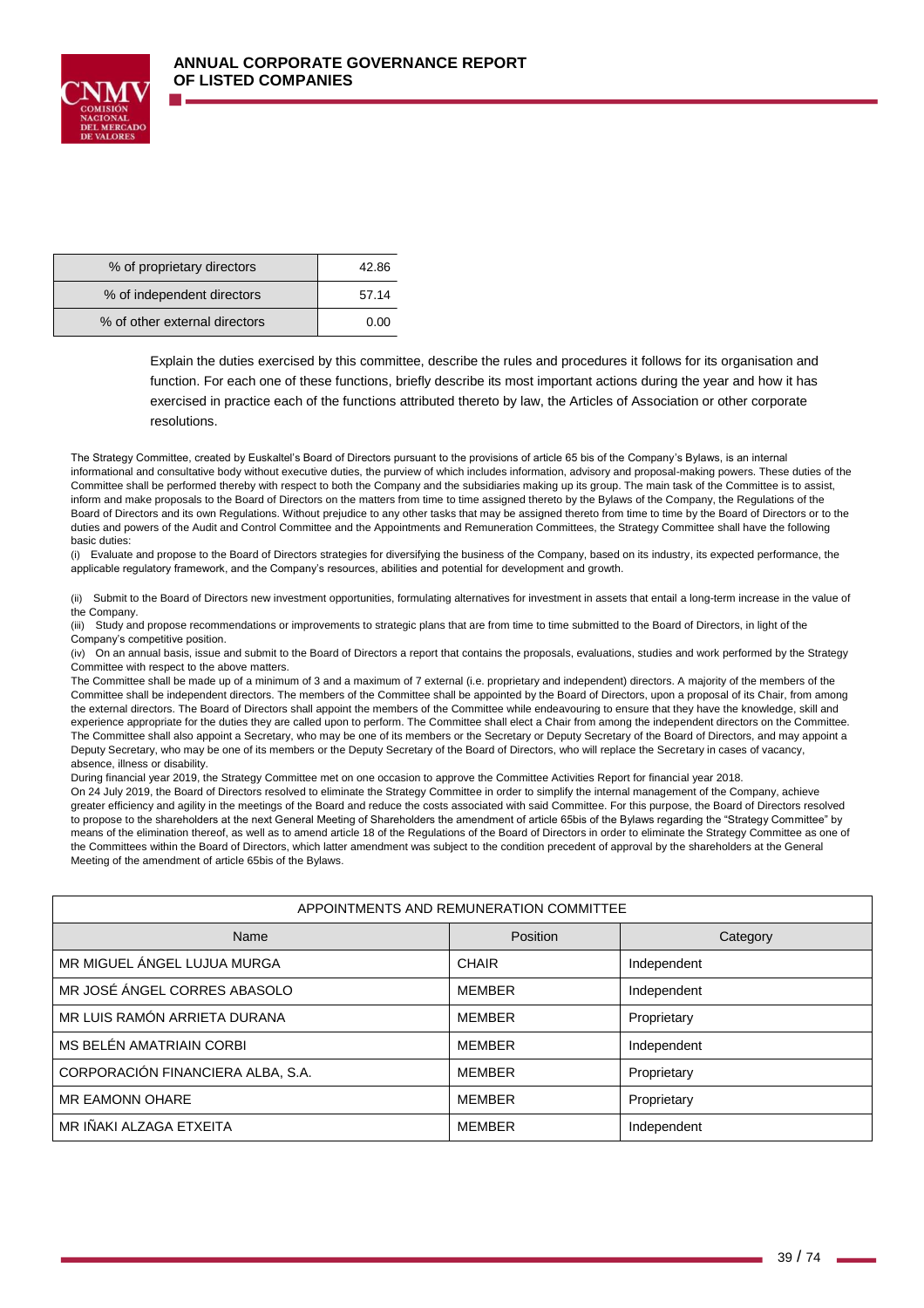| % of proprietary directors | 42.86 |
|---|---|
| % of independent directors | 57.14 |
| % of other external directors | 0.00 |

Explain the duties exercised by this committee, describe the rules and procedures it follows for its organisation and function. For each one of these functions, briefly describe its most important actions during the year and how it has exercised in practice each of the functions attributed thereto by law, the Articles of Association or other corporate resolutions.

The Strategy Committee, created by Euskaltel's Board of Directors pursuant to the provisions of article 65 bis of the Company's Bylaws, is an internal informational and consultative body without executive duties, the purview of which includes information, advisory and proposal-making powers. These duties of the Committee shall be performed thereby with respect to both the Company and the subsidiaries making up its group. The main task of the Committee is to assist, inform and make proposals to the Board of Directors on the matters from time to time assigned thereto by the Bylaws of the Company, the Regulations of the Board of Directors and its own Regulations. Without prejudice to any other tasks that may be assigned thereto from time to time by the Board of Directors or to the duties and powers of the Audit and Control Committee and the Appointments and Remuneration Committees, the Strategy Committee shall have the following basic duties:

(i) Evaluate and propose to the Board of Directors strategies for diversifying the business of the Company, based on its industry, its expected performance, the applicable regulatory framework, and the Company's resources, abilities and potential for development and growth.

(ii) Submit to the Board of Directors new investment opportunities, formulating alternatives for investment in assets that entail a long-term increase in the value of the Company.

(iii) Study and propose recommendations or improvements to strategic plans that are from time to time submitted to the Board of Directors, in light of the Company's competitive position.

(iv) On an annual basis, issue and submit to the Board of Directors a report that contains the proposals, evaluations, studies and work performed by the Strategy Committee with respect to the above matters.

The Committee shall be made up of a minimum of 3 and a maximum of 7 external (i.e. proprietary and independent) directors. A majority of the members of the Committee shall be independent directors. The members of the Committee shall be appointed by the Board of Directors, upon a proposal of its Chair, from among the external directors. The Board of Directors shall appoint the members of the Committee while endeavouring to ensure that they have the knowledge, skill and experience appropriate for the duties they are called upon to perform. The Committee shall elect a Chair from among the independent directors on the Committee. The Committee shall also appoint a Secretary, who may be one of its members or the Secretary or Deputy Secretary of the Board of Directors, and may appoint a Deputy Secretary, who may be one of its members or the Deputy Secretary of the Board of Directors, who will replace the Secretary in cases of vacancy, absence, illness or disability.

During financial year 2019, the Strategy Committee met on one occasion to approve the Committee Activities Report for financial year 2018.

On 24 July 2019, the Board of Directors resolved to eliminate the Strategy Committee in order to simplify the internal management of the Company, achieve greater efficiency and agility in the meetings of the Board and reduce the costs associated with said Committee. For this purpose, the Board of Directors resolved to propose to the shareholders at the next General Meeting of Shareholders the amendment of article 65bis of the Bylaws regarding the "Strategy Committee" by means of the elimination thereof, as well as to amend article 18 of the Regulations of the Board of Directors in order to eliminate the Strategy Committee as one of the Committees within the Board of Directors, which latter amendment was subject to the condition precedent of approval by the shareholders at the General Meeting of the amendment of article 65bis of the Bylaws.

| APPOINTMENTS AND REMUNERATION COMMITTEE | | |
|---|---|---|
| Name | Position | Category |
| MR MIGUEL ÁNGEL LUJUA MURGA | CHAIR | Independent |
| MR JOSÉ ÁNGEL CORRES ABASOLO | MEMBER | Independent |
| MR LUIS RAMÓN ARRIETA DURANA | MEMBER | Proprietary |
| MS BELÉN AMATRIAIN CORBI | MEMBER | Independent |
| CORPORACIÓN FINANCIERA ALBA, S.A. | MEMBER | Proprietary |
| MR EAMONN OHARE | MEMBER | Proprietary |
| MR IÑAKI ALZAGA ETXEITA | MEMBER | Independent |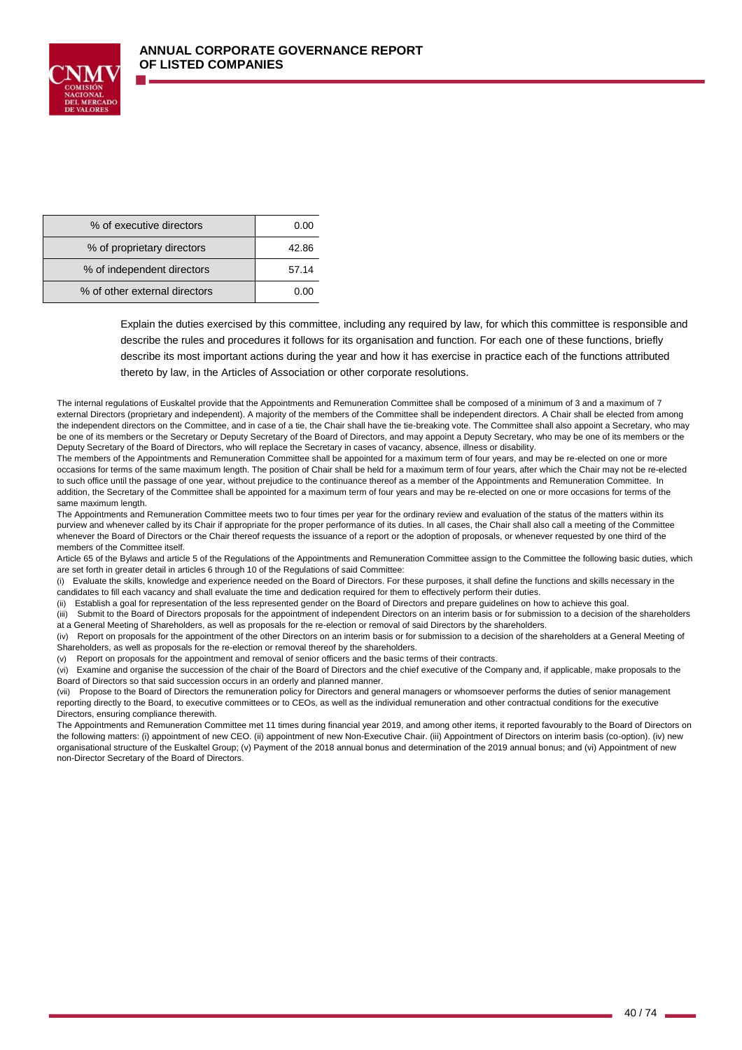| % of executive directors | 0.00 |
| --- | --- |
| % of proprietary directors | 42.86 |
| % of independent directors | 57.14 |
| % of other external directors | 0.00 |

Explain the duties exercised by this committee, including any required by law, for which this committee is responsible and describe the rules and procedures it follows for its organisation and function. For each one of these functions, briefly describe its most important actions during the year and how it has exercise in practice each of the functions attributed thereto by law, in the Articles of Association or other corporate resolutions.

The internal regulations of Euskaltel provide that the Appointments and Remuneration Committee shall be composed of a minimum of 3 and a maximum of 7 external Directors (proprietary and independent). A majority of the members of the Committee shall be independent directors. A Chair shall be elected from among the independent directors on the Committee, and in case of a tie, the Chair shall have the tie-breaking vote. The Committee shall also appoint a Secretary, who may be one of its members or the Secretary or Deputy Secretary of the Board of Directors, and may appoint a Deputy Secretary, who may be one of its members or the Deputy Secretary of the Board of Directors, who will replace the Secretary in cases of vacancy, absence, illness or disability.

The members of the Appointments and Remuneration Committee shall be appointed for a maximum term of four years, and may be re-elected on one or more occasions for terms of the same maximum length. The position of Chair shall be held for a maximum term of four years, after which the Chair may not be re-elected to such office until the passage of one year, without prejudice to the continuance thereof as a member of the Appointments and Remuneration Committee. In addition, the Secretary of the Committee shall be appointed for a maximum term of four years and may be re-elected on one or more occasions for terms of the same maximum length.

The Appointments and Remuneration Committee meets two to four times per year for the ordinary review and evaluation of the status of the matters within its purview and whenever called by its Chair if appropriate for the proper performance of its duties. In all cases, the Chair shall also call a meeting of the Committee whenever the Board of Directors or the Chair thereof requests the issuance of a report or the adoption of proposals, or whenever requested by one third of the members of the Committee itself.

Article 65 of the Bylaws and article 5 of the Regulations of the Appointments and Remuneration Committee assign to the Committee the following basic duties, which are set forth in greater detail in articles 6 through 10 of the Regulations of said Committee:

(i) Evaluate the skills, knowledge and experience needed on the Board of Directors. For these purposes, it shall define the functions and skills necessary in the candidates to fill each vacancy and shall evaluate the time and dedication required for them to effectively perform their duties.

(ii) Establish a goal for representation of the less represented gender on the Board of Directors and prepare guidelines on how to achieve this goal.

(iii) Submit to the Board of Directors proposals for the appointment of independent Directors on an interim basis or for submission to a decision of the shareholders at a General Meeting of Shareholders, as well as proposals for the re-election or removal of said Directors by the shareholders.

(iv) Report on proposals for the appointment of the other Directors on an interim basis or for submission to a decision of the shareholders at a General Meeting of Shareholders, as well as proposals for the re-election or removal thereof by the shareholders.

(v) Report on proposals for the appointment and removal of senior officers and the basic terms of their contracts.

(vi) Examine and organise the succession of the chair of the Board of Directors and the chief executive of the Company and, if applicable, make proposals to the Board of Directors so that said succession occurs in an orderly and planned manner.

(vii) Propose to the Board of Directors the remuneration policy for Directors and general managers or whomsoever performs the duties of senior management reporting directly to the Board, to executive committees or to CEOs, as well as the individual remuneration and other contractual conditions for the executive Directors, ensuring compliance therewith.

The Appointments and Remuneration Committee met 11 times during financial year 2019, and among other items, it reported favourably to the Board of Directors on the following matters: (i) appointment of new CEO. (ii) appointment of new Non-Executive Chair. (iii) Appointment of Directors on interim basis (co-option). (iv) new organisational structure of the Euskaltel Group; (v) Payment of the 2018 annual bonus and determination of the 2019 annual bonus; and (vi) Appointment of new non-Director Secretary of the Board of Directors.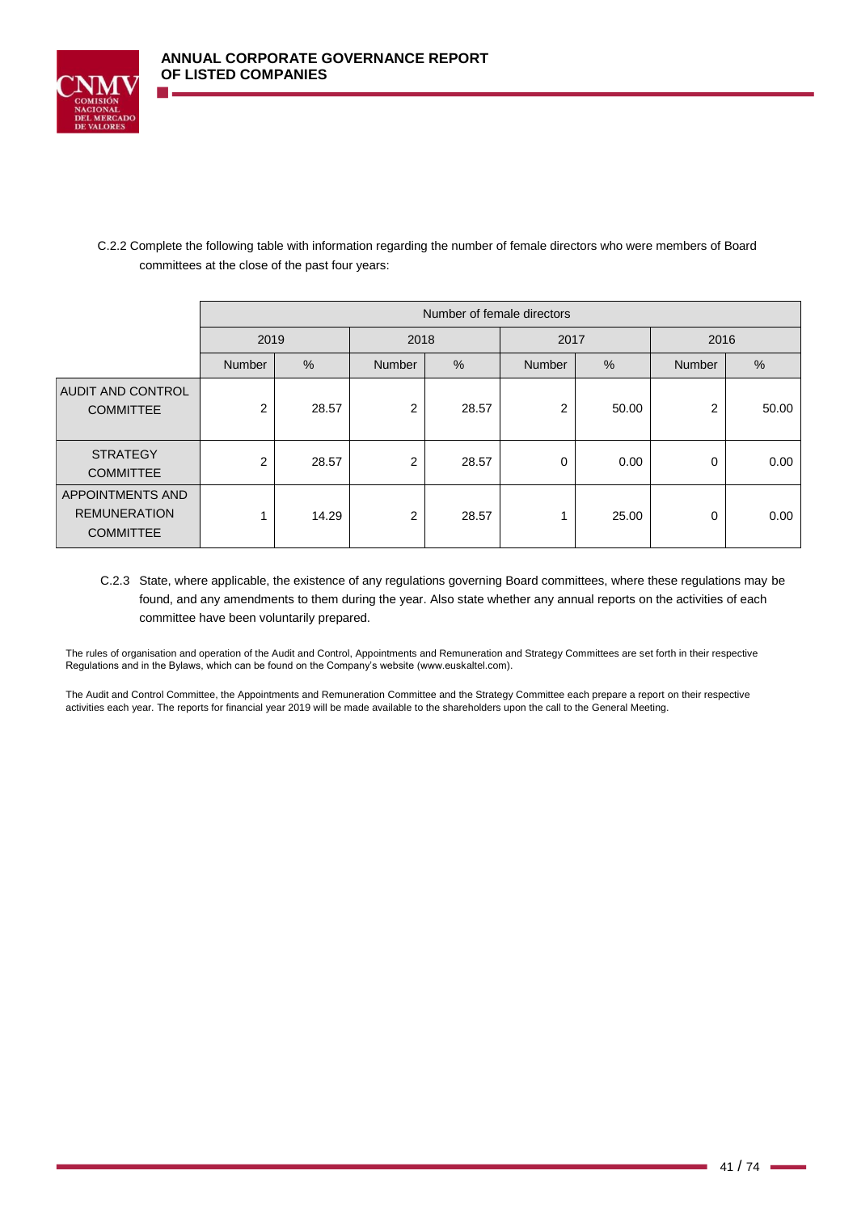C.2.2 Complete the following table with information regarding the number of female directors who were members of Board committees at the close of the past four years:

| | Number of female directors | | | | | | | |
|---|---|---|---|---|---|---|---|---|
| | 2019 | | 2018 | | 2017 | | 2016 | |
| | Number | % | Number | % | Number | % | Number | % |
| AUDIT AND CONTROL COMMITTEE | 2 | 28.57 | 2 | 28.57 | 2 | 50.00 | 2 | 50.00 |
| STRATEGY COMMITTEE | 2 | 28.57 | 2 | 28.57 | 0 | 0.00 | 0 | 0.00 |
| APPOINTMENTS AND REMUNERATION COMMITTEE | 1 | 14.29 | 2 | 28.57 | 1 | 25.00 | 0 | 0.00 |

C.2.3 State, where applicable, the existence of any regulations governing Board committees, where these regulations may be found, and any amendments to them during the year. Also state whether any annual reports on the activities of each committee have been voluntarily prepared.

The rules of organisation and operation of the Audit and Control, Appointments and Remuneration and Strategy Committees are set forth in their respective Regulations and in the Bylaws, which can be found on the Company's website (www.euskaltel.com).

The Audit and Control Committee, the Appointments and Remuneration Committee and the Strategy Committee each prepare a report on their respective activities each year. The reports for financial year 2019 will be made available to the shareholders upon the call to the General Meeting.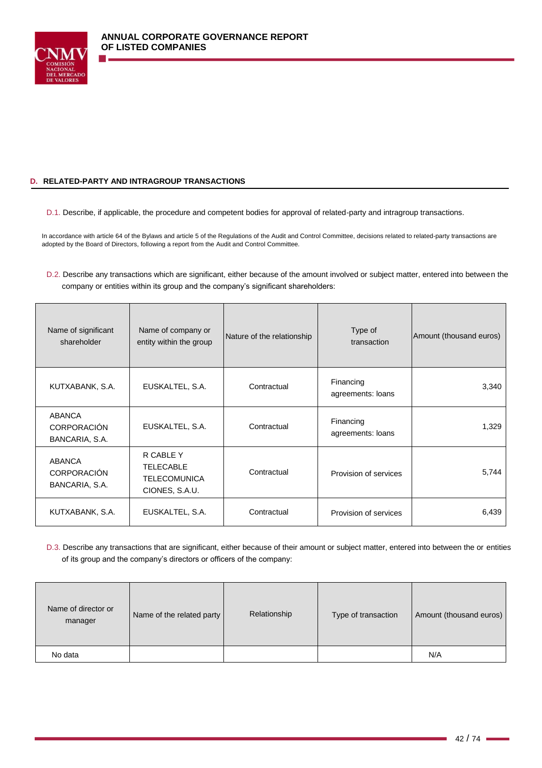## D. RELATED-PARTY AND INTRAGROUP TRANSACTIONS

D.1. Describe, if applicable, the procedure and competent bodies for approval of related-party and intragroup transactions.

In accordance with article 64 of the Bylaws and article 5 of the Regulations of the Audit and Control Committee, decisions related to related-party transactions are adopted by the Board of Directors, following a report from the Audit and Control Committee.

D.2. Describe any transactions which are significant, either because of the amount involved or subject matter, entered into between the company or entities within its group and the company's significant shareholders:

| Name of significant shareholder | Name of company or entity within the group | Nature of the relationship | Type of transaction | Amount (thousand euros) |
|---|---|---|---|---|
| KUTXABANK, S.A. | EUSKALTEL, S.A. | Contractual | Financing agreements: loans | 3,340 |
| ABANCA CORPORACIÓN BANCARIA, S.A. | EUSKALTEL, S.A. | Contractual | Financing agreements: loans | 1,329 |
| ABANCA CORPORACIÓN BANCARIA, S.A. | R CABLE Y TELECABLE TELECOMUNICACIONES, S.A.U. | Contractual | Provision of services | 5,744 |
| KUTXABANK, S.A. | EUSKALTEL, S.A. | Contractual | Provision of services | 6,439 |

D.3. Describe any transactions that are significant, either because of their amount or subject matter, entered into between the or entities of its group and the company's directors or officers of the company:

| Name of director or manager | Name of the related party | Relationship | Type of transaction | Amount (thousand euros) |
|---|---|---|---|---|
| No data | | | | N/A |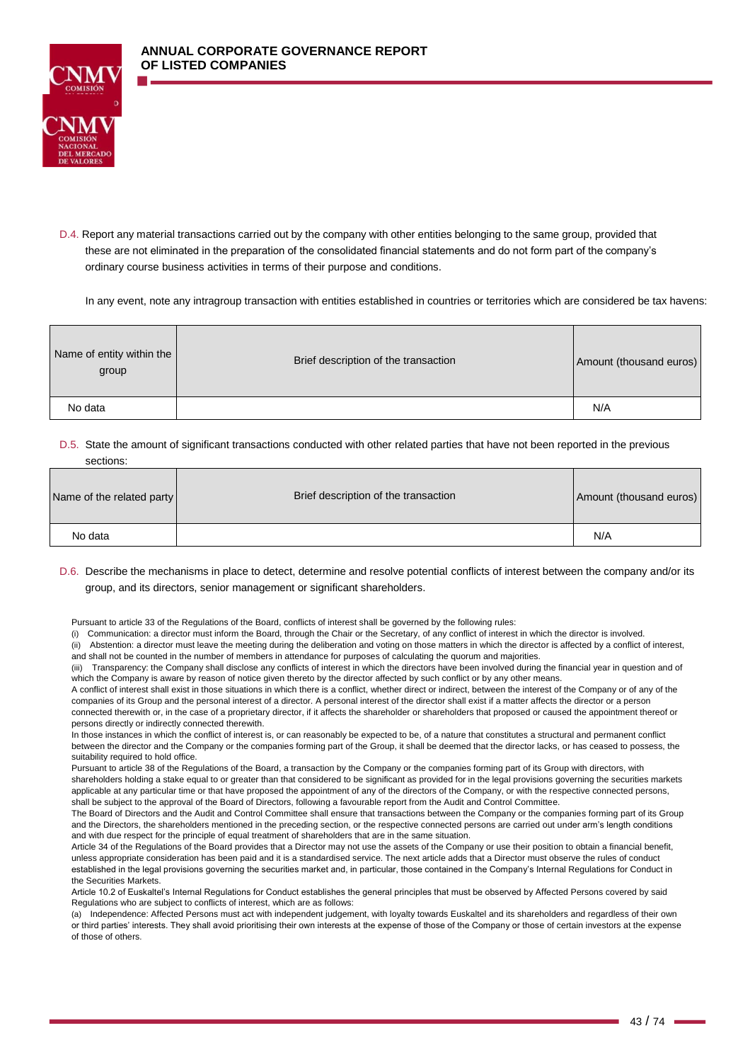D.4. Report any material transactions carried out by the company with other entities belonging to the same group, provided that these are not eliminated in the preparation of the consolidated financial statements and do not form part of the company's ordinary course business activities in terms of their purpose and conditions.

In any event, note any intragroup transaction with entities established in countries or territories which are considered be tax havens:

| Name of entity within the group | Brief description of the transaction | Amount (thousand euros) |
|---|---|---|
| No data | | N/A |

D.5. State the amount of significant transactions conducted with other related parties that have not been reported in the previous sections:

| Name of the related party | Brief description of the transaction | Amount (thousand euros) |
|---|---|---|
| No data | | N/A |

D.6. Describe the mechanisms in place to detect, determine and resolve potential conflicts of interest between the company and/or its group, and its directors, senior management or significant shareholders.

Pursuant to article 33 of the Regulations of the Board, conflicts of interest shall be governed by the following rules:

(i) Communication: a director must inform the Board, through the Chair or the Secretary, of any conflict of interest in which the director is involved.

(ii) Abstention: a director must leave the meeting during the deliberation and voting on those matters in which the director is affected by a conflict of interest, and shall not be counted in the number of members in attendance for purposes of calculating the quorum and majorities.

(iii) Transparency: the Company shall disclose any conflicts of interest in which the directors have been involved during the financial year in question and of which the Company is aware by reason of notice given thereto by the director affected by such conflict or by any other means.

A conflict of interest shall exist in those situations in which there is a conflict, whether direct or indirect, between the interest of the Company or of any of the companies of its Group and the personal interest of a director. A personal interest of the director shall exist if a matter affects the director or a person connected therewith or, in the case of a proprietary director, if it affects the shareholder or shareholders that proposed or caused the appointment thereof or persons directly or indirectly connected therewith.

In those instances in which the conflict of interest is, or can reasonably be expected to be, of a nature that constitutes a structural and permanent conflict between the director and the Company or the companies forming part of the Group, it shall be deemed that the director lacks, or has ceased to possess, the suitability required to hold office.

Pursuant to article 38 of the Regulations of the Board, a transaction by the Company or the companies forming part of its Group with directors, with shareholders holding a stake equal to or greater than that considered to be significant as provided for in the legal provisions governing the securities markets applicable at any particular time or that have proposed the appointment of any of the directors of the Company, or with the respective connected persons, shall be subject to the approval of the Board of Directors, following a favourable report from the Audit and Control Committee.

The Board of Directors and the Audit and Control Committee shall ensure that transactions between the Company or the companies forming part of its Group and the Directors, the shareholders mentioned in the preceding section, or the respective connected persons are carried out under arm's length conditions and with due respect for the principle of equal treatment of shareholders that are in the same situation.

Article 34 of the Regulations of the Board provides that a Director may not use the assets of the Company or use their position to obtain a financial benefit, unless appropriate consideration has been paid and it is a standardised service. The next article adds that a Director must observe the rules of conduct established in the legal provisions governing the securities market and, in particular, those contained in the Company's Internal Regulations for Conduct in the Securities Markets.

Article 10.2 of Euskaltel's Internal Regulations for Conduct establishes the general principles that must be observed by Affected Persons covered by said Regulations who are subject to conflicts of interest, which are as follows:

(a) Independence: Affected Persons must act with independent judgement, with loyalty towards Euskaltel and its shareholders and regardless of their own or third parties' interests. They shall avoid prioritising their own interests at the expense of those of the Company or those of certain investors at the expense of those of others.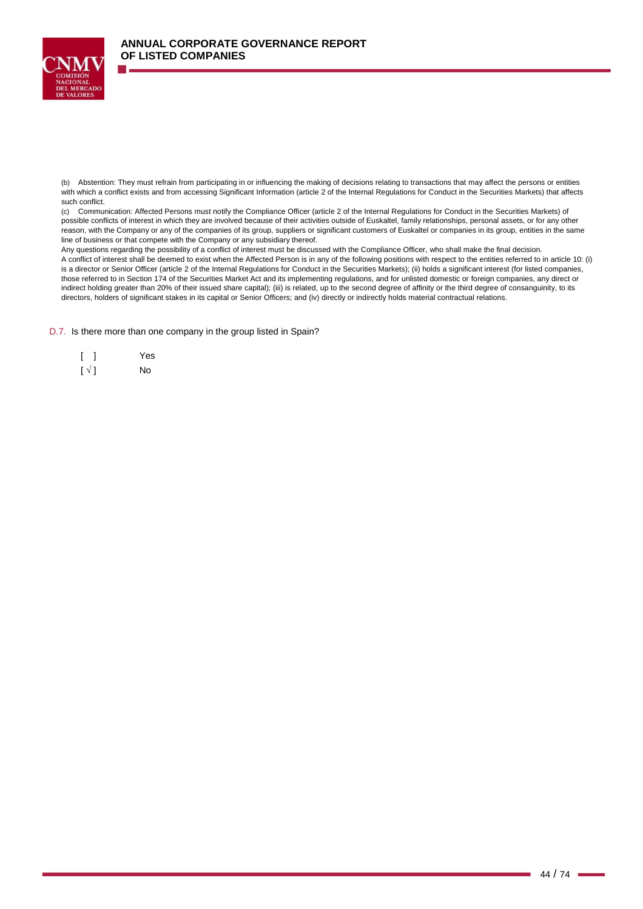(b) Abstention: They must refrain from participating in or influencing the making of decisions relating to transactions that may affect the persons or entities with which a conflict exists and from accessing Significant Information (article 2 of the Internal Regulations for Conduct in the Securities Markets) that affects such conflict.

(c) Communication: Affected Persons must notify the Compliance Officer (article 2 of the Internal Regulations for Conduct in the Securities Markets) of possible conflicts of interest in which they are involved because of their activities outside of Euskaltel, family relationships, personal assets, or for any other reason, with the Company or any of the companies of its group, suppliers or significant customers of Euskaltel or companies in its group, entities in the same line of business or that compete with the Company or any subsidiary thereof.

Any questions regarding the possibility of a conflict of interest must be discussed with the Compliance Officer, who shall make the final decision.

A conflict of interest shall be deemed to exist when the Affected Person is in any of the following positions with respect to the entities referred to in article 10: (i) is a director or Senior Officer (article 2 of the Internal Regulations for Conduct in the Securities Markets); (ii) holds a significant interest (for listed companies, those referred to in Section 174 of the Securities Market Act and its implementing regulations, and for unlisted domestic or foreign companies, any direct or indirect holding greater than 20% of their issued share capital); (iii) is related, up to the second degree of affinity or the third degree of consanguinity, to its directors, holders of significant stakes in its capital or Senior Officers; and (iv) directly or indirectly holds material contractual relations.

D.7. Is there more than one company in the group listed in Spain?

[ ] Yes

[ √ ] No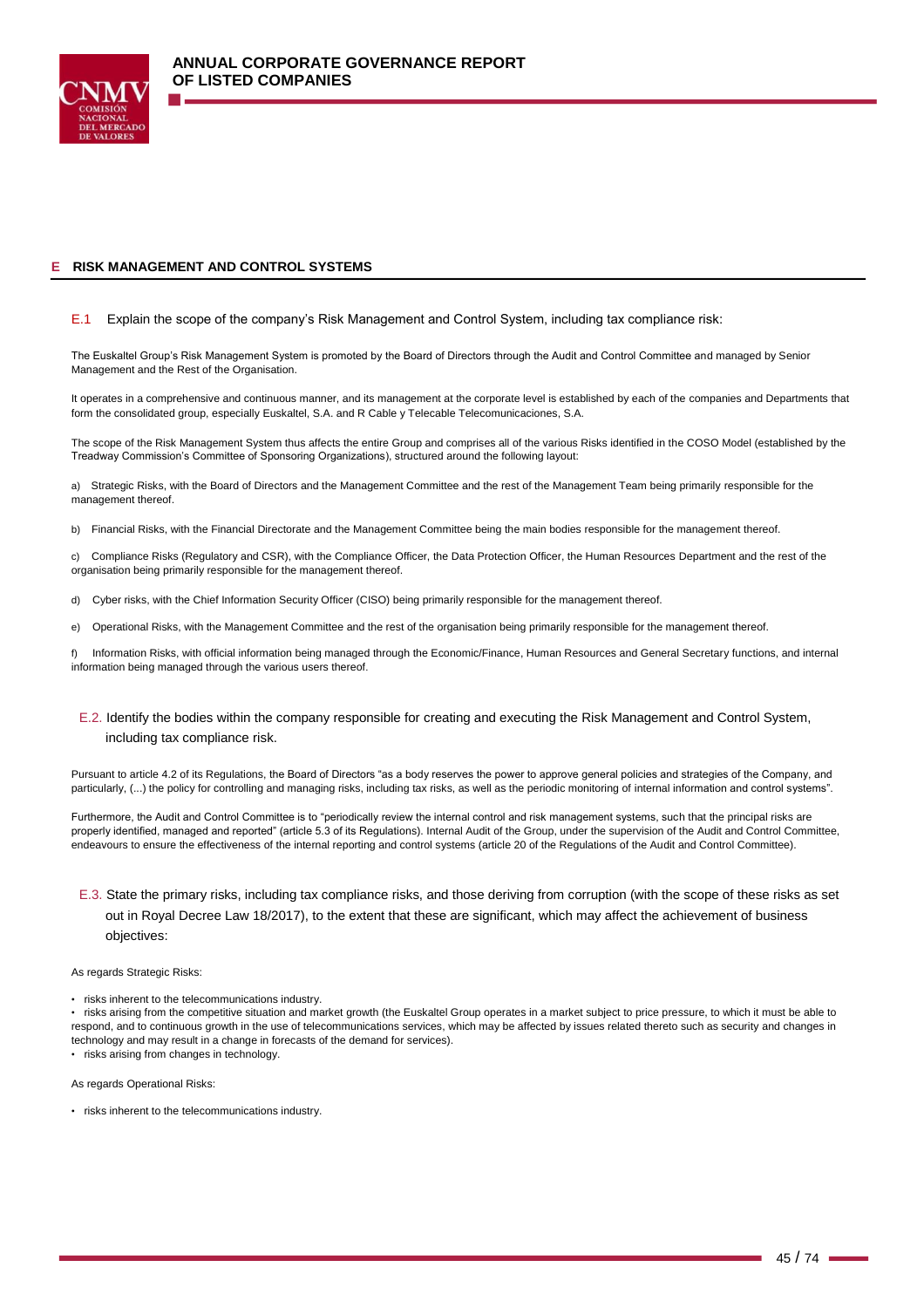## E RISK MANAGEMENT AND CONTROL SYSTEMS

### E.1 Explain the scope of the company's Risk Management and Control System, including tax compliance risk:

The Euskaltel Group's Risk Management System is promoted by the Board of Directors through the Audit and Control Committee and managed by Senior Management and the Rest of the Organisation.

It operates in a comprehensive and continuous manner, and its management at the corporate level is established by each of the companies and Departments that form the consolidated group, especially Euskaltel, S.A. and R Cable y Telecable Telecomunicaciones, S.A.

The scope of the Risk Management System thus affects the entire Group and comprises all of the various Risks identified in the COSO Model (established by the Treadway Commission's Committee of Sponsoring Organizations), structured around the following layout:

a) Strategic Risks, with the Board of Directors and the Management Committee and the rest of the Management Team being primarily responsible for the management thereof.

b) Financial Risks, with the Financial Directorate and the Management Committee being the main bodies responsible for the management thereof.

c) Compliance Risks (Regulatory and CSR), with the Compliance Officer, the Data Protection Officer, the Human Resources Department and the rest of the organisation being primarily responsible for the management thereof.

d) Cyber risks, with the Chief Information Security Officer (CISO) being primarily responsible for the management thereof.

e) Operational Risks, with the Management Committee and the rest of the organisation being primarily responsible for the management thereof.

f) Information Risks, with official information being managed through the Economic/Finance, Human Resources and General Secretary functions, and internal information being managed through the various users thereof.

### E.2. Identify the bodies within the company responsible for creating and executing the Risk Management and Control System, including tax compliance risk.

Pursuant to article 4.2 of its Regulations, the Board of Directors "as a body reserves the power to approve general policies and strategies of the Company, and particularly, (...) the policy for controlling and managing risks, including tax risks, as well as the periodic monitoring of internal information and control systems".

Furthermore, the Audit and Control Committee is to "periodically review the internal control and risk management systems, such that the principal risks are properly identified, managed and reported" (article 5.3 of its Regulations). Internal Audit of the Group, under the supervision of the Audit and Control Committee, endeavours to ensure the effectiveness of the internal reporting and control systems (article 20 of the Regulations of the Audit and Control Committee).

### E.3. State the primary risks, including tax compliance risks, and those deriving from corruption (with the scope of these risks as set out in Royal Decree Law 18/2017), to the extent that these are significant, which may affect the achievement of business objectives:

As regards Strategic Risks:

- risks inherent to the telecommunications industry.
- risks arising from the competitive situation and market growth (the Euskaltel Group operates in a market subject to price pressure, to which it must be able to respond, and to continuous growth in the use of telecommunications services, which may be affected by issues related thereto such as security and changes in technology and may result in a change in forecasts of the demand for services).
- risks arising from changes in technology.

As regards Operational Risks:

- risks inherent to the telecommunications industry.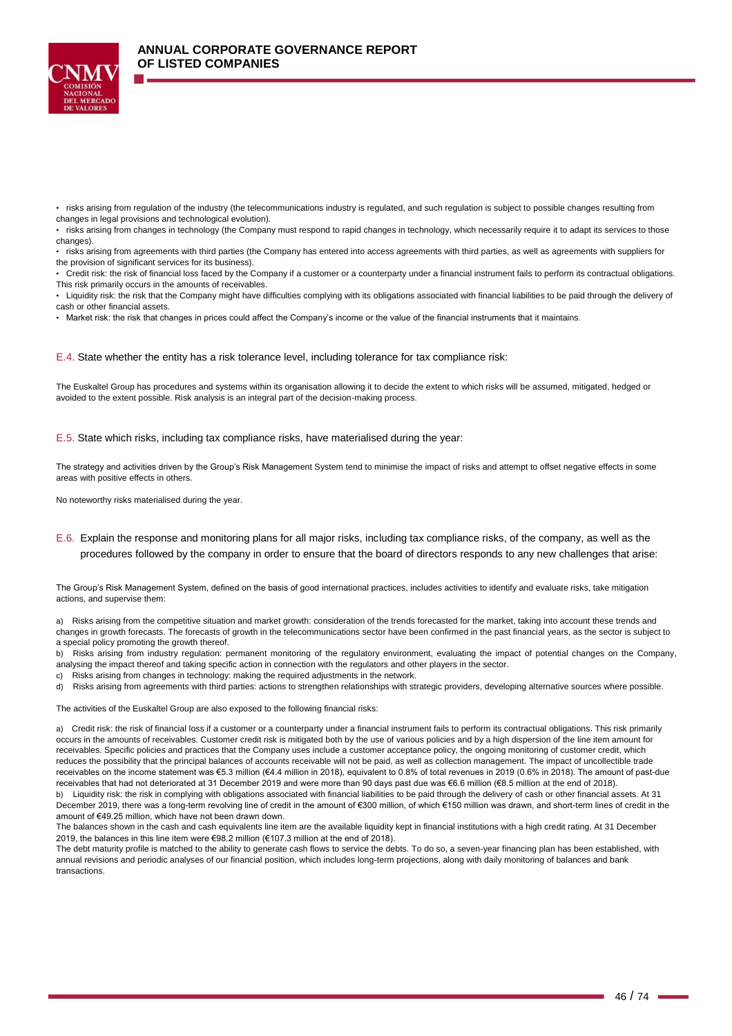- risks arising from regulation of the industry (the telecommunications industry is regulated, and such regulation is subject to possible changes resulting from changes in legal provisions and technological evolution).
- risks arising from changes in technology (the Company must respond to rapid changes in technology, which necessarily require it to adapt its services to those changes).
- risks arising from agreements with third parties (the Company has entered into access agreements with third parties, as well as agreements with suppliers for the provision of significant services for its business).
- Credit risk: the risk of financial loss faced by the Company if a customer or a counterparty under a financial instrument fails to perform its contractual obligations. This risk primarily occurs in the amounts of receivables.
- Liquidity risk: the risk that the Company might have difficulties complying with its obligations associated with financial liabilities to be paid through the delivery of cash or other financial assets.
- Market risk: the risk that changes in prices could affect the Company's income or the value of the financial instruments that it maintains.

### E.4. State whether the entity has a risk tolerance level, including tolerance for tax compliance risk:

The Euskaltel Group has procedures and systems within its organisation allowing it to decide the extent to which risks will be assumed, mitigated, hedged or avoided to the extent possible. Risk analysis is an integral part of the decision-making process.

### E.5. State which risks, including tax compliance risks, have materialised during the year:

The strategy and activities driven by the Group's Risk Management System tend to minimise the impact of risks and attempt to offset negative effects in some areas with positive effects in others.

No noteworthy risks materialised during the year.

### E.6. Explain the response and monitoring plans for all major risks, including tax compliance risks, of the company, as well as the procedures followed by the company in order to ensure that the board of directors responds to any new challenges that arise:

The Group's Risk Management System, defined on the basis of good international practices, includes activities to identify and evaluate risks, take mitigation actions, and supervise them:

a) Risks arising from the competitive situation and market growth: consideration of the trends forecasted for the market, taking into account these trends and changes in growth forecasts. The forecasts of growth in the telecommunications sector have been confirmed in the past financial years, as the sector is subject to a special policy promoting the growth thereof.
b) Risks arising from industry regulation: permanent monitoring of the regulatory environment, evaluating the impact of potential changes on the Company, analysing the impact thereof and taking specific action in connection with the regulators and other players in the sector.
c) Risks arising from changes in technology: making the required adjustments in the network.
d) Risks arising from agreements with third parties: actions to strengthen relationships with strategic providers, developing alternative sources where possible.

The activities of the Euskaltel Group are also exposed to the following financial risks:

a) Credit risk: the risk of financial loss if a customer or a counterparty under a financial instrument fails to perform its contractual obligations. This risk primarily occurs in the amounts of receivables. Customer credit risk is mitigated both by the use of various policies and by a high dispersion of the line item amount for receivables. Specific policies and practices that the Company uses include a customer acceptance policy, the ongoing monitoring of customer credit, which reduces the possibility that the principal balances of accounts receivable will not be paid, as well as collection management. The impact of uncollectible trade receivables on the income statement was €5.3 million (€4.4 million in 2018), equivalent to 0.8% of total revenues in 2019 (0.6% in 2018). The amount of past-due receivables that had not deteriorated at 31 December 2019 and were more than 90 days past due was €6.6 million (€8.5 million at the end of 2018).
b) Liquidity risk: the risk in complying with obligations associated with financial liabilities to be paid through the delivery of cash or other financial assets. At 31 December 2019, there was a long-term revolving line of credit in the amount of €300 million, of which €150 million was drawn, and short-term lines of credit in the amount of €49.25 million, which have not been drawn down.
The balances shown in the cash and cash equivalents line item are the available liquidity kept in financial institutions with a high credit rating. At 31 December 2019, the balances in this line item were €98.2 million (€107.3 million at the end of 2018).
The debt maturity profile is matched to the ability to generate cash flows to service the debts. To do so, a seven-year financing plan has been established, with annual revisions and periodic analyses of our financial position, which includes long-term projections, along with daily monitoring of balances and bank transactions.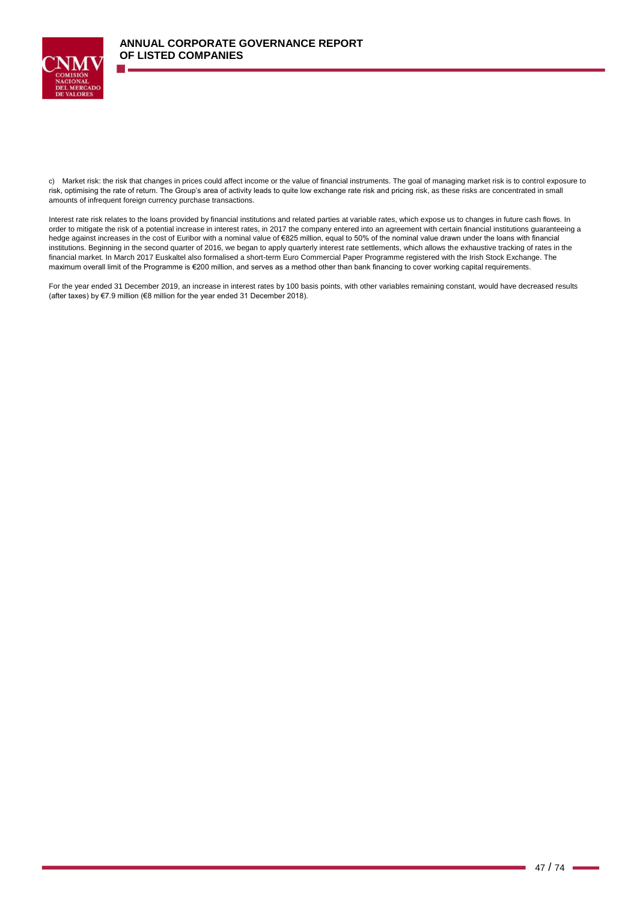c) Market risk: the risk that changes in prices could affect income or the value of financial instruments. The goal of managing market risk is to control exposure to risk, optimising the rate of return. The Group's area of activity leads to quite low exchange rate risk and pricing risk, as these risks are concentrated in small amounts of infrequent foreign currency purchase transactions.

Interest rate risk relates to the loans provided by financial institutions and related parties at variable rates, which expose us to changes in future cash flows. In order to mitigate the risk of a potential increase in interest rates, in 2017 the company entered into an agreement with certain financial institutions guaranteeing a hedge against increases in the cost of Euribor with a nominal value of €825 million, equal to 50% of the nominal value drawn under the loans with financial institutions. Beginning in the second quarter of 2016, we began to apply quarterly interest rate settlements, which allows the exhaustive tracking of rates in the financial market. In March 2017 Euskaltel also formalised a short-term Euro Commercial Paper Programme registered with the Irish Stock Exchange. The maximum overall limit of the Programme is €200 million, and serves as a method other than bank financing to cover working capital requirements.

For the year ended 31 December 2019, an increase in interest rates by 100 basis points, with other variables remaining constant, would have decreased results (after taxes) by €7.9 million (€8 million for the year ended 31 December 2018).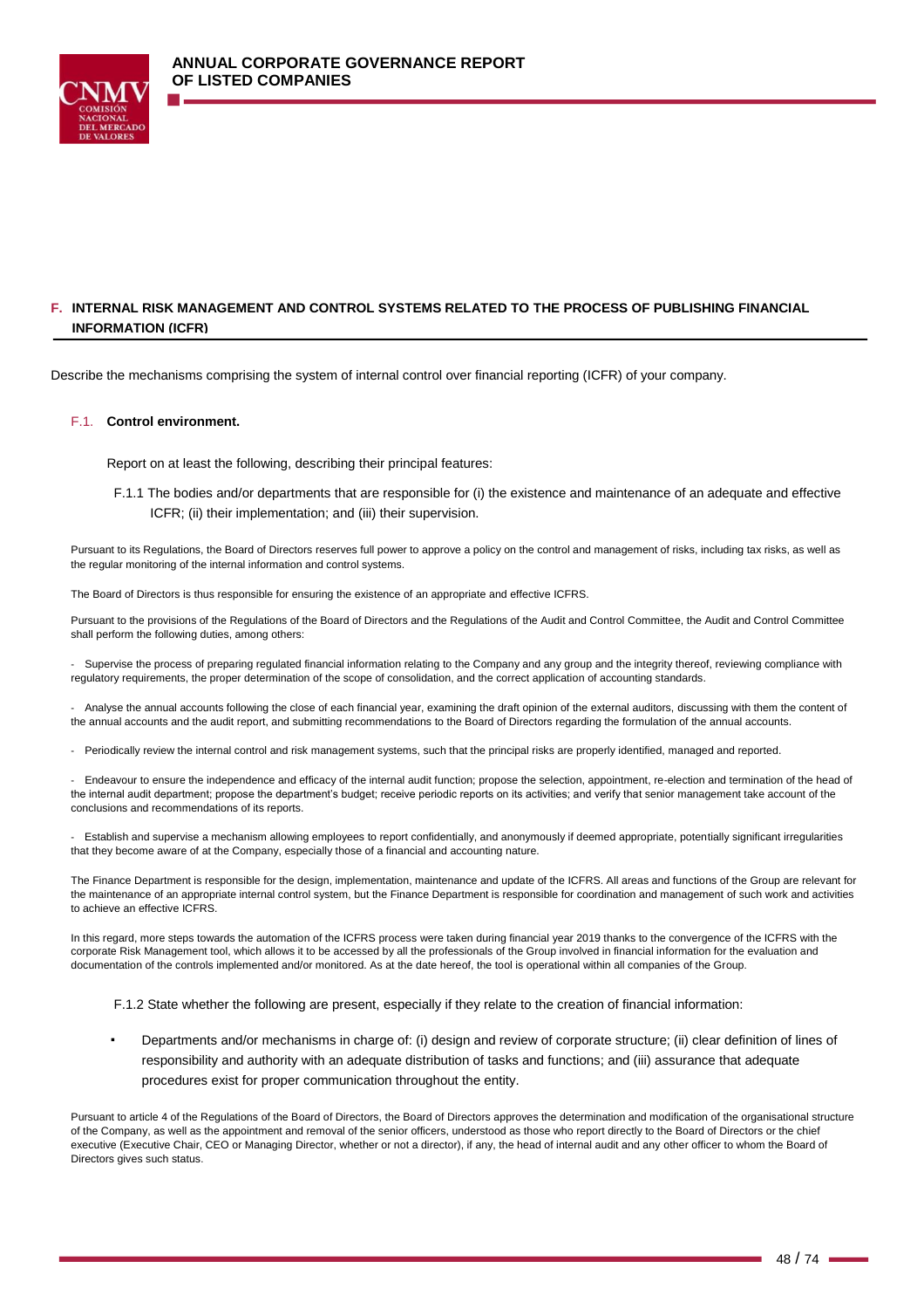## F. INTERNAL RISK MANAGEMENT AND CONTROL SYSTEMS RELATED TO THE PROCESS OF PUBLISHING FINANCIAL INFORMATION (ICFR)

Describe the mechanisms comprising the system of internal control over financial reporting (ICFR) of your company.

### F.1. Control environment.

Report on at least the following, describing their principal features:

F.1.1 The bodies and/or departments that are responsible for (i) the existence and maintenance of an adequate and effective ICFR; (ii) their implementation; and (iii) their supervision.

Pursuant to its Regulations, the Board of Directors reserves full power to approve a policy on the control and management of risks, including tax risks, as well as the regular monitoring of the internal information and control systems.

The Board of Directors is thus responsible for ensuring the existence of an appropriate and effective ICFRS.

Pursuant to the provisions of the Regulations of the Board of Directors and the Regulations of the Audit and Control Committee, the Audit and Control Committee shall perform the following duties, among others:

- Supervise the process of preparing regulated financial information relating to the Company and any group and the integrity thereof, reviewing compliance with regulatory requirements, the proper determination of the scope of consolidation, and the correct application of accounting standards.

- Analyse the annual accounts following the close of each financial year, examining the draft opinion of the external auditors, discussing with them the content of the annual accounts and the audit report, and submitting recommendations to the Board of Directors regarding the formulation of the annual accounts.

- Periodically review the internal control and risk management systems, such that the principal risks are properly identified, managed and reported.

- Endeavour to ensure the independence and efficacy of the internal audit function; propose the selection, appointment, re-election and termination of the head of the internal audit department; propose the department's budget; receive periodic reports on its activities; and verify that senior management take account of the conclusions and recommendations of its reports.

- Establish and supervise a mechanism allowing employees to report confidentially, and anonymously if deemed appropriate, potentially significant irregularities that they become aware of at the Company, especially those of a financial and accounting nature.

The Finance Department is responsible for the design, implementation, maintenance and update of the ICFRS. All areas and functions of the Group are relevant for the maintenance of an appropriate internal control system, but the Finance Department is responsible for coordination and management of such work and activities to achieve an effective ICFRS.

In this regard, more steps towards the automation of the ICFRS process were taken during financial year 2019 thanks to the convergence of the ICFRS with the corporate Risk Management tool, which allows it to be accessed by all the professionals of the Group involved in financial information for the evaluation and documentation of the controls implemented and/or monitored. As at the date hereof, the tool is operational within all companies of the Group.

F.1.2 State whether the following are present, especially if they relate to the creation of financial information:

- Departments and/or mechanisms in charge of: (i) design and review of corporate structure; (ii) clear definition of lines of responsibility and authority with an adequate distribution of tasks and functions; and (iii) assurance that adequate procedures exist for proper communication throughout the entity.

Pursuant to article 4 of the Regulations of the Board of Directors, the Board of Directors approves the determination and modification of the organisational structure of the Company, as well as the appointment and removal of the senior officers, understood as those who report directly to the Board of Directors or the chief executive (Executive Chair, CEO or Managing Director, whether or not a director), if any, the head of internal audit and any other officer to whom the Board of Directors gives such status.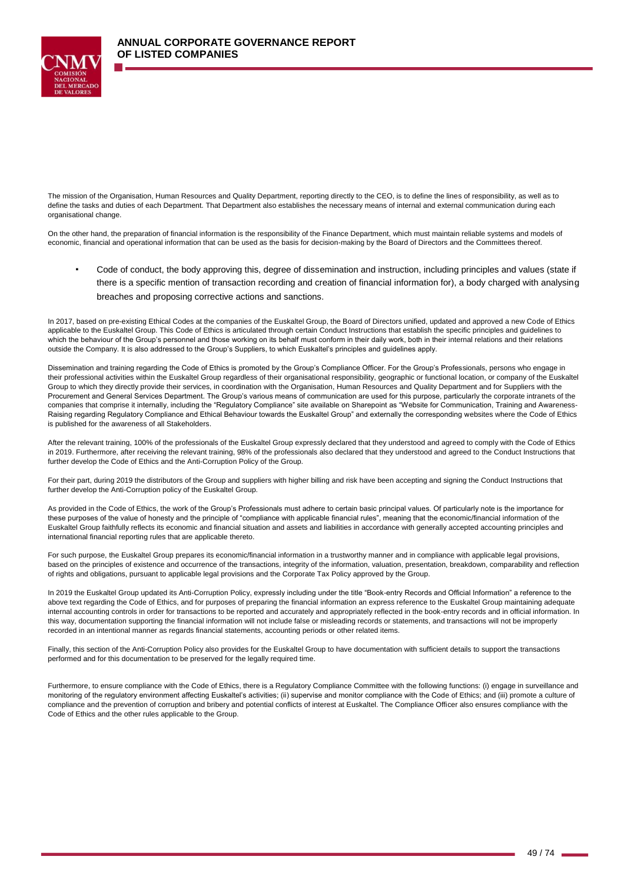The mission of the Organisation, Human Resources and Quality Department, reporting directly to the CEO, is to define the lines of responsibility, as well as to define the tasks and duties of each Department. That Department also establishes the necessary means of internal and external communication during each organisational change.

On the other hand, the preparation of financial information is the responsibility of the Finance Department, which must maintain reliable systems and models of economic, financial and operational information that can be used as the basis for decision-making by the Board of Directors and the Committees thereof.

- Code of conduct, the body approving this, degree of dissemination and instruction, including principles and values (state if there is a specific mention of transaction recording and creation of financial information for), a body charged with analysing breaches and proposing corrective actions and sanctions.

In 2017, based on pre-existing Ethical Codes at the companies of the Euskaltel Group, the Board of Directors unified, updated and approved a new Code of Ethics applicable to the Euskaltel Group. This Code of Ethics is articulated through certain Conduct Instructions that establish the specific principles and guidelines to which the behaviour of the Group's personnel and those working on its behalf must conform in their daily work, both in their internal relations and their relations outside the Company. It is also addressed to the Group's Suppliers, to which Euskaltel's principles and guidelines apply.

Dissemination and training regarding the Code of Ethics is promoted by the Group's Compliance Officer. For the Group's Professionals, persons who engage in their professional activities within the Euskaltel Group regardless of their organisational responsibility, geographic or functional location, or company of the Euskaltel Group to which they directly provide their services, in coordination with the Organisation, Human Resources and Quality Department and for Suppliers with the Procurement and General Services Department. The Group's various means of communication are used for this purpose, particularly the corporate intranets of the companies that comprise it internally, including the "Regulatory Compliance" site available on Sharepoint as "Website for Communication, Training and Awareness-Raising regarding Regulatory Compliance and Ethical Behaviour towards the Euskaltel Group" and externally the corresponding websites where the Code of Ethics is published for the awareness of all Stakeholders.

After the relevant training, 100% of the professionals of the Euskaltel Group expressly declared that they understood and agreed to comply with the Code of Ethics in 2019. Furthermore, after receiving the relevant training, 98% of the professionals also declared that they understood and agreed to the Conduct Instructions that further develop the Code of Ethics and the Anti-Corruption Policy of the Group.

For their part, during 2019 the distributors of the Group and suppliers with higher billing and risk have been accepting and signing the Conduct Instructions that further develop the Anti-Corruption policy of the Euskaltel Group.

As provided in the Code of Ethics, the work of the Group's Professionals must adhere to certain basic principal values. Of particularly note is the importance for these purposes of the value of honesty and the principle of "compliance with applicable financial rules", meaning that the economic/financial information of the Euskaltel Group faithfully reflects its economic and financial situation and assets and liabilities in accordance with generally accepted accounting principles and international financial reporting rules that are applicable thereto.

For such purpose, the Euskaltel Group prepares its economic/financial information in a trustworthy manner and in compliance with applicable legal provisions, based on the principles of existence and occurrence of the transactions, integrity of the information, valuation, presentation, breakdown, comparability and reflection of rights and obligations, pursuant to applicable legal provisions and the Corporate Tax Policy approved by the Group.

In 2019 the Euskaltel Group updated its Anti-Corruption Policy, expressly including under the title "Book-entry Records and Official Information" a reference to the above text regarding the Code of Ethics, and for purposes of preparing the financial information an express reference to the Euskaltel Group maintaining adequate internal accounting controls in order for transactions to be reported and accurately and appropriately reflected in the book-entry records and in official information. In this way, documentation supporting the financial information will not include false or misleading records or statements, and transactions will not be improperly recorded in an intentional manner as regards financial statements, accounting periods or other related items.

Finally, this section of the Anti-Corruption Policy also provides for the Euskaltel Group to have documentation with sufficient details to support the transactions performed and for this documentation to be preserved for the legally required time.

Furthermore, to ensure compliance with the Code of Ethics, there is a Regulatory Compliance Committee with the following functions: (i) engage in surveillance and monitoring of the regulatory environment affecting Euskaltel's activities; (ii) supervise and monitor compliance with the Code of Ethics; and (iii) promote a culture of compliance and the prevention of corruption and bribery and potential conflicts of interest at Euskaltel. The Compliance Officer also ensures compliance with the Code of Ethics and the other rules applicable to the Group.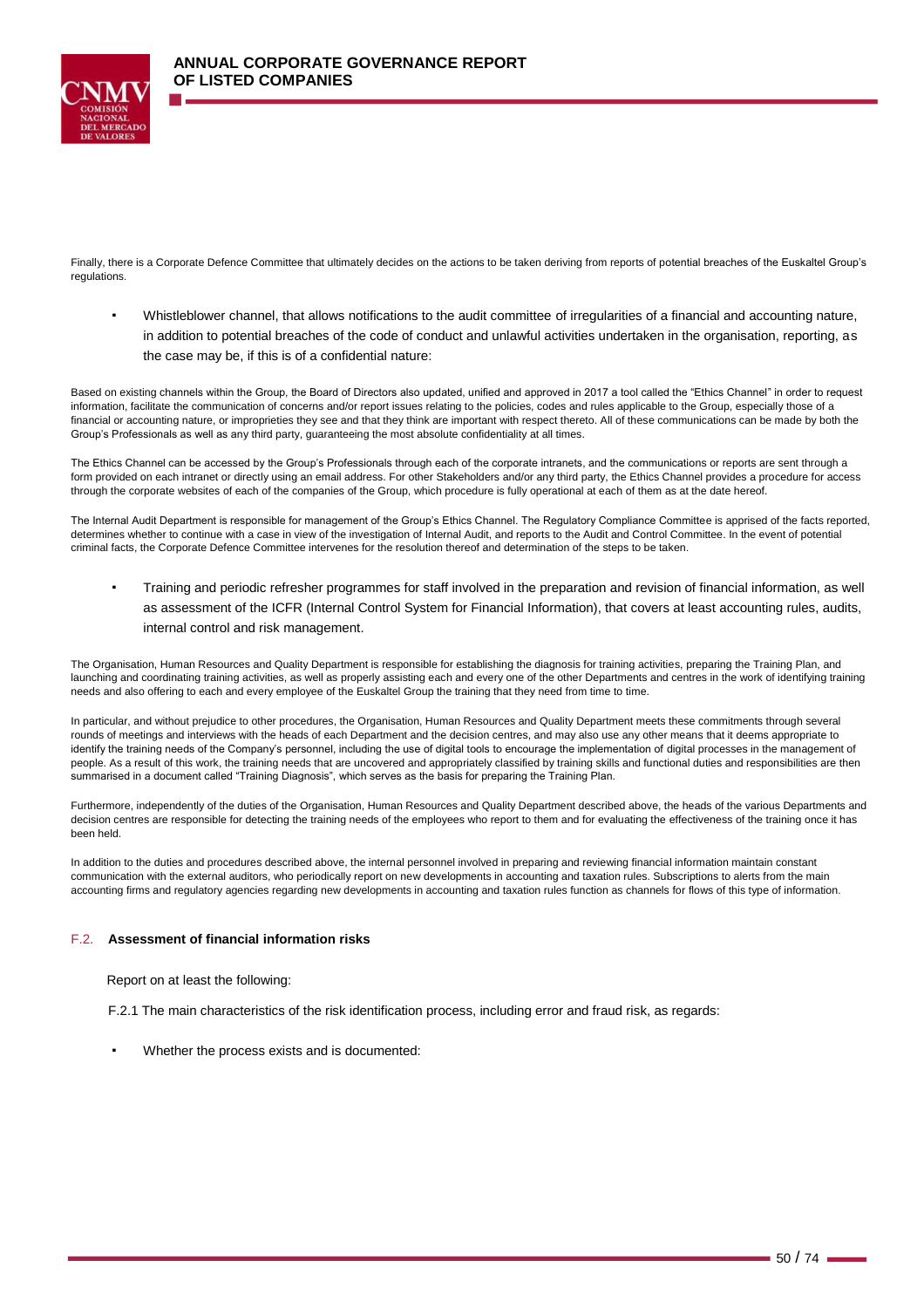Finally, there is a Corporate Defence Committee that ultimately decides on the actions to be taken deriving from reports of potential breaches of the Euskaltel Group's regulations.

- Whistleblower channel, that allows notifications to the audit committee of irregularities of a financial and accounting nature, in addition to potential breaches of the code of conduct and unlawful activities undertaken in the organisation, reporting, as the case may be, if this is of a confidential nature:

Based on existing channels within the Group, the Board of Directors also updated, unified and approved in 2017 a tool called the "Ethics Channel" in order to request information, facilitate the communication of concerns and/or report issues relating to the policies, codes and rules applicable to the Group, especially those of a financial or accounting nature, or improprieties they see and that they think are important with respect thereto. All of these communications can be made by both the Group's Professionals as well as any third party, guaranteeing the most absolute confidentiality at all times.

The Ethics Channel can be accessed by the Group's Professionals through each of the corporate intranets, and the communications or reports are sent through a form provided on each intranet or directly using an email address. For other Stakeholders and/or any third party, the Ethics Channel provides a procedure for access through the corporate websites of each of the companies of the Group, which procedure is fully operational at each of them as at the date hereof.

The Internal Audit Department is responsible for management of the Group's Ethics Channel. The Regulatory Compliance Committee is apprised of the facts reported, determines whether to continue with a case in view of the investigation of Internal Audit, and reports to the Audit and Control Committee. In the event of potential criminal facts, the Corporate Defence Committee intervenes for the resolution thereof and determination of the steps to be taken.

- Training and periodic refresher programmes for staff involved in the preparation and revision of financial information, as well as assessment of the ICFR (Internal Control System for Financial Information), that covers at least accounting rules, audits, internal control and risk management.

The Organisation, Human Resources and Quality Department is responsible for establishing the diagnosis for training activities, preparing the Training Plan, and launching and coordinating training activities, as well as properly assisting each and every one of the other Departments and centres in the work of identifying training needs and also offering to each and every employee of the Euskaltel Group the training that they need from time to time.

In particular, and without prejudice to other procedures, the Organisation, Human Resources and Quality Department meets these commitments through several rounds of meetings and interviews with the heads of each Department and the decision centres, and may also use any other means that it deems appropriate to identify the training needs of the Company's personnel, including the use of digital tools to encourage the implementation of digital processes in the management of people. As a result of this work, the training needs that are uncovered and appropriately classified by training skills and functional duties and responsibilities are then summarised in a document called "Training Diagnosis", which serves as the basis for preparing the Training Plan.

Furthermore, independently of the duties of the Organisation, Human Resources and Quality Department described above, the heads of the various Departments and decision centres are responsible for detecting the training needs of the employees who report to them and for evaluating the effectiveness of the training once it has been held.

In addition to the duties and procedures described above, the internal personnel involved in preparing and reviewing financial information maintain constant communication with the external auditors, who periodically report on new developments in accounting and taxation rules. Subscriptions to alerts from the main accounting firms and regulatory agencies regarding new developments in accounting and taxation rules function as channels for flows of this type of information.

## F.2. **Assessment of financial information risks**

Report on at least the following:

F.2.1 The main characteristics of the risk identification process, including error and fraud risk, as regards:

- Whether the process exists and is documented: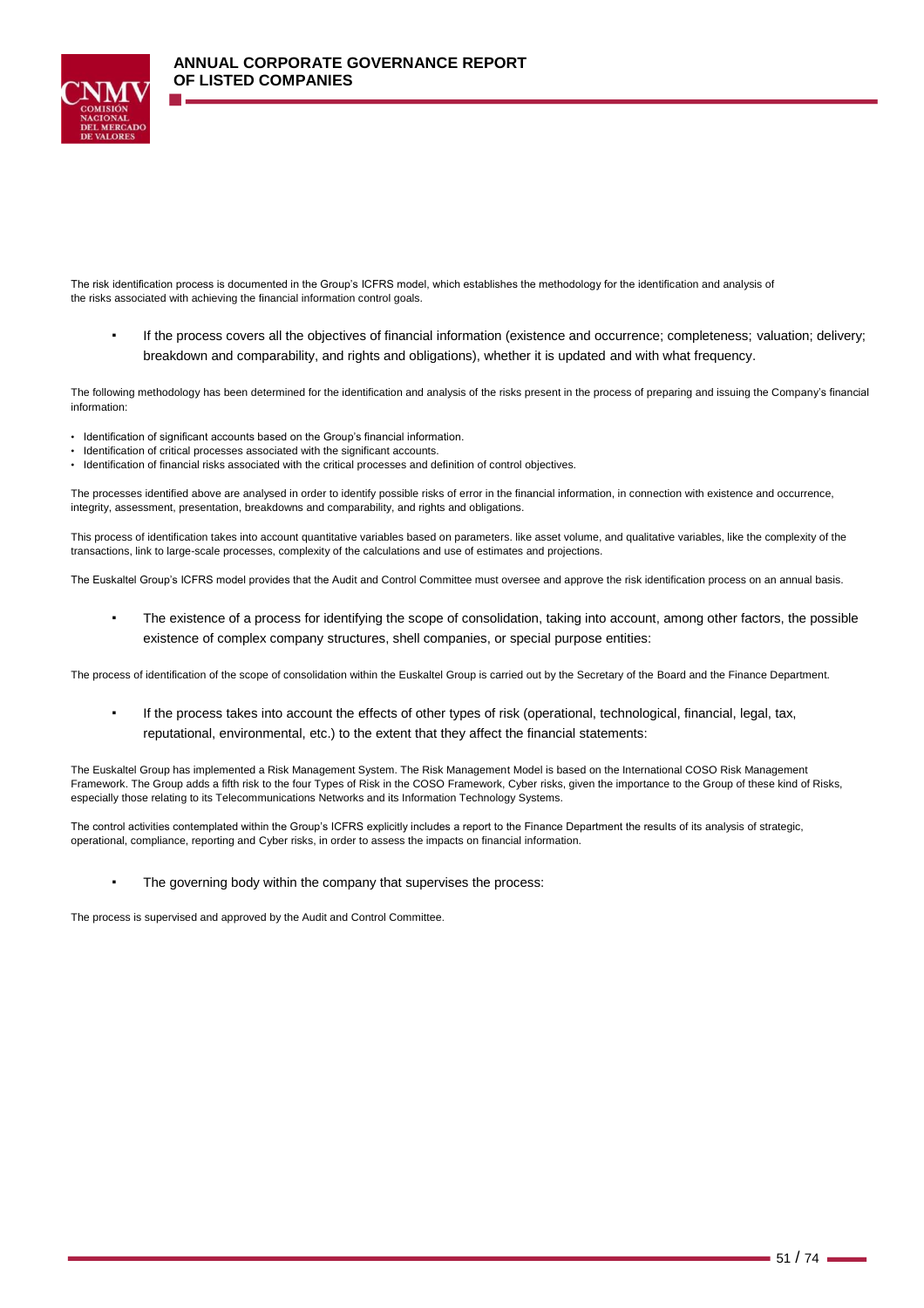The risk identification process is documented in the Group's ICFRS model, which establishes the methodology for the identification and analysis of the risks associated with achieving the financial information control goals.

- If the process covers all the objectives of financial information (existence and occurrence; completeness; valuation; delivery; breakdown and comparability, and rights and obligations), whether it is updated and with what frequency.

The following methodology has been determined for the identification and analysis of the risks present in the process of preparing and issuing the Company's financial information:

- Identification of significant accounts based on the Group's financial information.
- Identification of critical processes associated with the significant accounts.
- Identification of financial risks associated with the critical processes and definition of control objectives.

The processes identified above are analysed in order to identify possible risks of error in the financial information, in connection with existence and occurrence, integrity, assessment, presentation, breakdowns and comparability, and rights and obligations.

This process of identification takes into account quantitative variables based on parameters. like asset volume, and qualitative variables, like the complexity of the transactions, link to large-scale processes, complexity of the calculations and use of estimates and projections.

The Euskaltel Group's ICFRS model provides that the Audit and Control Committee must oversee and approve the risk identification process on an annual basis.

- The existence of a process for identifying the scope of consolidation, taking into account, among other factors, the possible existence of complex company structures, shell companies, or special purpose entities:

The process of identification of the scope of consolidation within the Euskaltel Group is carried out by the Secretary of the Board and the Finance Department.

- If the process takes into account the effects of other types of risk (operational, technological, financial, legal, tax, reputational, environmental, etc.) to the extent that they affect the financial statements:

The Euskaltel Group has implemented a Risk Management System. The Risk Management Model is based on the International COSO Risk Management Framework. The Group adds a fifth risk to the four Types of Risk in the COSO Framework, Cyber risks, given the importance to the Group of these kind of Risks, especially those relating to its Telecommunications Networks and its Information Technology Systems.

The control activities contemplated within the Group's ICFRS explicitly includes a report to the Finance Department the results of its analysis of strategic, operational, compliance, reporting and Cyber risks, in order to assess the impacts on financial information.

- The governing body within the company that supervises the process:

The process is supervised and approved by the Audit and Control Committee.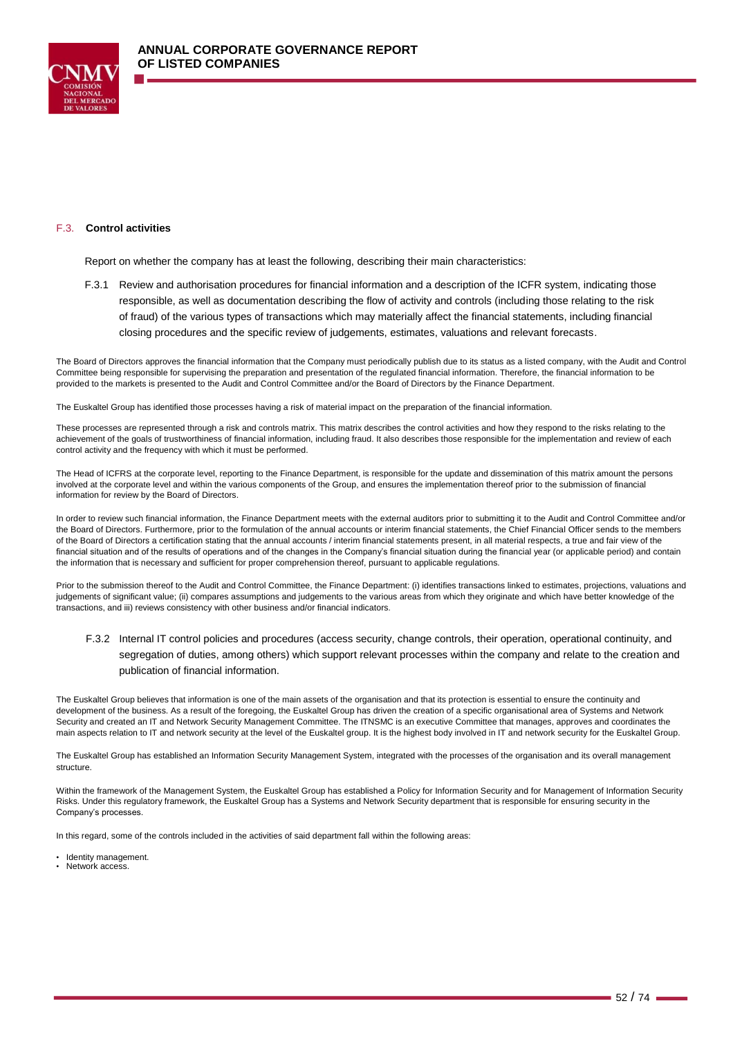## F.3. Control activities

Report on whether the company has at least the following, describing their main characteristics:

### F.3.1 Review and authorisation procedures for financial information and a description of the ICFR system, indicating those responsible, as well as documentation describing the flow of activity and controls (including those relating to the risk of fraud) of the various types of transactions which may materially affect the financial statements, including financial closing procedures and the specific review of judgements, estimates, valuations and relevant forecasts.

The Board of Directors approves the financial information that the Company must periodically publish due to its status as a listed company, with the Audit and Control Committee being responsible for supervising the preparation and presentation of the regulated financial information. Therefore, the financial information to be provided to the markets is presented to the Audit and Control Committee and/or the Board of Directors by the Finance Department.

The Euskaltel Group has identified those processes having a risk of material impact on the preparation of the financial information.

These processes are represented through a risk and controls matrix. This matrix describes the control activities and how they respond to the risks relating to the achievement of the goals of trustworthiness of financial information, including fraud. It also describes those responsible for the implementation and review of each control activity and the frequency with which it must be performed.

The Head of ICFRS at the corporate level, reporting to the Finance Department, is responsible for the update and dissemination of this matrix amount the persons involved at the corporate level and within the various components of the Group, and ensures the implementation thereof prior to the submission of financial information for review by the Board of Directors.

In order to review such financial information, the Finance Department meets with the external auditors prior to submitting it to the Audit and Control Committee and/or the Board of Directors. Furthermore, prior to the formulation of the annual accounts or interim financial statements, the Chief Financial Officer sends to the members of the Board of Directors a certification stating that the annual accounts / interim financial statements present, in all material respects, a true and fair view of the financial situation and of the results of operations and of the changes in the Company's financial situation during the financial year (or applicable period) and contain the information that is necessary and sufficient for proper comprehension thereof, pursuant to applicable regulations.

Prior to the submission thereof to the Audit and Control Committee, the Finance Department: (i) identifies transactions linked to estimates, projections, valuations and judgements of significant value; (ii) compares assumptions and judgements to the various areas from which they originate and which have better knowledge of the transactions, and iii) reviews consistency with other business and/or financial indicators.

### F.3.2 Internal IT control policies and procedures (access security, change controls, their operation, operational continuity, and segregation of duties, among others) which support relevant processes within the company and relate to the creation and publication of financial information.

The Euskaltel Group believes that information is one of the main assets of the organisation and that its protection is essential to ensure the continuity and development of the business. As a result of the foregoing, the Euskaltel Group has driven the creation of a specific organisational area of Systems and Network Security and created an IT and Network Security Management Committee. The ITNSMC is an executive Committee that manages, approves and coordinates the main aspects relation to IT and network security at the level of the Euskaltel group. It is the highest body involved in IT and network security for the Euskaltel Group.

The Euskaltel Group has established an Information Security Management System, integrated with the processes of the organisation and its overall management structure.

Within the framework of the Management System, the Euskaltel Group has established a Policy for Information Security and for Management of Information Security Risks. Under this regulatory framework, the Euskaltel Group has a Systems and Network Security department that is responsible for ensuring security in the Company's processes.

In this regard, some of the controls included in the activities of said department fall within the following areas:

- Identity management.
- Network access.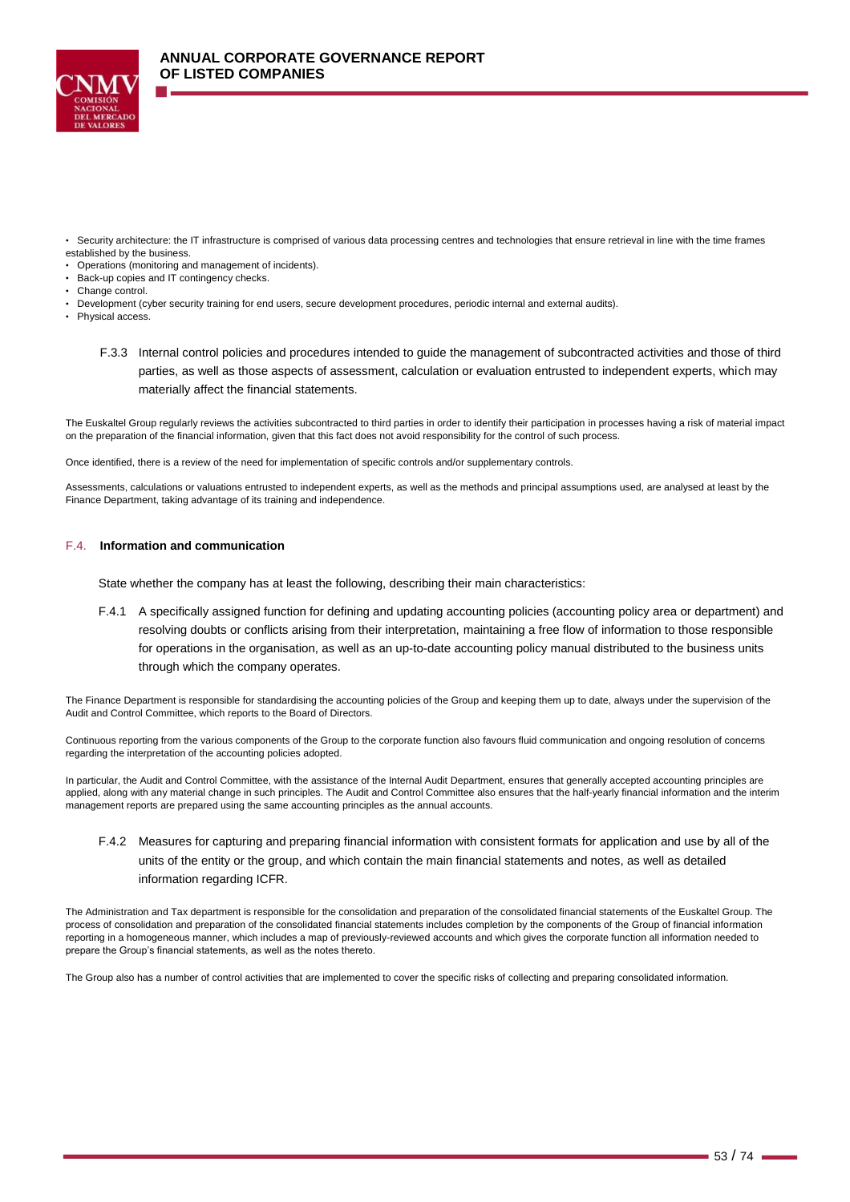- Security architecture: the IT infrastructure is comprised of various data processing centres and technologies that ensure retrieval in line with the time frames established by the business.
- Operations (monitoring and management of incidents).
- Back-up copies and IT contingency checks.
- Change control.
- Development (cyber security training for end users, secure development procedures, periodic internal and external audits).
- Physical access.

F.3.3 Internal control policies and procedures intended to guide the management of subcontracted activities and those of third parties, as well as those aspects of assessment, calculation or evaluation entrusted to independent experts, which may materially affect the financial statements.

The Euskaltel Group regularly reviews the activities subcontracted to third parties in order to identify their participation in processes having a risk of material impact on the preparation of the financial information, given that this fact does not avoid responsibility for the control of such process.

Once identified, there is a review of the need for implementation of specific controls and/or supplementary controls.

Assessments, calculations or valuations entrusted to independent experts, as well as the methods and principal assumptions used, are analysed at least by the Finance Department, taking advantage of its training and independence.

## F.4. **Information and communication**

State whether the company has at least the following, describing their main characteristics:

F.4.1 A specifically assigned function for defining and updating accounting policies (accounting policy area or department) and resolving doubts or conflicts arising from their interpretation, maintaining a free flow of information to those responsible for operations in the organisation, as well as an up-to-date accounting policy manual distributed to the business units through which the company operates.

The Finance Department is responsible for standardising the accounting policies of the Group and keeping them up to date, always under the supervision of the Audit and Control Committee, which reports to the Board of Directors.

Continuous reporting from the various components of the Group to the corporate function also favours fluid communication and ongoing resolution of concerns regarding the interpretation of the accounting policies adopted.

In particular, the Audit and Control Committee, with the assistance of the Internal Audit Department, ensures that generally accepted accounting principles are applied, along with any material change in such principles. The Audit and Control Committee also ensures that the half-yearly financial information and the interim management reports are prepared using the same accounting principles as the annual accounts.

F.4.2 Measures for capturing and preparing financial information with consistent formats for application and use by all of the units of the entity or the group, and which contain the main financial statements and notes, as well as detailed information regarding ICFR.

The Administration and Tax department is responsible for the consolidation and preparation of the consolidated financial statements of the Euskaltel Group. The process of consolidation and preparation of the consolidated financial statements includes completion by the components of the Group of financial information reporting in a homogeneous manner, which includes a map of previously-reviewed accounts and which gives the corporate function all information needed to prepare the Group's financial statements, as well as the notes thereto.

The Group also has a number of control activities that are implemented to cover the specific risks of collecting and preparing consolidated information.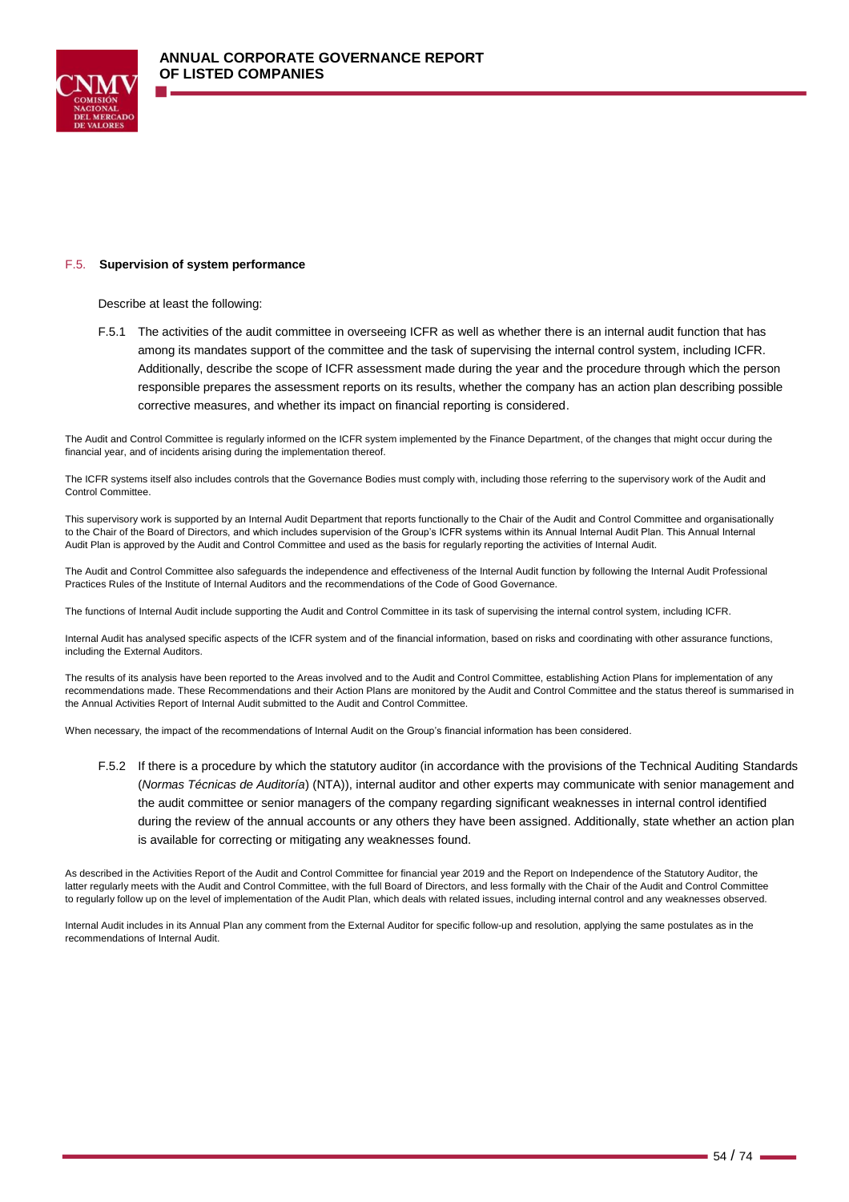### F.5. Supervision of system performance

Describe at least the following:

F.5.1 The activities of the audit committee in overseeing ICFR as well as whether there is an internal audit function that has among its mandates support of the committee and the task of supervising the internal control system, including ICFR. Additionally, describe the scope of ICFR assessment made during the year and the procedure through which the person responsible prepares the assessment reports on its results, whether the company has an action plan describing possible corrective measures, and whether its impact on financial reporting is considered.

The Audit and Control Committee is regularly informed on the ICFR system implemented by the Finance Department, of the changes that might occur during the financial year, and of incidents arising during the implementation thereof.

The ICFR systems itself also includes controls that the Governance Bodies must comply with, including those referring to the supervisory work of the Audit and Control Committee.

This supervisory work is supported by an Internal Audit Department that reports functionally to the Chair of the Audit and Control Committee and organisationally to the Chair of the Board of Directors, and which includes supervision of the Group's ICFR systems within its Annual Internal Audit Plan. This Annual Internal Audit Plan is approved by the Audit and Control Committee and used as the basis for regularly reporting the activities of Internal Audit.

The Audit and Control Committee also safeguards the independence and effectiveness of the Internal Audit function by following the Internal Audit Professional Practices Rules of the Institute of Internal Auditors and the recommendations of the Code of Good Governance.

The functions of Internal Audit include supporting the Audit and Control Committee in its task of supervising the internal control system, including ICFR.

Internal Audit has analysed specific aspects of the ICFR system and of the financial information, based on risks and coordinating with other assurance functions, including the External Auditors.

The results of its analysis have been reported to the Areas involved and to the Audit and Control Committee, establishing Action Plans for implementation of any recommendations made. These Recommendations and their Action Plans are monitored by the Audit and Control Committee and the status thereof is summarised in the Annual Activities Report of Internal Audit submitted to the Audit and Control Committee.

When necessary, the impact of the recommendations of Internal Audit on the Group's financial information has been considered.

F.5.2 If there is a procedure by which the statutory auditor (in accordance with the provisions of the Technical Auditing Standards (*Normas Técnicas de Auditoría*) (NTA)), internal auditor and other experts may communicate with senior management and the audit committee or senior managers of the company regarding significant weaknesses in internal control identified during the review of the annual accounts or any others they have been assigned. Additionally, state whether an action plan is available for correcting or mitigating any weaknesses found.

As described in the Activities Report of the Audit and Control Committee for financial year 2019 and the Report on Independence of the Statutory Auditor, the latter regularly meets with the Audit and Control Committee, with the full Board of Directors, and less formally with the Chair of the Audit and Control Committee to regularly follow up on the level of implementation of the Audit Plan, which deals with related issues, including internal control and any weaknesses observed.

Internal Audit includes in its Annual Plan any comment from the External Auditor for specific follow-up and resolution, applying the same postulates as in the recommendations of Internal Audit.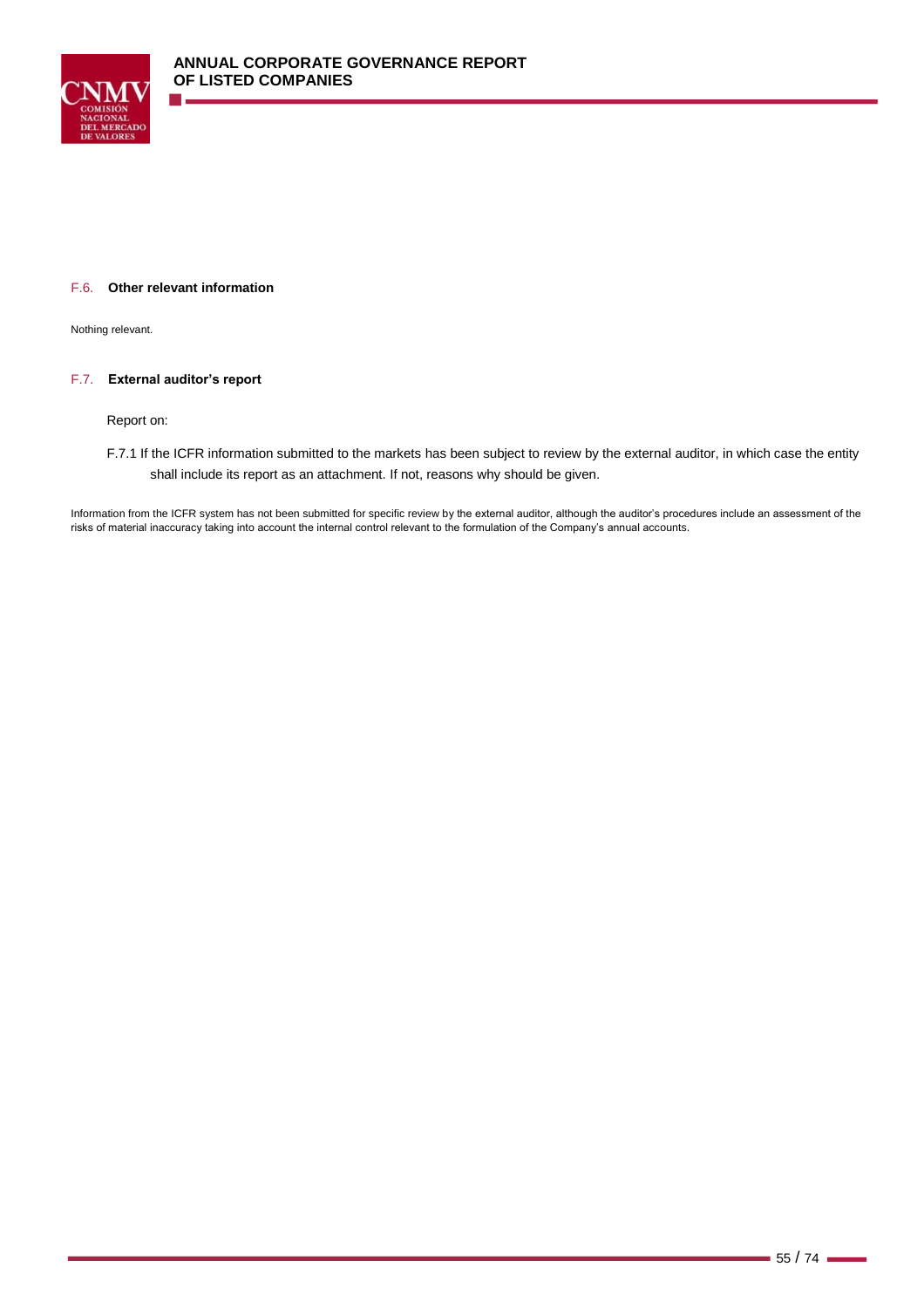## F.6. Other relevant information

Nothing relevant.

## F.7. External auditor's report

Report on:

F.7.1 If the ICFR information submitted to the markets has been subject to review by the external auditor, in which case the entity shall include its report as an attachment. If not, reasons why should be given.

Information from the ICFR system has not been submitted for specific review by the external auditor, although the auditor's procedures include an assessment of the risks of material inaccuracy taking into account the internal control relevant to the formulation of the Company's annual accounts.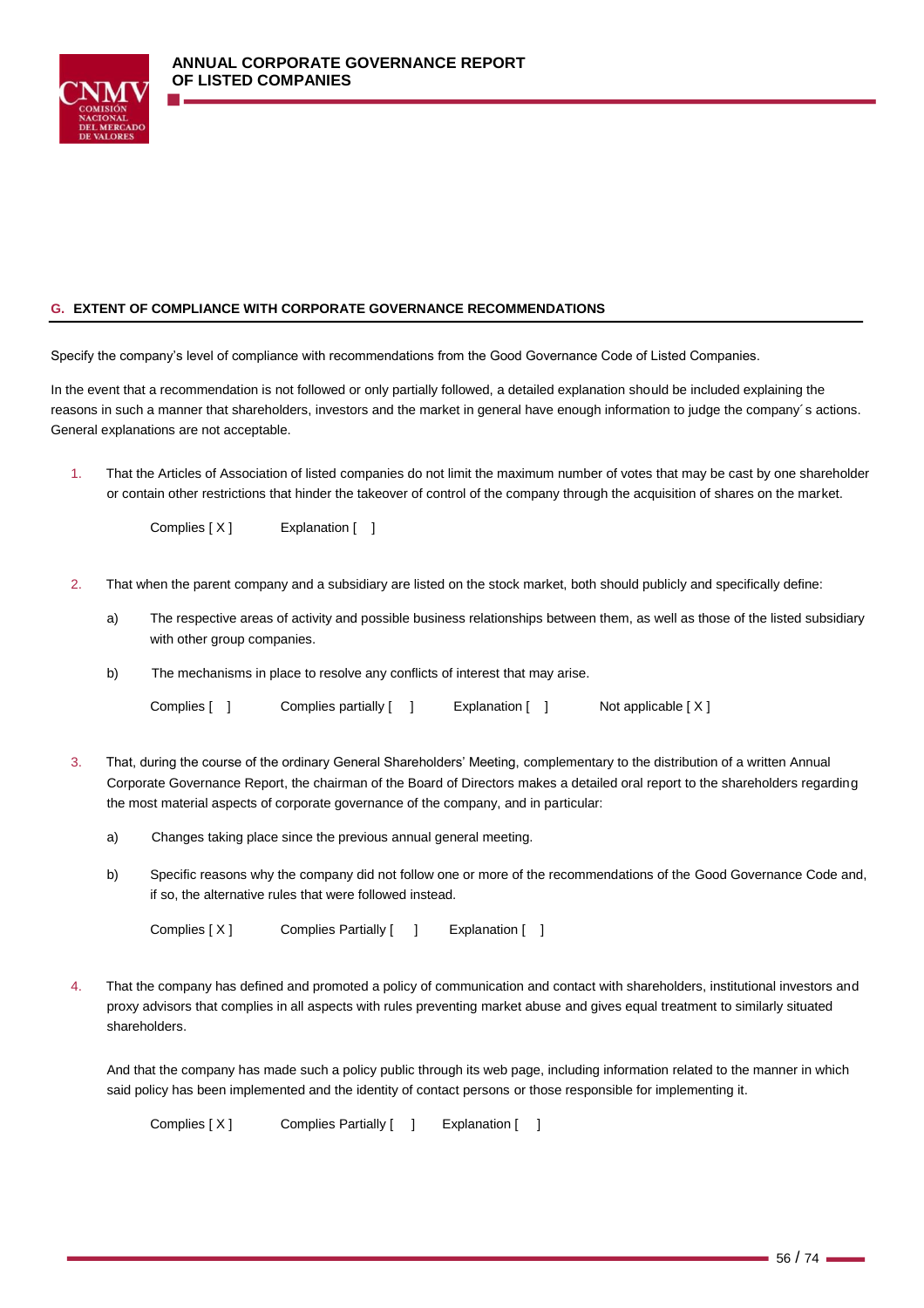## G. EXTENT OF COMPLIANCE WITH CORPORATE GOVERNANCE RECOMMENDATIONS

Specify the company's level of compliance with recommendations from the Good Governance Code of Listed Companies.

In the event that a recommendation is not followed or only partially followed, a detailed explanation should be included explaining the reasons in such a manner that shareholders, investors and the market in general have enough information to judge the company´s actions. General explanations are not acceptable.

1. That the Articles of Association of listed companies do not limit the maximum number of votes that may be cast by one shareholder or contain other restrictions that hinder the takeover of control of the company through the acquisition of shares on the market.

   Complies [ X ]  Explanation [ ]

2. That when the parent company and a subsidiary are listed on the stock market, both should publicly and specifically define:

   a) The respective areas of activity and possible business relationships between them, as well as those of the listed subsidiary with other group companies.

   b) The mechanisms in place to resolve any conflicts of interest that may arise.

   Complies [ ]  Complies partially [ ]  Explanation [ ]  Not applicable [ X ]

3. That, during the course of the ordinary General Shareholders' Meeting, complementary to the distribution of a written Annual Corporate Governance Report, the chairman of the Board of Directors makes a detailed oral report to the shareholders regarding the most material aspects of corporate governance of the company, and in particular:

   a) Changes taking place since the previous annual general meeting.

   b) Specific reasons why the company did not follow one or more of the recommendations of the Good Governance Code and, if so, the alternative rules that were followed instead.

   Complies [ X ]  Complies Partially [ ]  Explanation [ ]

4. That the company has defined and promoted a policy of communication and contact with shareholders, institutional investors and proxy advisors that complies in all aspects with rules preventing market abuse and gives equal treatment to similarly situated shareholders.

   And that the company has made such a policy public through its web page, including information related to the manner in which said policy has been implemented and the identity of contact persons or those responsible for implementing it.

   Complies [ X ]  Complies Partially [ ]  Explanation [ ]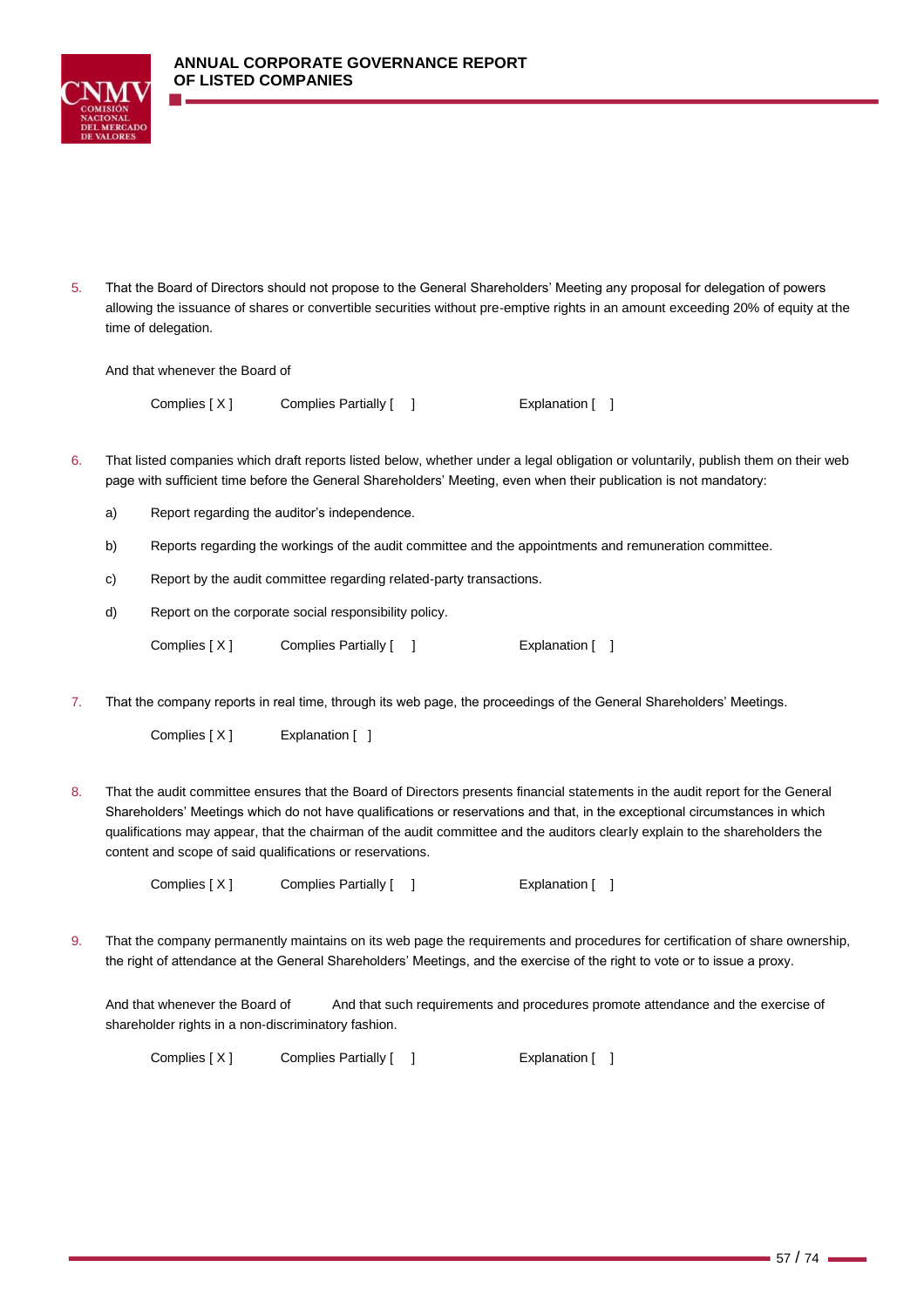5. That the Board of Directors should not propose to the General Shareholders' Meeting any proposal for delegation of powers allowing the issuance of shares or convertible securities without pre-emptive rights in an amount exceeding 20% of equity at the time of delegation.

   And that whenever the Board of

   Complies [ X ]    Complies Partially [ ]    Explanation [ ]

6. That listed companies which draft reports listed below, whether under a legal obligation or voluntarily, publish them on their web page with sufficient time before the General Shareholders' Meeting, even when their publication is not mandatory:

   a) Report regarding the auditor's independence.

   b) Reports regarding the workings of the audit committee and the appointments and remuneration committee.

   c) Report by the audit committee regarding related-party transactions.

   d) Report on the corporate social responsibility policy.

   Complies [ X ]    Complies Partially [ ]    Explanation [ ]

7. That the company reports in real time, through its web page, the proceedings of the General Shareholders' Meetings.

   Complies [ X ]    Explanation [ ]

8. That the audit committee ensures that the Board of Directors presents financial statements in the audit report for the General Shareholders' Meetings which do not have qualifications or reservations and that, in the exceptional circumstances in which qualifications may appear, that the chairman of the audit committee and the auditors clearly explain to the shareholders the content and scope of said qualifications or reservations.

   Complies [ X ]    Complies Partially [ ]    Explanation [ ]

9. That the company permanently maintains on its web page the requirements and procedures for certification of share ownership, the right of attendance at the General Shareholders' Meetings, and the exercise of the right to vote or to issue a proxy.

   And that whenever the Board of    And that such requirements and procedures promote attendance and the exercise of shareholder rights in a non-discriminatory fashion.

   Complies [ X ]    Complies Partially [ ]    Explanation [ ]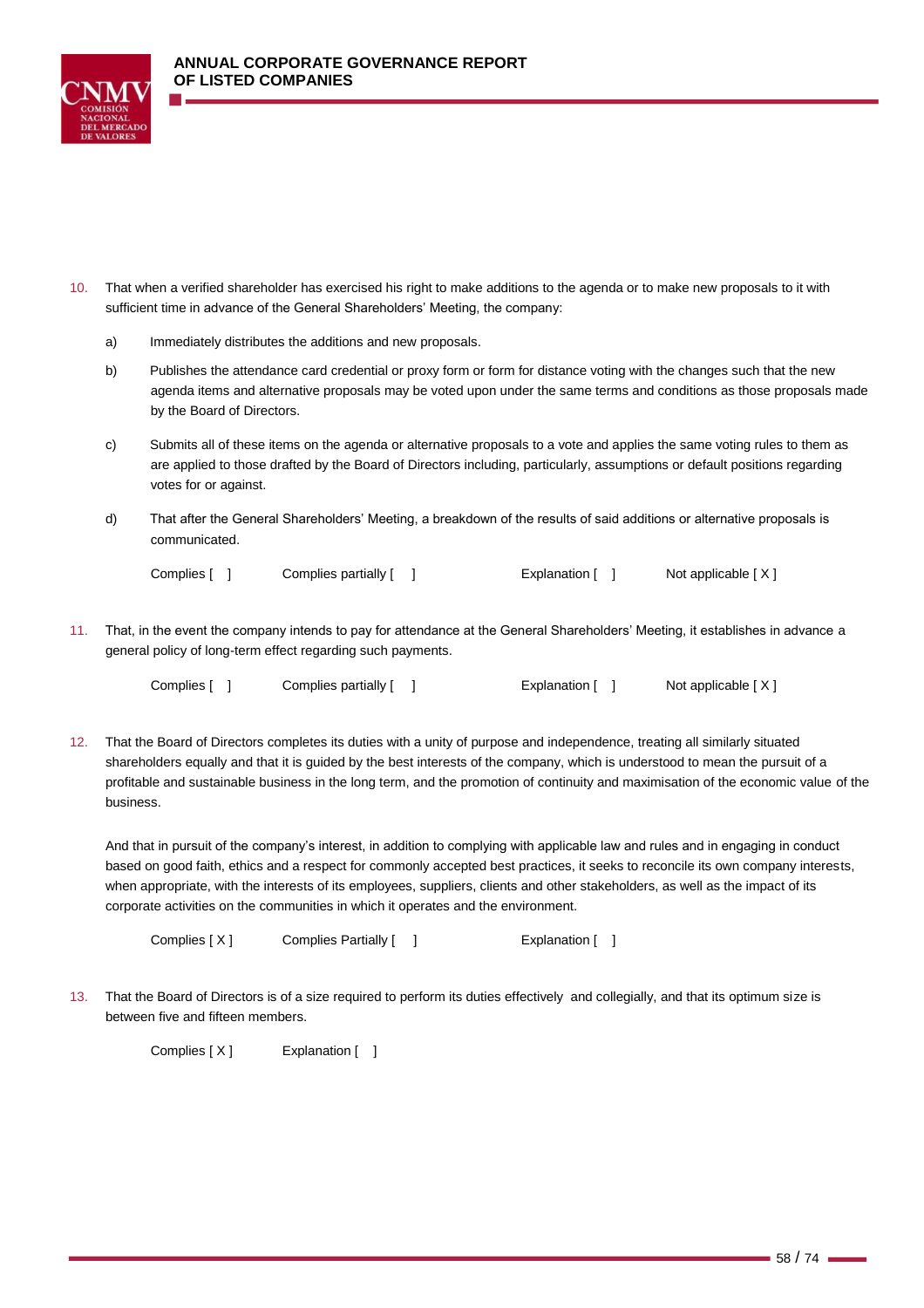10. That when a verified shareholder has exercised his right to make additions to the agenda or to make new proposals to it with sufficient time in advance of the General Shareholders' Meeting, the company:

    a) Immediately distributes the additions and new proposals.

    b) Publishes the attendance card credential or proxy form or form for distance voting with the changes such that the new agenda items and alternative proposals may be voted upon under the same terms and conditions as those proposals made by the Board of Directors.

    c) Submits all of these items on the agenda or alternative proposals to a vote and applies the same voting rules to them as are applied to those drafted by the Board of Directors including, particularly, assumptions or default positions regarding votes for or against.

    d) That after the General Shareholders' Meeting, a breakdown of the results of said additions or alternative proposals is communicated.

    Complies [ ] Complies partially [ ] Explanation [ ] Not applicable [ X ]

11. That, in the event the company intends to pay for attendance at the General Shareholders' Meeting, it establishes in advance a general policy of long-term effect regarding such payments.

    Complies [ ] Complies partially [ ] Explanation [ ] Not applicable [ X ]

12. That the Board of Directors completes its duties with a unity of purpose and independence, treating all similarly situated shareholders equally and that it is guided by the best interests of the company, which is understood to mean the pursuit of a profitable and sustainable business in the long term, and the promotion of continuity and maximisation of the economic value of the business.

    And that in pursuit of the company's interest, in addition to complying with applicable law and rules and in engaging in conduct based on good faith, ethics and a respect for commonly accepted best practices, it seeks to reconcile its own company interests, when appropriate, with the interests of its employees, suppliers, clients and other stakeholders, as well as the impact of its corporate activities on the communities in which it operates and the environment.

    Complies [ X ] Complies Partially [ ] Explanation [ ]

13. That the Board of Directors is of a size required to perform its duties effectively and collegially, and that its optimum size is between five and fifteen members.

    Complies [ X ] Explanation [ ]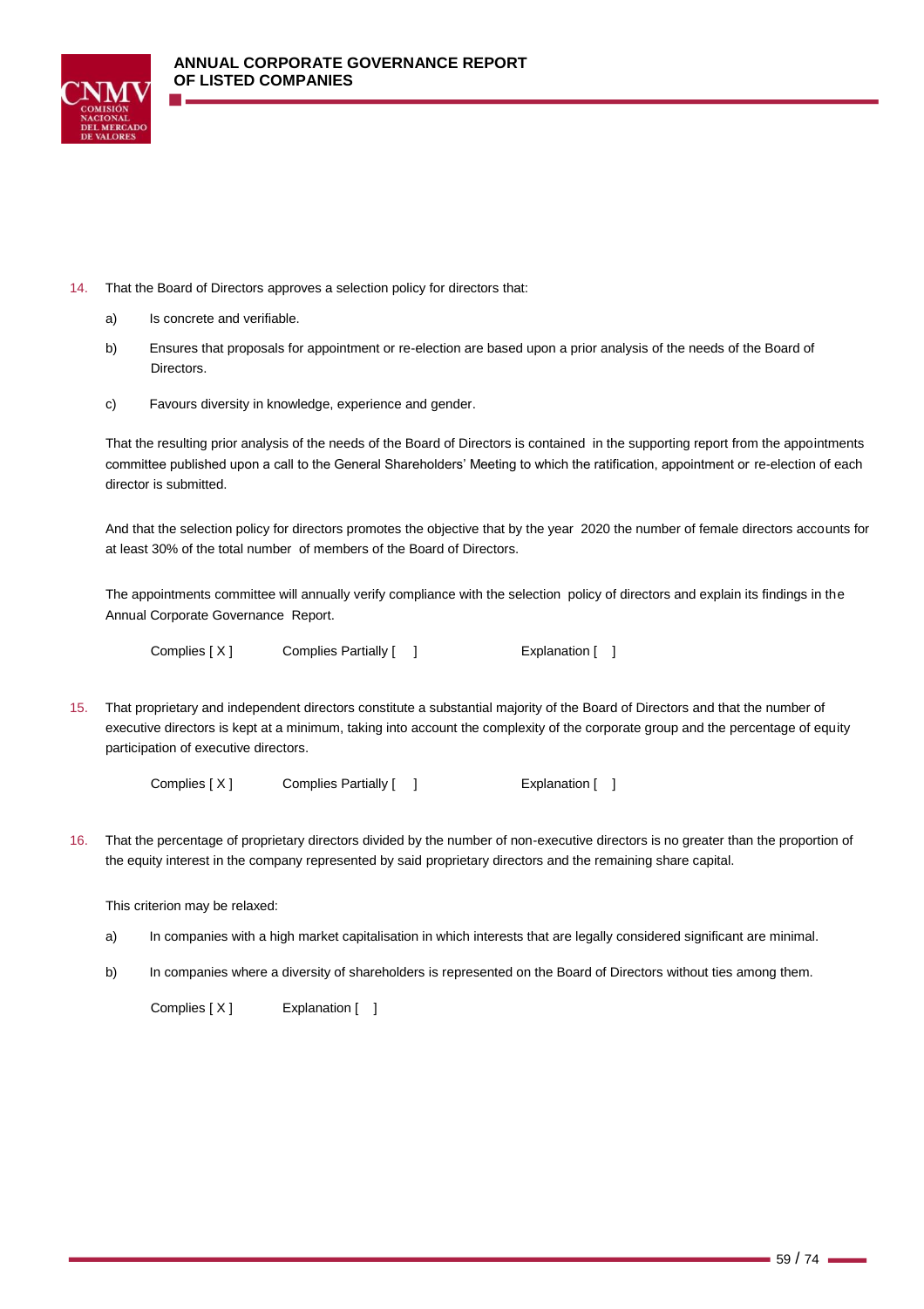14. That the Board of Directors approves a selection policy for directors that:

    a) Is concrete and verifiable.

    b) Ensures that proposals for appointment or re-election are based upon a prior analysis of the needs of the Board of Directors.

    c) Favours diversity in knowledge, experience and gender.

    That the resulting prior analysis of the needs of the Board of Directors is contained in the supporting report from the appointments committee published upon a call to the General Shareholders' Meeting to which the ratification, appointment or re-election of each director is submitted.

    And that the selection policy for directors promotes the objective that by the year 2020 the number of female directors accounts for at least 30% of the total number of members of the Board of Directors.

    The appointments committee will annually verify compliance with the selection policy of directors and explain its findings in the Annual Corporate Governance Report.

    Complies [ X ]     Complies Partially [ ]     Explanation [ ]

15. That proprietary and independent directors constitute a substantial majority of the Board of Directors and that the number of executive directors is kept at a minimum, taking into account the complexity of the corporate group and the percentage of equity participation of executive directors.

    Complies [ X ]     Complies Partially [ ]     Explanation [ ]

16. That the percentage of proprietary directors divided by the number of non-executive directors is no greater than the proportion of the equity interest in the company represented by said proprietary directors and the remaining share capital.

    This criterion may be relaxed:

    a) In companies with a high market capitalisation in which interests that are legally considered significant are minimal.

    b) In companies where a diversity of shareholders is represented on the Board of Directors without ties among them.

    Complies [ X ]     Explanation [ ]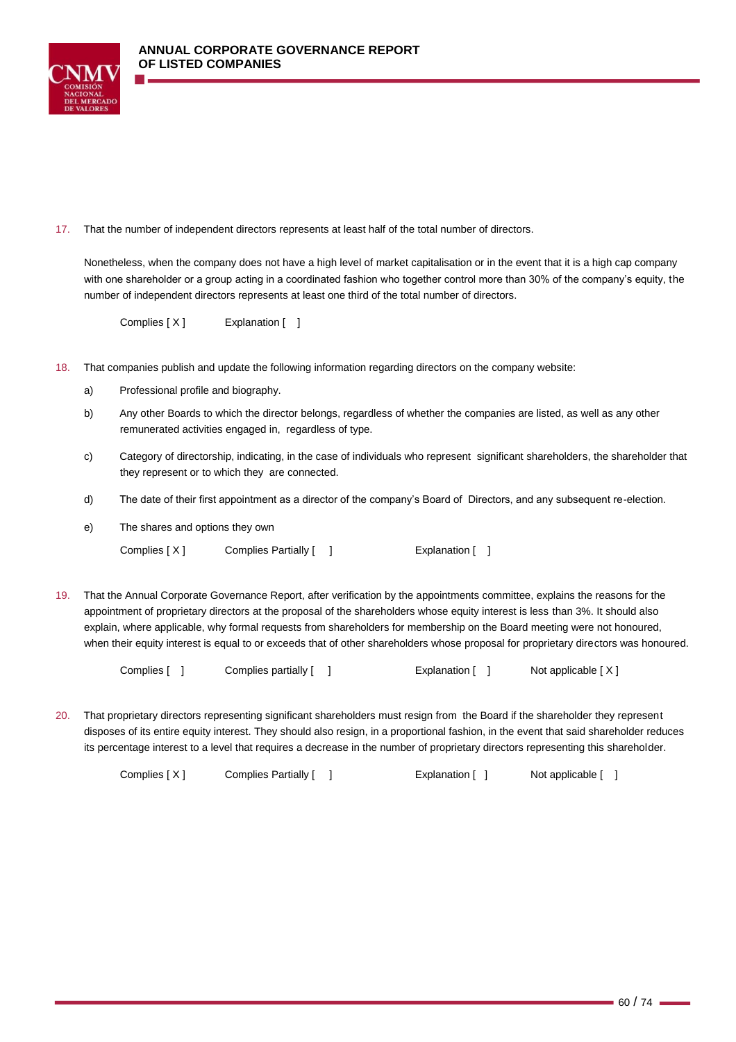17. That the number of independent directors represents at least half of the total number of directors.

    Nonetheless, when the company does not have a high level of market capitalisation or in the event that it is a high cap company with one shareholder or a group acting in a coordinated fashion who together control more than 30% of the company's equity, the number of independent directors represents at least one third of the total number of directors.

    Complies [ X ]  Explanation [ ]

18. That companies publish and update the following information regarding directors on the company website:

    a) Professional profile and biography.

    b) Any other Boards to which the director belongs, regardless of whether the companies are listed, as well as any other remunerated activities engaged in, regardless of type.

    c) Category of directorship, indicating, in the case of individuals who represent significant shareholders, the shareholder that they represent or to which they are connected.

    d) The date of their first appointment as a director of the company's Board of Directors, and any subsequent re-election.

    e) The shares and options they own

    Complies [ X ]  Complies Partially [ ]  Explanation [ ]

19. That the Annual Corporate Governance Report, after verification by the appointments committee, explains the reasons for the appointment of proprietary directors at the proposal of the shareholders whose equity interest is less than 3%. It should also explain, where applicable, why formal requests from shareholders for membership on the Board meeting were not honoured, when their equity interest is equal to or exceeds that of other shareholders whose proposal for proprietary directors was honoured.

    Complies [ ]  Complies partially [ ]  Explanation [ ]  Not applicable [ X ]

20. That proprietary directors representing significant shareholders must resign from the Board if the shareholder they represent disposes of its entire equity interest. They should also resign, in a proportional fashion, in the event that said shareholder reduces its percentage interest to a level that requires a decrease in the number of proprietary directors representing this shareholder.

    Complies [ X ]  Complies Partially [ ]  Explanation [ ]  Not applicable [ ]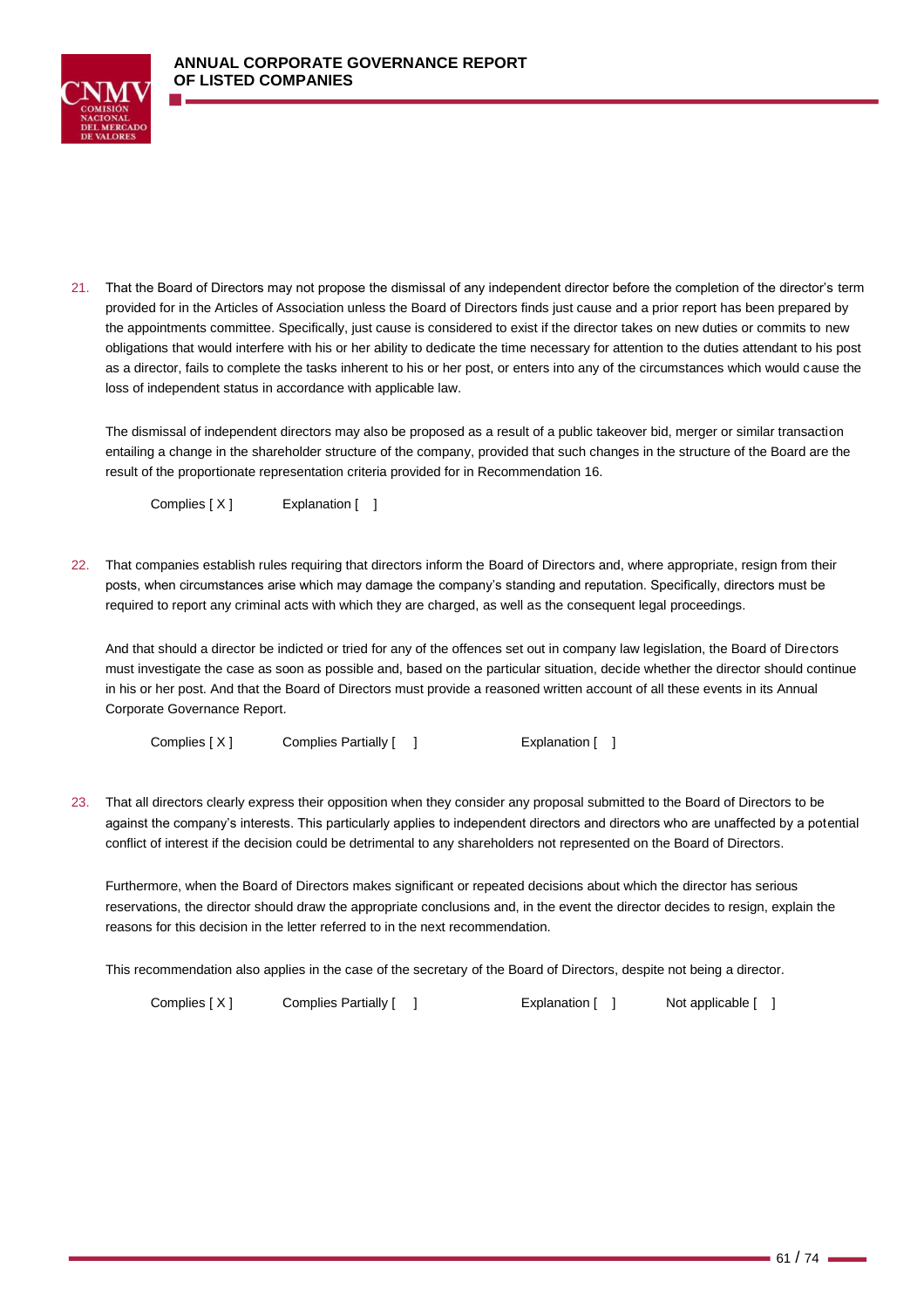21. That the Board of Directors may not propose the dismissal of any independent director before the completion of the director's term provided for in the Articles of Association unless the Board of Directors finds just cause and a prior report has been prepared by the appointments committee. Specifically, just cause is considered to exist if the director takes on new duties or commits to new obligations that would interfere with his or her ability to dedicate the time necessary for attention to the duties attendant to his post as a director, fails to complete the tasks inherent to his or her post, or enters into any of the circumstances which would cause the loss of independent status in accordance with applicable law.

    The dismissal of independent directors may also be proposed as a result of a public takeover bid, merger or similar transaction entailing a change in the shareholder structure of the company, provided that such changes in the structure of the Board are the result of the proportionate representation criteria provided for in Recommendation 16.

    Complies [ X ]     Explanation [ ]

22. That companies establish rules requiring that directors inform the Board of Directors and, where appropriate, resign from their posts, when circumstances arise which may damage the company's standing and reputation. Specifically, directors must be required to report any criminal acts with which they are charged, as well as the consequent legal proceedings.

    And that should a director be indicted or tried for any of the offences set out in company law legislation, the Board of Directors must investigate the case as soon as possible and, based on the particular situation, decide whether the director should continue in his or her post. And that the Board of Directors must provide a reasoned written account of all these events in its Annual Corporate Governance Report.

    Complies [ X ]     Complies Partially [ ]     Explanation [ ]

23. That all directors clearly express their opposition when they consider any proposal submitted to the Board of Directors to be against the company's interests. This particularly applies to independent directors and directors who are unaffected by a potential conflict of interest if the decision could be detrimental to any shareholders not represented on the Board of Directors.

    Furthermore, when the Board of Directors makes significant or repeated decisions about which the director has serious reservations, the director should draw the appropriate conclusions and, in the event the director decides to resign, explain the reasons for this decision in the letter referred to in the next recommendation.

    This recommendation also applies in the case of the secretary of the Board of Directors, despite not being a director.

    Complies [ X ]     Complies Partially [ ]     Explanation [ ]     Not applicable [ ]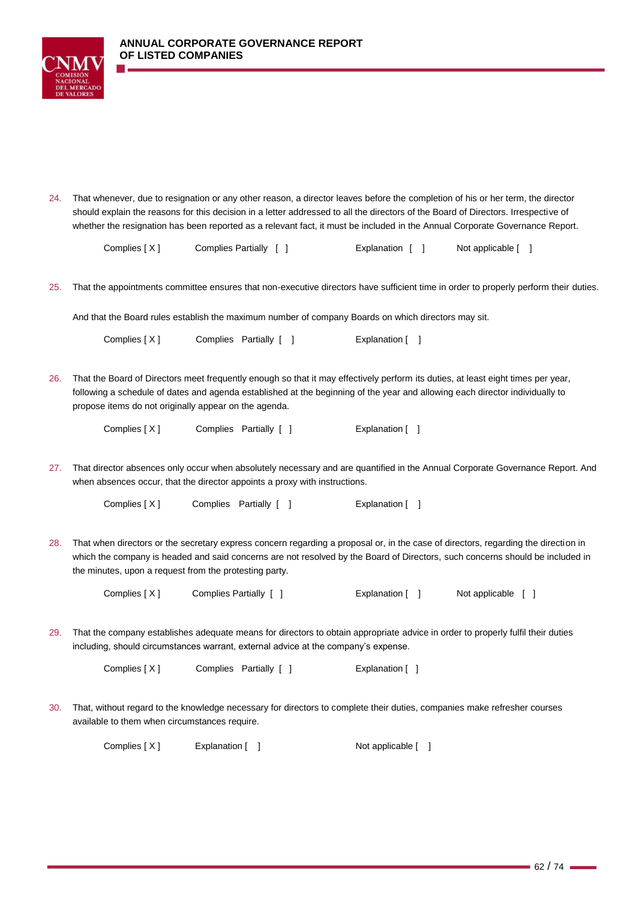24. That whenever, due to resignation or any other reason, a director leaves before the completion of his or her term, the director should explain the reasons for this decision in a letter addressed to all the directors of the Board of Directors. Irrespective of whether the resignation has been reported as a relevant fact, it must be included in the Annual Corporate Governance Report.

    Complies [ X ]    Complies Partially [ ]    Explanation [ ]    Not applicable [ ]

25. That the appointments committee ensures that non-executive directors have sufficient time in order to properly perform their duties.

    And that the Board rules establish the maximum number of company Boards on which directors may sit.

    Complies [ X ]    Complies Partially [ ]    Explanation [ ]

26. That the Board of Directors meet frequently enough so that it may effectively perform its duties, at least eight times per year, following a schedule of dates and agenda established at the beginning of the year and allowing each director individually to propose items do not originally appear on the agenda.

    Complies [ X ]    Complies Partially [ ]    Explanation [ ]

27. That director absences only occur when absolutely necessary and are quantified in the Annual Corporate Governance Report. And when absences occur, that the director appoints a proxy with instructions.

    Complies [ X ]    Complies Partially [ ]    Explanation [ ]

28. That when directors or the secretary express concern regarding a proposal or, in the case of directors, regarding the direction in which the company is headed and said concerns are not resolved by the Board of Directors, such concerns should be included in the minutes, upon a request from the protesting party.

    Complies [ X ]    Complies Partially [ ]    Explanation [ ]    Not applicable [ ]

29. That the company establishes adequate means for directors to obtain appropriate advice in order to properly fulfil their duties including, should circumstances warrant, external advice at the company's expense.

    Complies [ X ]    Complies Partially [ ]    Explanation [ ]

30. That, without regard to the knowledge necessary for directors to complete their duties, companies make refresher courses available to them when circumstances require.

    Complies [ X ]    Explanation [ ]    Not applicable [ ]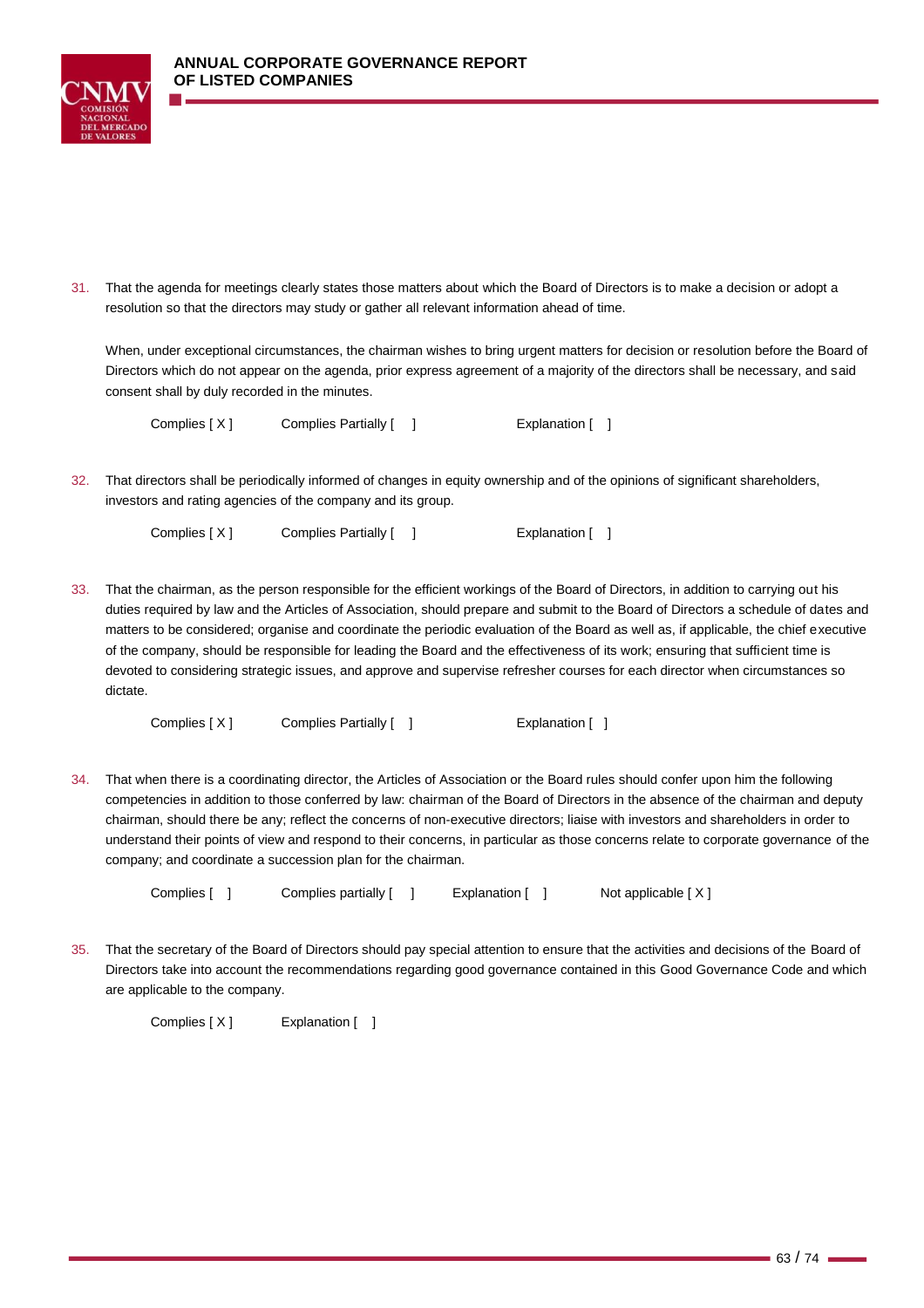31. That the agenda for meetings clearly states those matters about which the Board of Directors is to make a decision or adopt a resolution so that the directors may study or gather all relevant information ahead of time.

    When, under exceptional circumstances, the chairman wishes to bring urgent matters for decision or resolution before the Board of Directors which do not appear on the agenda, prior express agreement of a majority of the directors shall be necessary, and said consent shall by duly recorded in the minutes.

    Complies [ X ]     Complies Partially [ ]     Explanation [ ]

32. That directors shall be periodically informed of changes in equity ownership and of the opinions of significant shareholders, investors and rating agencies of the company and its group.

    Complies [ X ]     Complies Partially [ ]     Explanation [ ]

33. That the chairman, as the person responsible for the efficient workings of the Board of Directors, in addition to carrying out his duties required by law and the Articles of Association, should prepare and submit to the Board of Directors a schedule of dates and matters to be considered; organise and coordinate the periodic evaluation of the Board as well as, if applicable, the chief executive of the company, should be responsible for leading the Board and the effectiveness of its work; ensuring that sufficient time is devoted to considering strategic issues, and approve and supervise refresher courses for each director when circumstances so dictate.

    Complies [ X ]     Complies Partially [ ]     Explanation [ ]

34. That when there is a coordinating director, the Articles of Association or the Board rules should confer upon him the following competencies in addition to those conferred by law: chairman of the Board of Directors in the absence of the chairman and deputy chairman, should there be any; reflect the concerns of non-executive directors; liaise with investors and shareholders in order to understand their points of view and respond to their concerns, in particular as those concerns relate to corporate governance of the company; and coordinate a succession plan for the chairman.

    Complies [ ]     Complies partially [ ]     Explanation [ ]     Not applicable [ X ]

35. That the secretary of the Board of Directors should pay special attention to ensure that the activities and decisions of the Board of Directors take into account the recommendations regarding good governance contained in this Good Governance Code and which are applicable to the company.

    Complies [ X ]     Explanation [ ]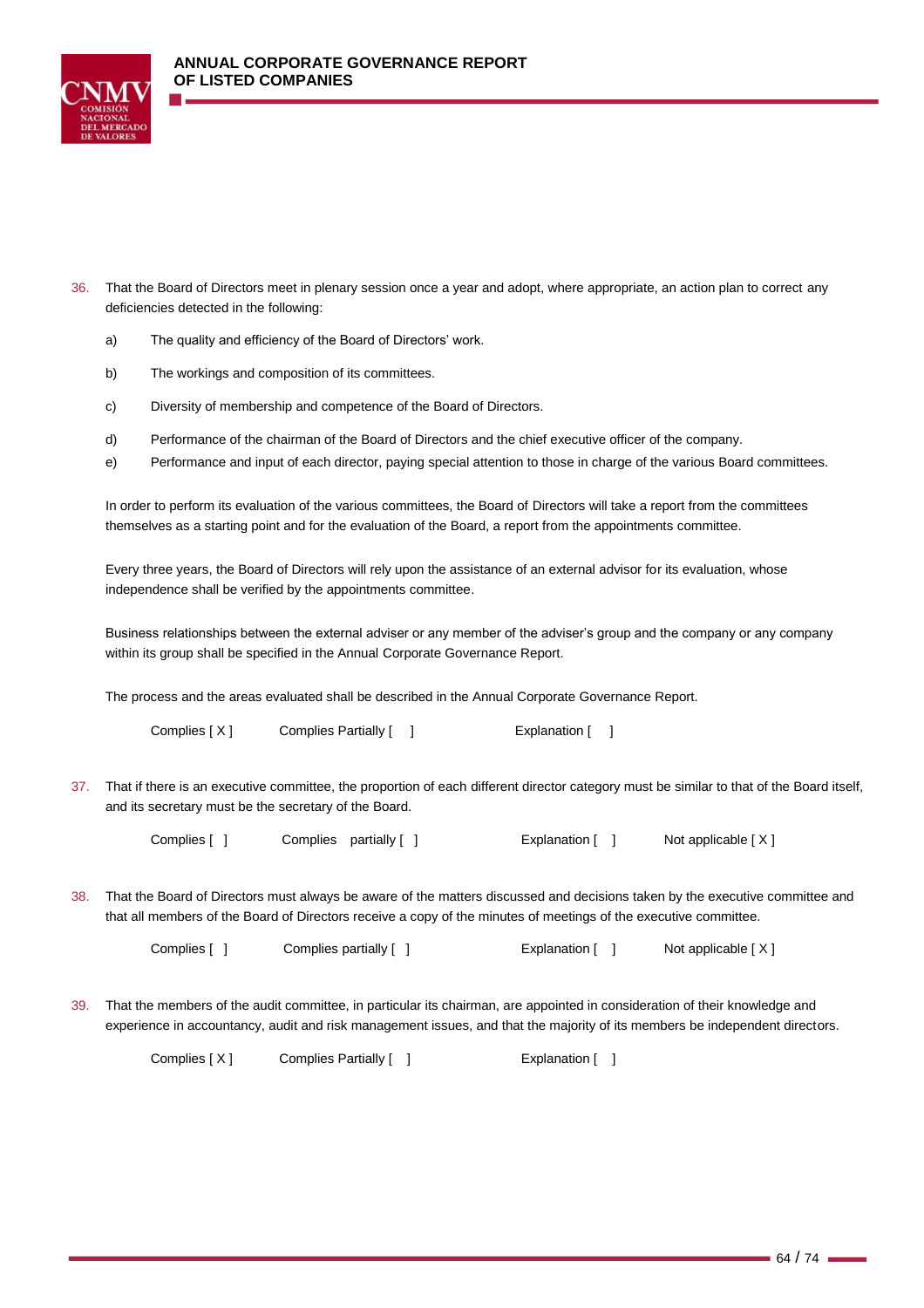36. That the Board of Directors meet in plenary session once a year and adopt, where appropriate, an action plan to correct any deficiencies detected in the following:

    a) The quality and efficiency of the Board of Directors' work.

    b) The workings and composition of its committees.

    c) Diversity of membership and competence of the Board of Directors.

    d) Performance of the chairman of the Board of Directors and the chief executive officer of the company.

    e) Performance and input of each director, paying special attention to those in charge of the various Board committees.

    In order to perform its evaluation of the various committees, the Board of Directors will take a report from the committees themselves as a starting point and for the evaluation of the Board, a report from the appointments committee.

    Every three years, the Board of Directors will rely upon the assistance of an external advisor for its evaluation, whose independence shall be verified by the appointments committee.

    Business relationships between the external adviser or any member of the adviser's group and the company or any company within its group shall be specified in the Annual Corporate Governance Report.

    The process and the areas evaluated shall be described in the Annual Corporate Governance Report.

    Complies [ X ]    Complies Partially [ ]    Explanation [ ]

37. That if there is an executive committee, the proportion of each different director category must be similar to that of the Board itself, and its secretary must be the secretary of the Board.

    Complies [ ]    Complies partially [ ]    Explanation [ ]    Not applicable [ X ]

38. That the Board of Directors must always be aware of the matters discussed and decisions taken by the executive committee and that all members of the Board of Directors receive a copy of the minutes of meetings of the executive committee.

    Complies [ ]    Complies partially [ ]    Explanation [ ]    Not applicable [ X ]

39. That the members of the audit committee, in particular its chairman, are appointed in consideration of their knowledge and experience in accountancy, audit and risk management issues, and that the majority of its members be independent directors.

    Complies [ X ]    Complies Partially [ ]    Explanation [ ]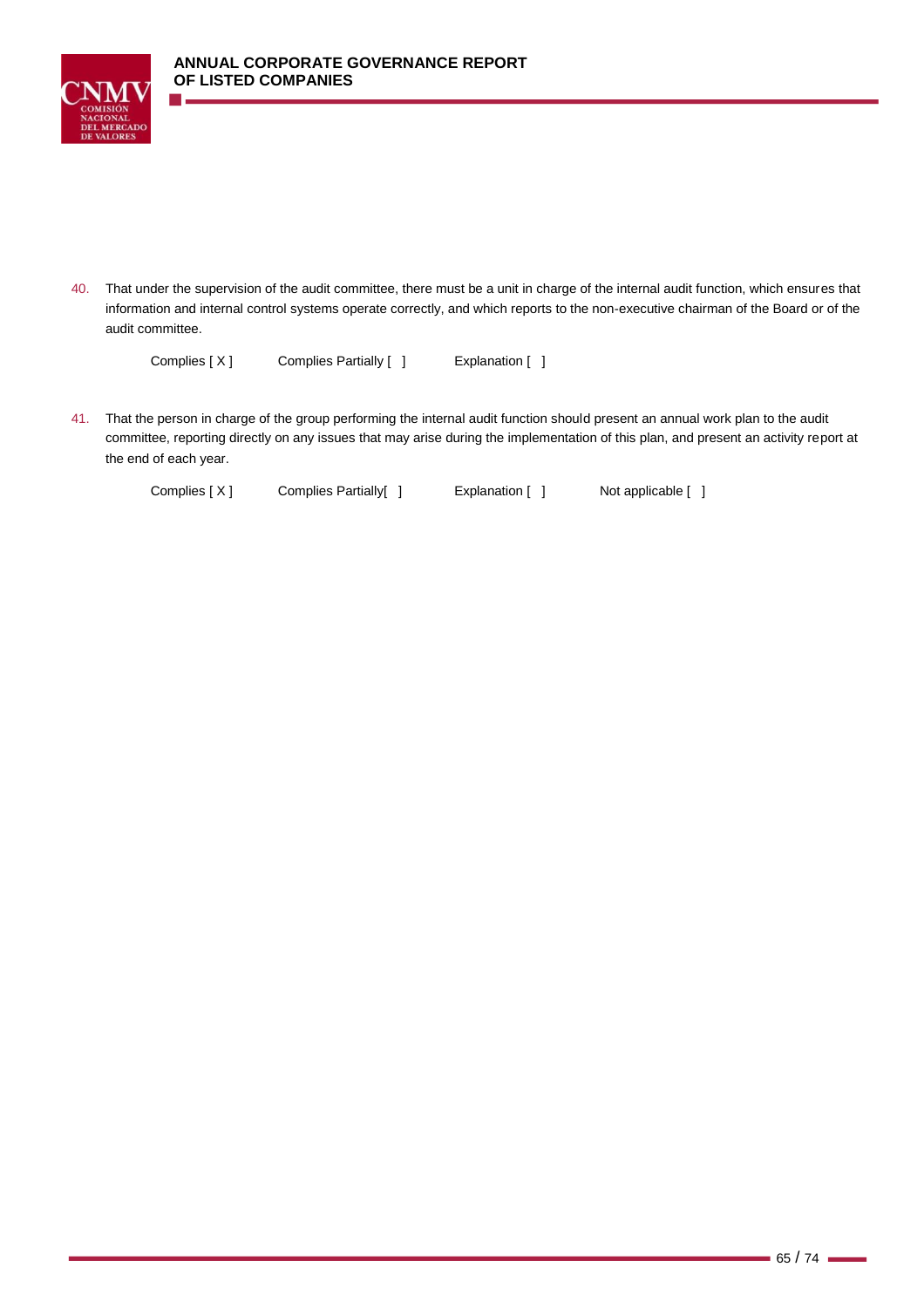40. That under the supervision of the audit committee, there must be a unit in charge of the internal audit function, which ensures that information and internal control systems operate correctly, and which reports to the non-executive chairman of the Board or of the audit committee.

    Complies [ X ]     Complies Partially [ ]     Explanation [ ]

41. That the person in charge of the group performing the internal audit function should present an annual work plan to the audit committee, reporting directly on any issues that may arise during the implementation of this plan, and present an activity report at the end of each year.

    Complies [ X ]     Complies Partially[ ]     Explanation [ ]     Not applicable [ ]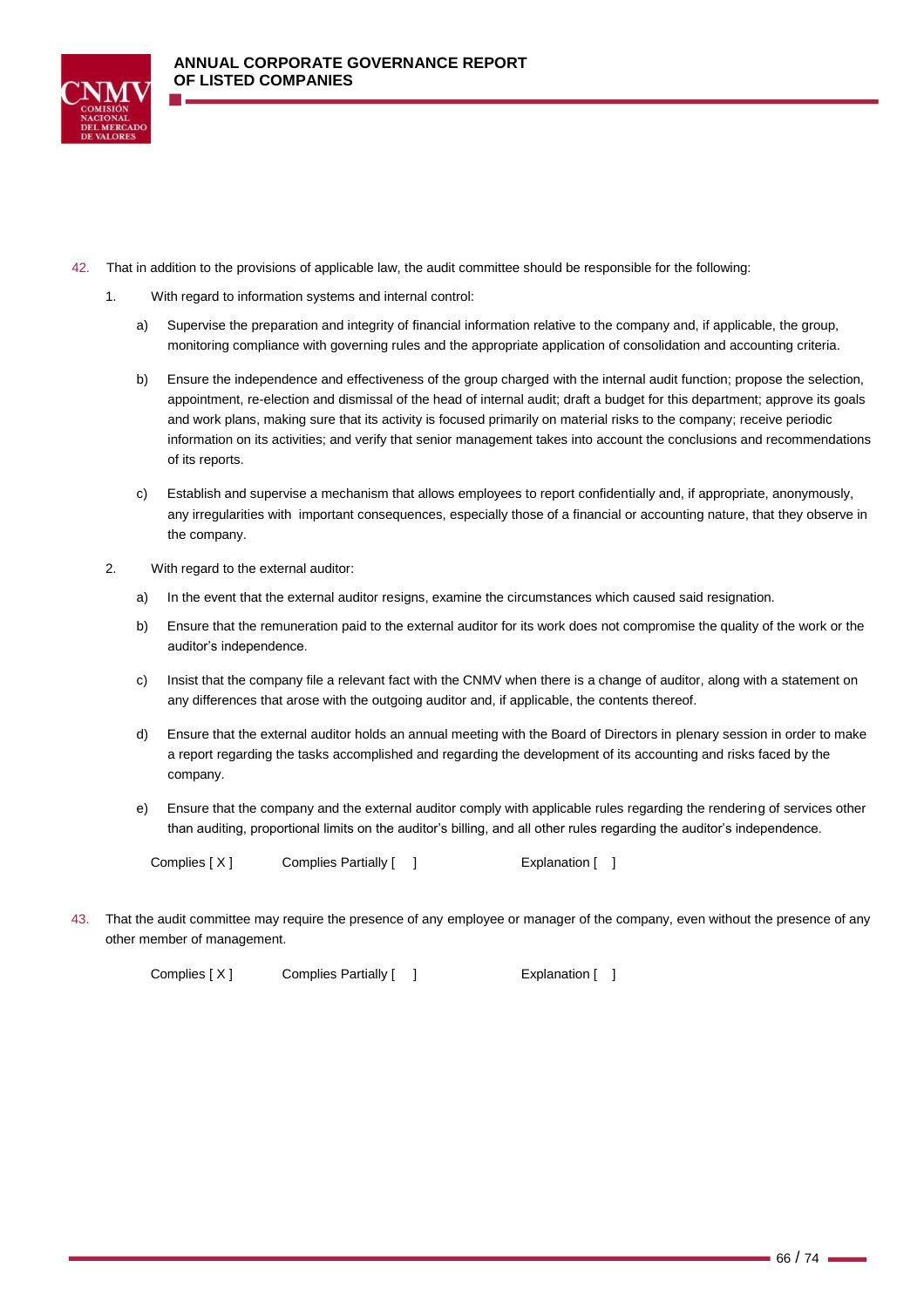42. That in addition to the provisions of applicable law, the audit committee should be responsible for the following:

   1. With regard to information systems and internal control:

      a) Supervise the preparation and integrity of financial information relative to the company and, if applicable, the group, monitoring compliance with governing rules and the appropriate application of consolidation and accounting criteria.

      b) Ensure the independence and effectiveness of the group charged with the internal audit function; propose the selection, appointment, re-election and dismissal of the head of internal audit; draft a budget for this department; approve its goals and work plans, making sure that its activity is focused primarily on material risks to the company; receive periodic information on its activities; and verify that senior management takes into account the conclusions and recommendations of its reports.

      c) Establish and supervise a mechanism that allows employees to report confidentially and, if appropriate, anonymously, any irregularities with important consequences, especially those of a financial or accounting nature, that they observe in the company.

   2. With regard to the external auditor:

      a) In the event that the external auditor resigns, examine the circumstances which caused said resignation.

      b) Ensure that the remuneration paid to the external auditor for its work does not compromise the quality of the work or the auditor's independence.

      c) Insist that the company file a relevant fact with the CNMV when there is a change of auditor, along with a statement on any differences that arose with the outgoing auditor and, if applicable, the contents thereof.

      d) Ensure that the external auditor holds an annual meeting with the Board of Directors in plenary session in order to make a report regarding the tasks accomplished and regarding the development of its accounting and risks faced by the company.

      e) Ensure that the company and the external auditor comply with applicable rules regarding the rendering of services other than auditing, proportional limits on the auditor's billing, and all other rules regarding the auditor's independence.

   Complies [ X ]        Complies Partially [ ]        Explanation [ ]

43. That the audit committee may require the presence of any employee or manager of the company, even without the presence of any other member of management.

   Complies [ X ]        Complies Partially [ ]        Explanation [ ]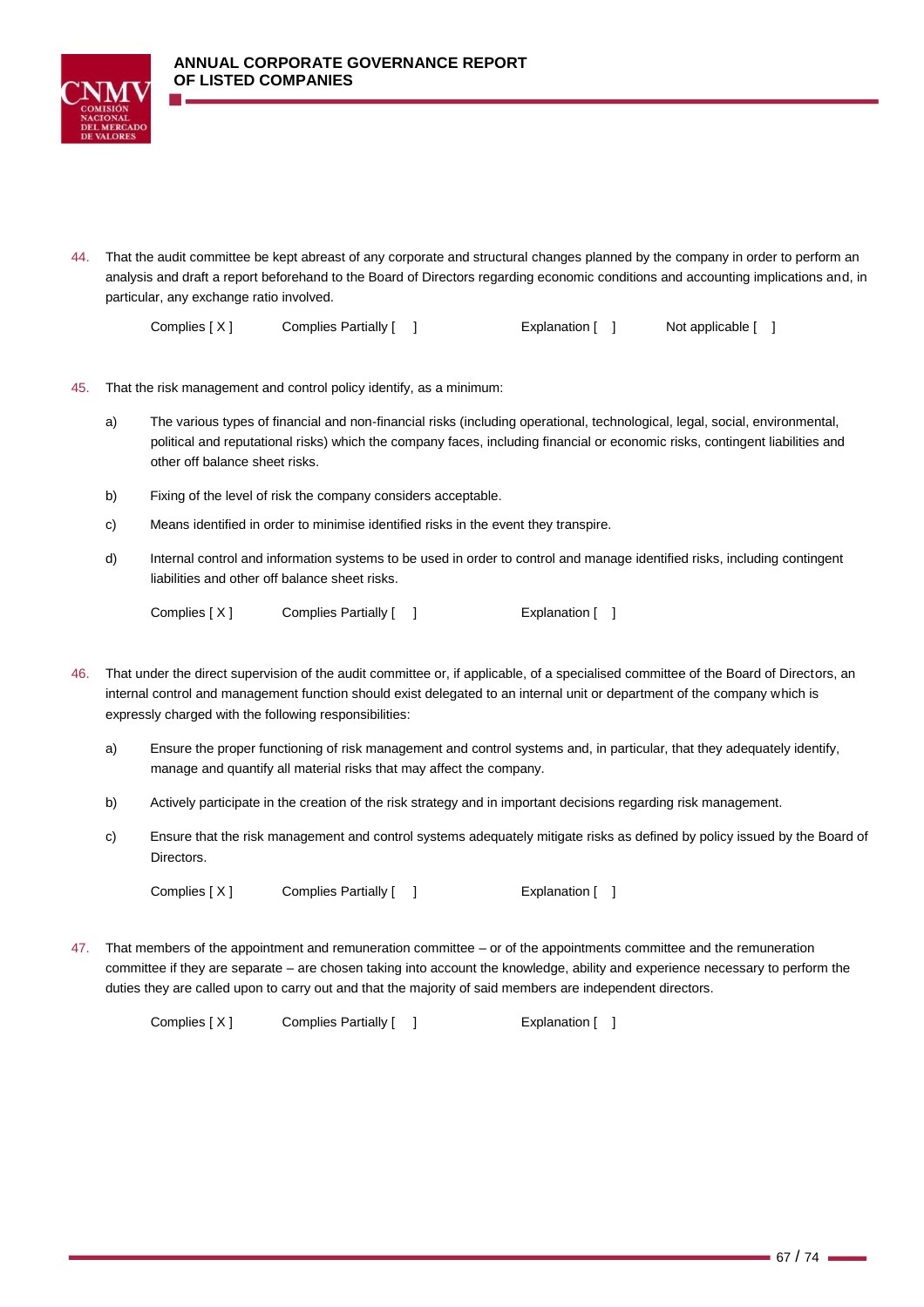44. That the audit committee be kept abreast of any corporate and structural changes planned by the company in order to perform an analysis and draft a report beforehand to the Board of Directors regarding economic conditions and accounting implications and, in particular, any exchange ratio involved.

    Complies [ X ]    Complies Partially [ ]    Explanation [ ]    Not applicable [ ]

45. That the risk management and control policy identify, as a minimum:

    a) The various types of financial and non-financial risks (including operational, technological, legal, social, environmental, political and reputational risks) which the company faces, including financial or economic risks, contingent liabilities and other off balance sheet risks.

    b) Fixing of the level of risk the company considers acceptable.

    c) Means identified in order to minimise identified risks in the event they transpire.

    d) Internal control and information systems to be used in order to control and manage identified risks, including contingent liabilities and other off balance sheet risks.

    Complies [ X ]    Complies Partially [ ]    Explanation [ ]

46. That under the direct supervision of the audit committee or, if applicable, of a specialised committee of the Board of Directors, an internal control and management function should exist delegated to an internal unit or department of the company which is expressly charged with the following responsibilities:

    a) Ensure the proper functioning of risk management and control systems and, in particular, that they adequately identify, manage and quantify all material risks that may affect the company.

    b) Actively participate in the creation of the risk strategy and in important decisions regarding risk management.

    c) Ensure that the risk management and control systems adequately mitigate risks as defined by policy issued by the Board of Directors.

    Complies [ X ]    Complies Partially [ ]    Explanation [ ]

47. That members of the appointment and remuneration committee – or of the appointments committee and the remuneration committee if they are separate – are chosen taking into account the knowledge, ability and experience necessary to perform the duties they are called upon to carry out and that the majority of said members are independent directors.

    Complies [ X ]    Complies Partially [ ]    Explanation [ ]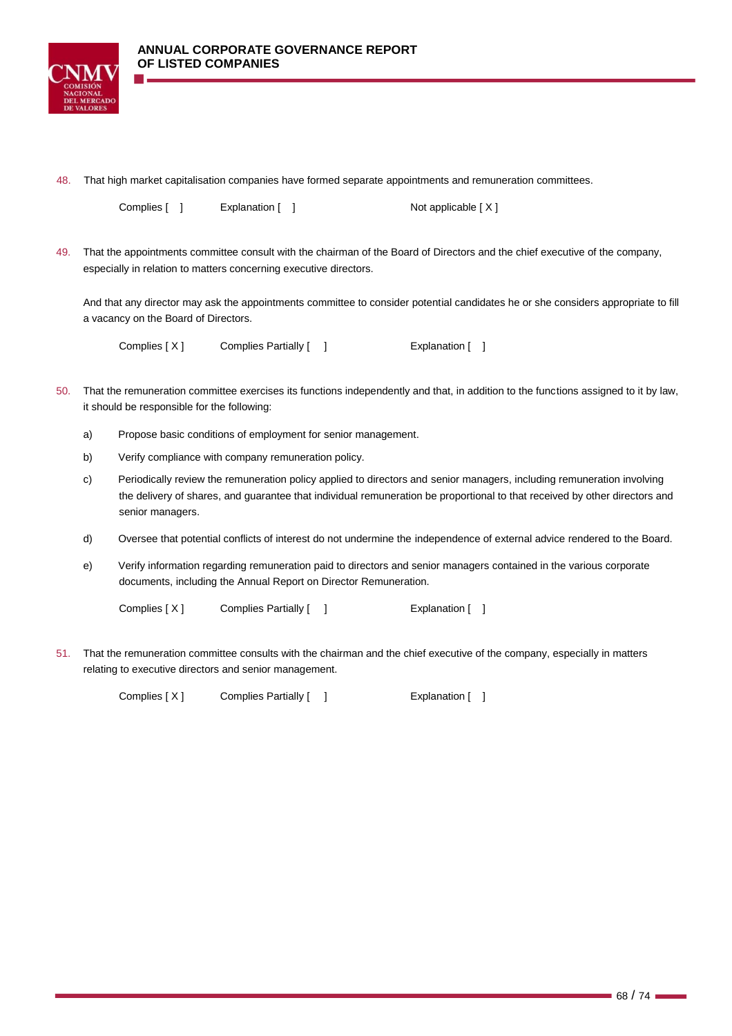48. That high market capitalisation companies have formed separate appointments and remuneration committees.

Complies [ ]     Explanation [ ]     Not applicable [ X ]

49. That the appointments committee consult with the chairman of the Board of Directors and the chief executive of the company, especially in relation to matters concerning executive directors.

And that any director may ask the appointments committee to consider potential candidates he or she considers appropriate to fill a vacancy on the Board of Directors.

Complies [ X ]     Complies Partially [ ]     Explanation [ ]

50. That the remuneration committee exercises its functions independently and that, in addition to the functions assigned to it by law, it should be responsible for the following:

a) Propose basic conditions of employment for senior management.

b) Verify compliance with company remuneration policy.

c) Periodically review the remuneration policy applied to directors and senior managers, including remuneration involving the delivery of shares, and guarantee that individual remuneration be proportional to that received by other directors and senior managers.

d) Oversee that potential conflicts of interest do not undermine the independence of external advice rendered to the Board.

e) Verify information regarding remuneration paid to directors and senior managers contained in the various corporate documents, including the Annual Report on Director Remuneration.

Complies [ X ]     Complies Partially [ ]     Explanation [ ]

51. That the remuneration committee consults with the chairman and the chief executive of the company, especially in matters relating to executive directors and senior management.

Complies [ X ]     Complies Partially [ ]     Explanation [ ]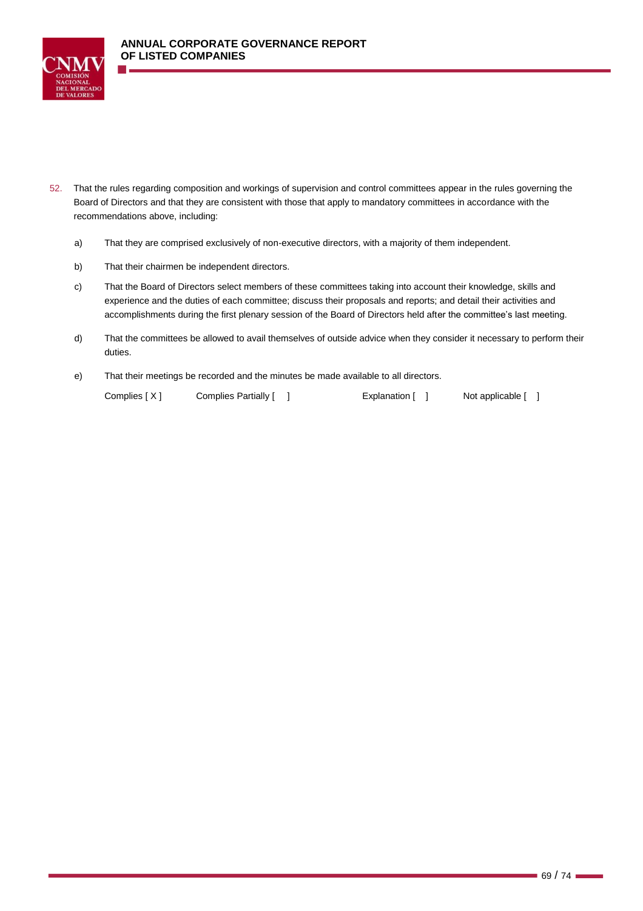52. That the rules regarding composition and workings of supervision and control committees appear in the rules governing the Board of Directors and that they are consistent with those that apply to mandatory committees in accordance with the recommendations above, including:

    a) That they are comprised exclusively of non-executive directors, with a majority of them independent.

    b) That their chairmen be independent directors.

    c) That the Board of Directors select members of these committees taking into account their knowledge, skills and experience and the duties of each committee; discuss their proposals and reports; and detail their activities and accomplishments during the first plenary session of the Board of Directors held after the committee's last meeting.

    d) That the committees be allowed to avail themselves of outside advice when they consider it necessary to perform their duties.

    e) That their meetings be recorded and the minutes be made available to all directors.

    Complies [ X ]   Complies Partially [ ]   Explanation [ ]   Not applicable [ ]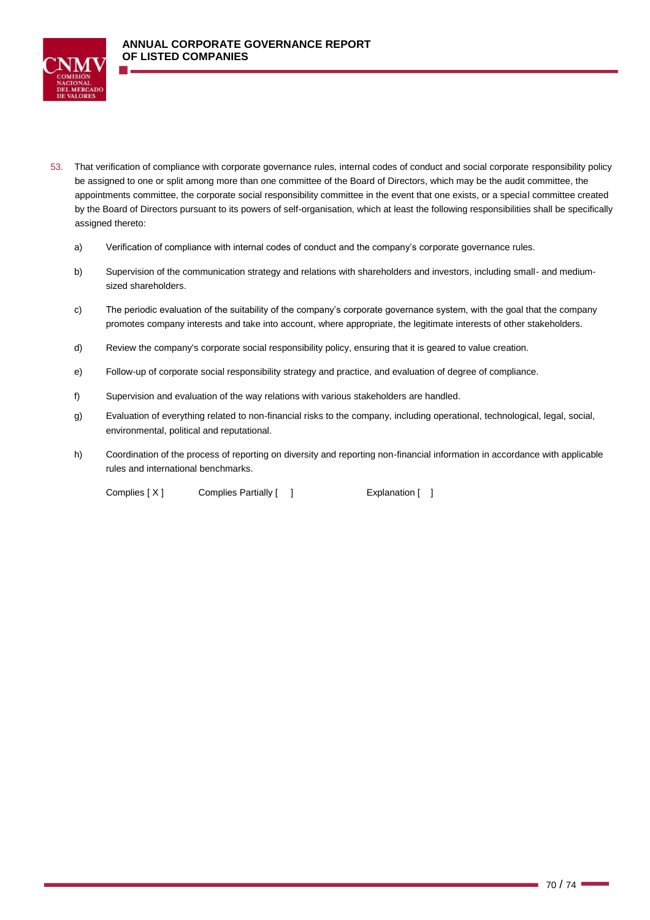53. That verification of compliance with corporate governance rules, internal codes of conduct and social corporate responsibility policy be assigned to one or split among more than one committee of the Board of Directors, which may be the audit committee, the appointments committee, the corporate social responsibility committee in the event that one exists, or a special committee created by the Board of Directors pursuant to its powers of self-organisation, which at least the following responsibilities shall be specifically assigned thereto:

   a) Verification of compliance with internal codes of conduct and the company's corporate governance rules.

   b) Supervision of the communication strategy and relations with shareholders and investors, including small- and medium-sized shareholders.

   c) The periodic evaluation of the suitability of the company's corporate governance system, with the goal that the company promotes company interests and take into account, where appropriate, the legitimate interests of other stakeholders.

   d) Review the company's corporate social responsibility policy, ensuring that it is geared to value creation.

   e) Follow-up of corporate social responsibility strategy and practice, and evaluation of degree of compliance.

   f) Supervision and evaluation of the way relations with various stakeholders are handled.

   g) Evaluation of everything related to non-financial risks to the company, including operational, technological, legal, social, environmental, political and reputational.

   h) Coordination of the process of reporting on diversity and reporting non-financial information in accordance with applicable rules and international benchmarks.

   Complies [ X ]   Complies Partially [ ]   Explanation [ ]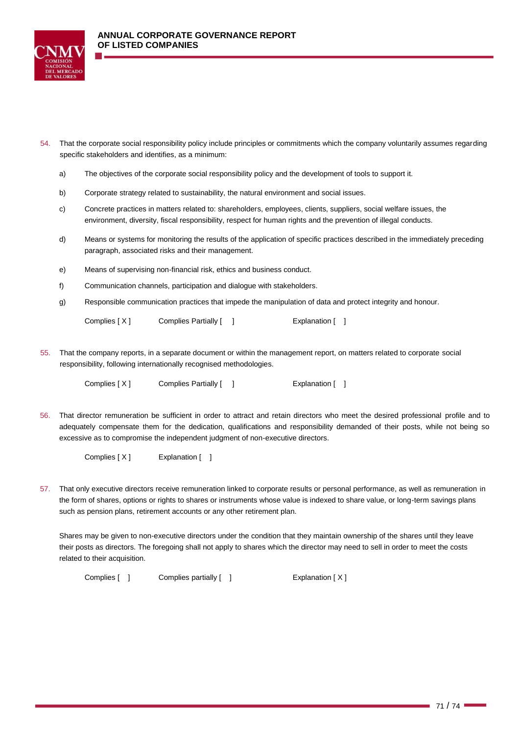54. That the corporate social responsibility policy include principles or commitments which the company voluntarily assumes regarding specific stakeholders and identifies, as a minimum:

    a) The objectives of the corporate social responsibility policy and the development of tools to support it.

    b) Corporate strategy related to sustainability, the natural environment and social issues.

    c) Concrete practices in matters related to: shareholders, employees, clients, suppliers, social welfare issues, the environment, diversity, fiscal responsibility, respect for human rights and the prevention of illegal conducts.

    d) Means or systems for monitoring the results of the application of specific practices described in the immediately preceding paragraph, associated risks and their management.

    e) Means of supervising non-financial risk, ethics and business conduct.

    f) Communication channels, participation and dialogue with stakeholders.

    g) Responsible communication practices that impede the manipulation of data and protect integrity and honour.

    Complies [ X ] Complies Partially [ ] Explanation [ ]

55. That the company reports, in a separate document or within the management report, on matters related to corporate social responsibility, following internationally recognised methodologies.

    Complies [ X ] Complies Partially [ ] Explanation [ ]

56. That director remuneration be sufficient in order to attract and retain directors who meet the desired professional profile and to adequately compensate them for the dedication, qualifications and responsibility demanded of their posts, while not being so excessive as to compromise the independent judgment of non-executive directors.

    Complies [ X ] Explanation [ ]

57. That only executive directors receive remuneration linked to corporate results or personal performance, as well as remuneration in the form of shares, options or rights to shares or instruments whose value is indexed to share value, or long-term savings plans such as pension plans, retirement accounts or any other retirement plan.

    Shares may be given to non-executive directors under the condition that they maintain ownership of the shares until they leave their posts as directors. The foregoing shall not apply to shares which the director may need to sell in order to meet the costs related to their acquisition.

    Complies [ ] Complies partially [ ] Explanation [ X ]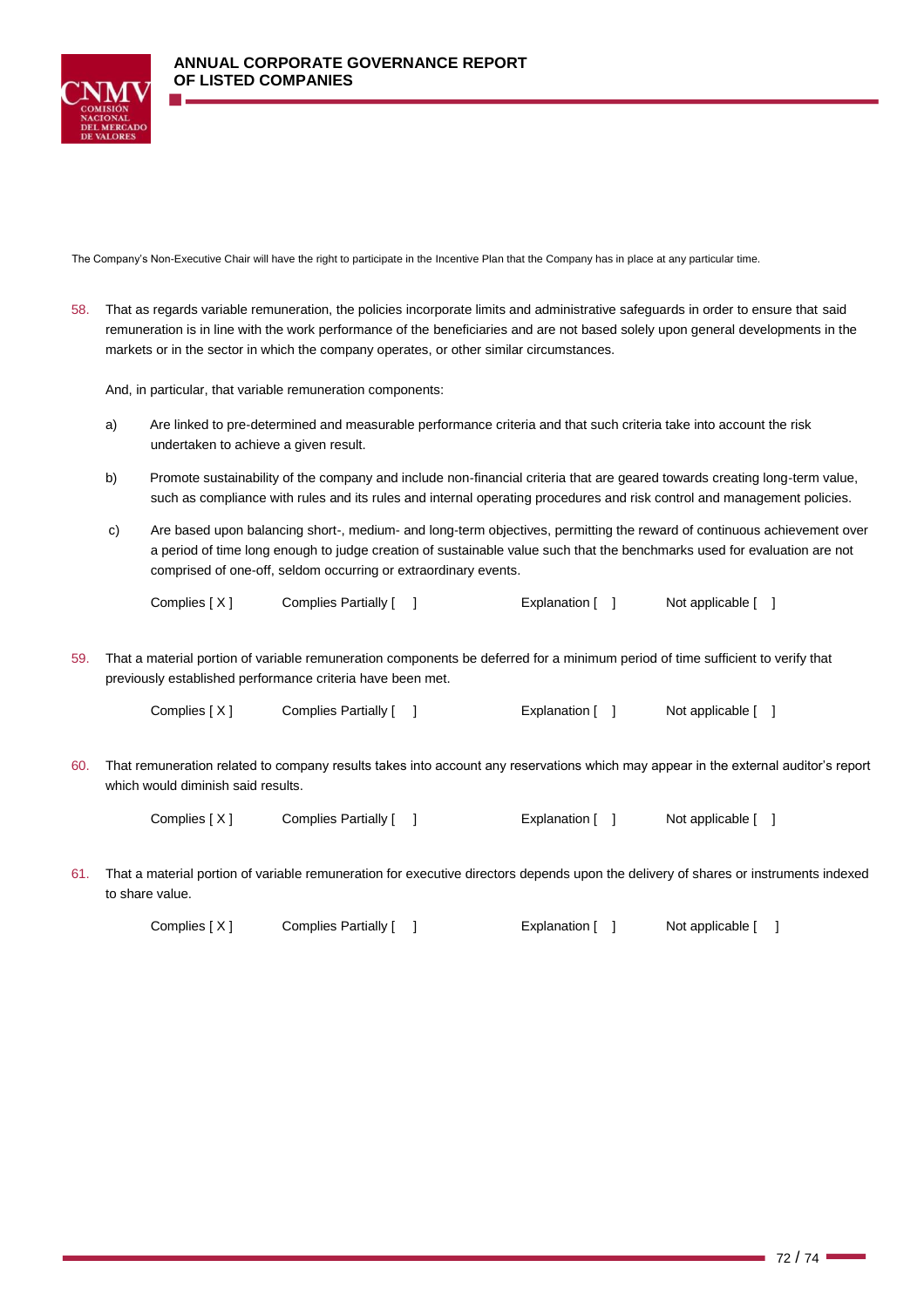The Company's Non-Executive Chair will have the right to participate in the Incentive Plan that the Company has in place at any particular time.

58. That as regards variable remuneration, the policies incorporate limits and administrative safeguards in order to ensure that said remuneration is in line with the work performance of the beneficiaries and are not based solely upon general developments in the markets or in the sector in which the company operates, or other similar circumstances.

    And, in particular, that variable remuneration components:

    a) Are linked to pre-determined and measurable performance criteria and that such criteria take into account the risk undertaken to achieve a given result.

    b) Promote sustainability of the company and include non-financial criteria that are geared towards creating long-term value, such as compliance with rules and its rules and internal operating procedures and risk control and management policies.

    c) Are based upon balancing short-, medium- and long-term objectives, permitting the reward of continuous achievement over a period of time long enough to judge creation of sustainable value such that the benchmarks used for evaluation are not comprised of one-off, seldom occurring or extraordinary events.

    Complies [ X ]    Complies Partially [ ]    Explanation [ ]    Not applicable [ ]

59. That a material portion of variable remuneration components be deferred for a minimum period of time sufficient to verify that previously established performance criteria have been met.

    Complies [ X ]    Complies Partially [ ]    Explanation [ ]    Not applicable [ ]

60. That remuneration related to company results takes into account any reservations which may appear in the external auditor's report which would diminish said results.

    Complies [ X ]    Complies Partially [ ]    Explanation [ ]    Not applicable [ ]

61. That a material portion of variable remuneration for executive directors depends upon the delivery of shares or instruments indexed to share value.

    Complies [ X ]    Complies Partially [ ]    Explanation [ ]    Not applicable [ ]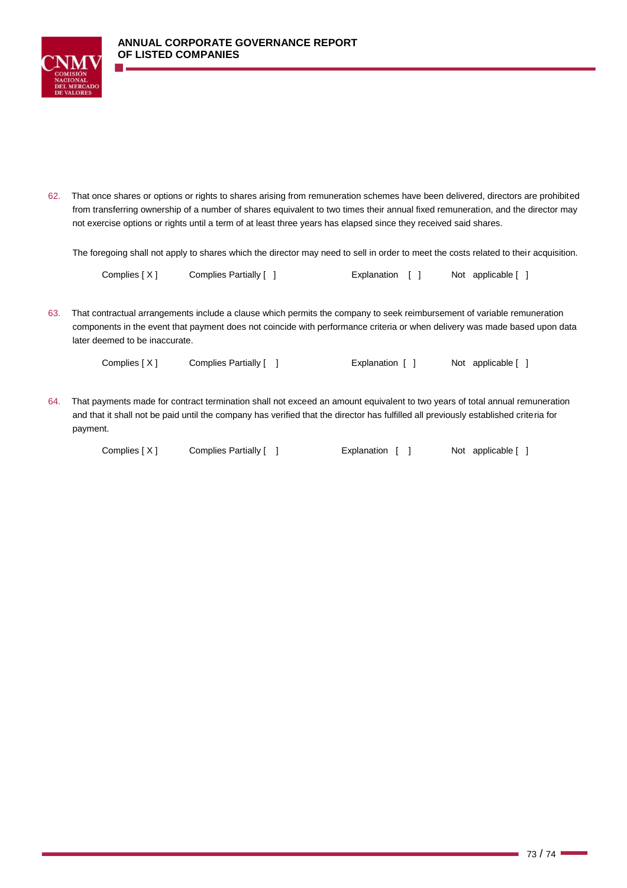62. That once shares or options or rights to shares arising from remuneration schemes have been delivered, directors are prohibited from transferring ownership of a number of shares equivalent to two times their annual fixed remuneration, and the director may not exercise options or rights until a term of at least three years has elapsed since they received said shares.

    The foregoing shall not apply to shares which the director may need to sell in order to meet the costs related to their acquisition.

    Complies [ X ]    Complies Partially [ ]    Explanation [ ]    Not applicable [ ]

63. That contractual arrangements include a clause which permits the company to seek reimbursement of variable remuneration components in the event that payment does not coincide with performance criteria or when delivery was made based upon data later deemed to be inaccurate.

    Complies [ X ]    Complies Partially [ ]    Explanation [ ]    Not applicable [ ]

64. That payments made for contract termination shall not exceed an amount equivalent to two years of total annual remuneration and that it shall not be paid until the company has verified that the director has fulfilled all previously established criteria for payment.

    Complies [ X ]    Complies Partially [ ]    Explanation [ ]    Not applicable [ ]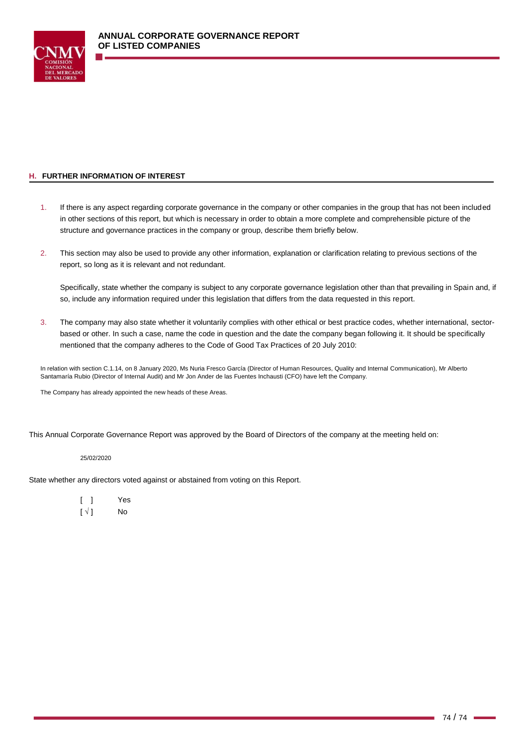## H. FURTHER INFORMATION OF INTEREST

1. If there is any aspect regarding corporate governance in the company or other companies in the group that has not been included in other sections of this report, but which is necessary in order to obtain a more complete and comprehensible picture of the structure and governance practices in the company or group, describe them briefly below.

2. This section may also be used to provide any other information, explanation or clarification relating to previous sections of the report, so long as it is relevant and not redundant.

   Specifically, state whether the company is subject to any corporate governance legislation other than that prevailing in Spain and, if so, include any information required under this legislation that differs from the data requested in this report.

3. The company may also state whether it voluntarily complies with other ethical or best practice codes, whether international, sector-based or other. In such a case, name the code in question and the date the company began following it. It should be specifically mentioned that the company adheres to the Code of Good Tax Practices of 20 July 2010:

In relation with section C.1.14, on 8 January 2020, Ms Nuria Fresco García (Director of Human Resources, Quality and Internal Communication), Mr Alberto Santamaría Rubio (Director of Internal Audit) and Mr Jon Ander de las Fuentes Inchausti (CFO) have left the Company.

The Company has already appointed the new heads of these Areas.

This Annual Corporate Governance Report was approved by the Board of Directors of the company at the meeting held on:

25/02/2020

State whether any directors voted against or abstained from voting on this Report.

[ ] Yes
[ √ ] No